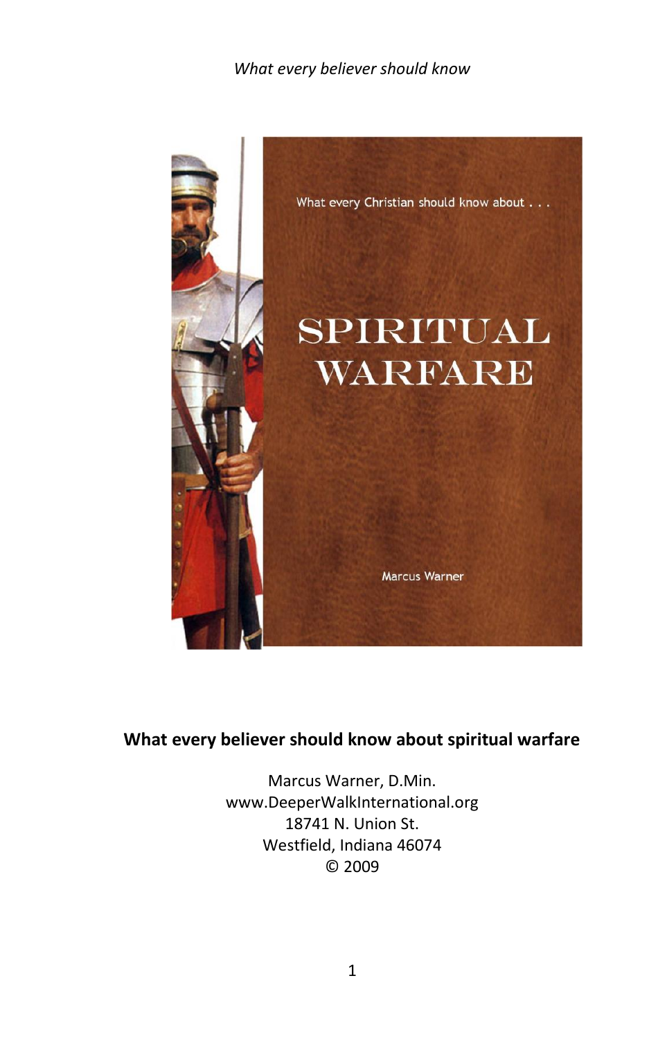What every Christian should know about . . .

# SPIRITUAL WARFARE

Marcus Warner

**What every believer should know about spiritual warfare**

Marcus Warner, D.Min.
www.DeeperWalkInternational.org
18741 N. Union St.
Westfield, Indiana 46074
© 2009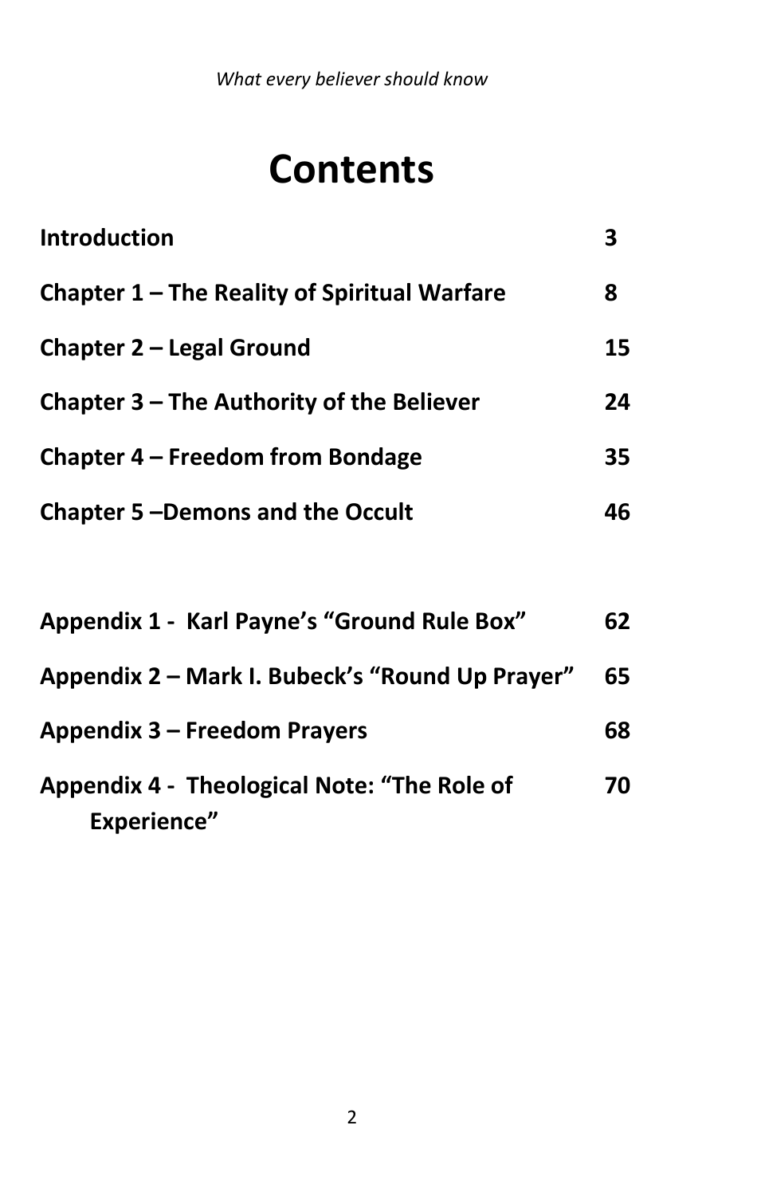# Contents

| | |
|---|---|
| **Introduction** | **3** |
| **Chapter 1 – The Reality of Spiritual Warfare** | **8** |
| **Chapter 2 – Legal Ground** | **15** |
| **Chapter 3 – The Authority of the Believer** | **24** |
| **Chapter 4 – Freedom from Bondage** | **35** |
| **Chapter 5 –Demons and the Occult** | **46** |
| | |
| **Appendix 1 - Karl Payne's "Ground Rule Box"** | **62** |
| **Appendix 2 – Mark I. Bubeck's "Round Up Prayer"** | **65** |
| **Appendix 3 – Freedom Prayers** | **68** |
| **Appendix 4 - Theological Note: "The Role of Experience"** | **70** |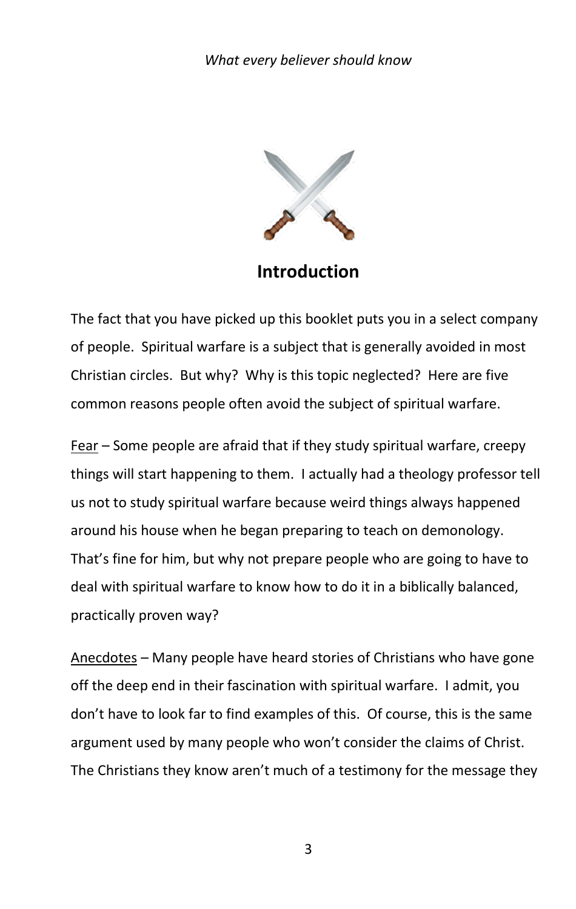## Introduction

The fact that you have picked up this booklet puts you in a select company of people. Spiritual warfare is a subject that is generally avoided in most Christian circles. But why? Why is this topic neglected? Here are five common reasons people often avoid the subject of spiritual warfare.

<u>Fear</u> – Some people are afraid that if they study spiritual warfare, creepy things will start happening to them. I actually had a theology professor tell us not to study spiritual warfare because weird things always happened around his house when he began preparing to teach on demonology. That's fine for him, but why not prepare people who are going to have to deal with spiritual warfare to know how to do it in a biblically balanced, practically proven way?

<u>Anecdotes</u> – Many people have heard stories of Christians who have gone off the deep end in their fascination with spiritual warfare. I admit, you don't have to look far to find examples of this. Of course, this is the same argument used by many people who won't consider the claims of Christ. The Christians they know aren't much of a testimony for the message they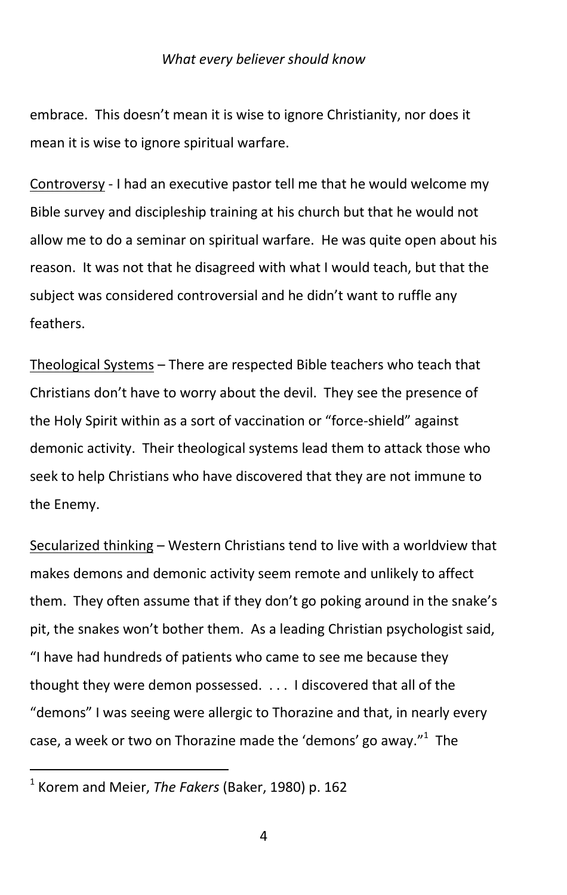embrace. This doesn't mean it is wise to ignore Christianity, nor does it mean it is wise to ignore spiritual warfare.

Controversy - I had an executive pastor tell me that he would welcome my Bible survey and discipleship training at his church but that he would not allow me to do a seminar on spiritual warfare. He was quite open about his reason. It was not that he disagreed with what I would teach, but that the subject was considered controversial and he didn't want to ruffle any feathers.

Theological Systems – There are respected Bible teachers who teach that Christians don't have to worry about the devil. They see the presence of the Holy Spirit within as a sort of vaccination or "force-shield" against demonic activity. Their theological systems lead them to attack those who seek to help Christians who have discovered that they are not immune to the Enemy.

Secularized thinking – Western Christians tend to live with a worldview that makes demons and demonic activity seem remote and unlikely to affect them. They often assume that if they don't go poking around in the snake's pit, the snakes won't bother them. As a leading Christian psychologist said, "I have had hundreds of patients who came to see me because they thought they were demon possessed. . . . I discovered that all of the "demons" I was seeing were allergic to Thorazine and that, in nearly every case, a week or two on Thorazine made the 'demons' go away."[1] The

---

[1] Korem and Meier, *The Fakers* (Baker, 1980) p. 162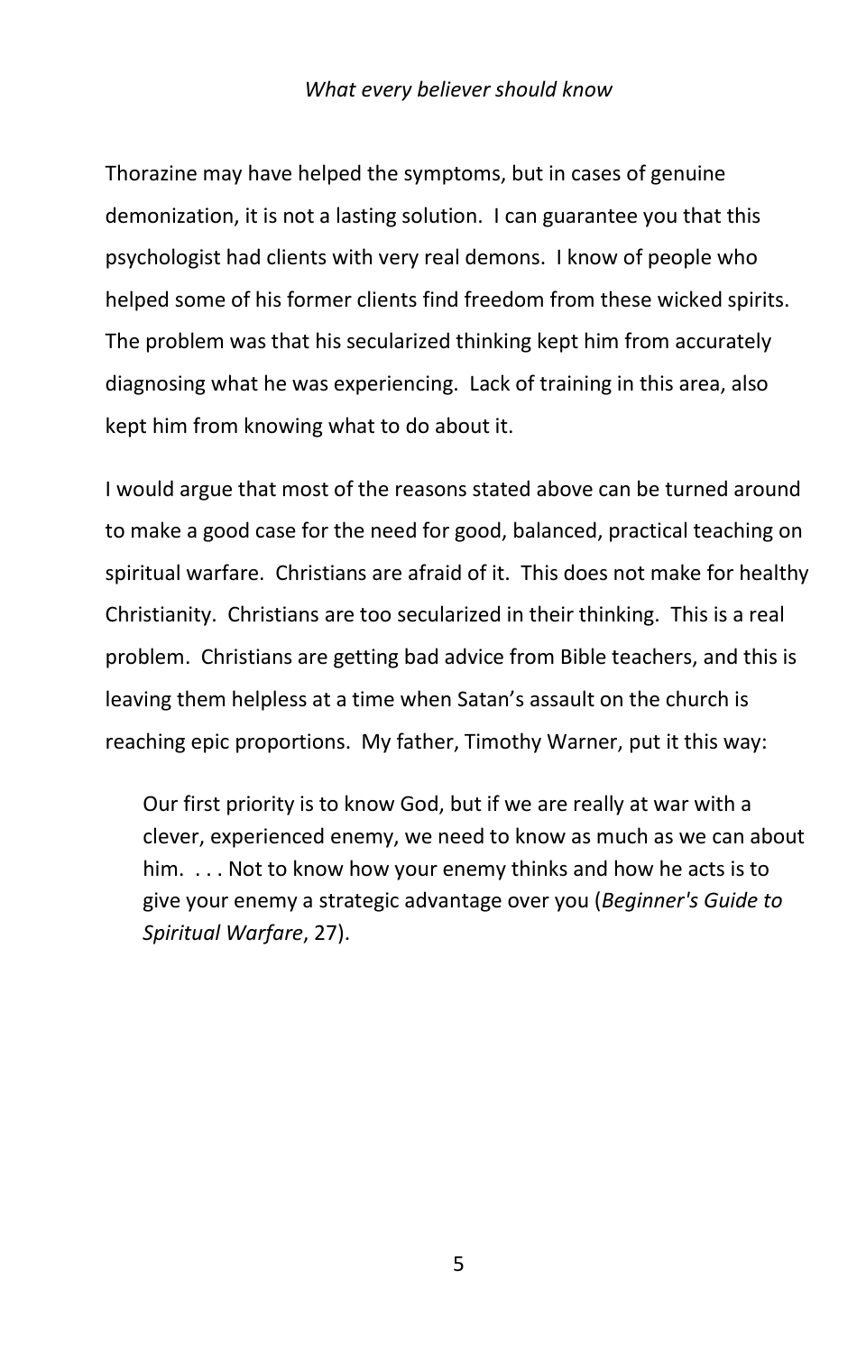Thorazine may have helped the symptoms, but in cases of genuine demonization, it is not a lasting solution. I can guarantee you that this psychologist had clients with very real demons. I know of people who helped some of his former clients find freedom from these wicked spirits. The problem was that his secularized thinking kept him from accurately diagnosing what he was experiencing. Lack of training in this area, also kept him from knowing what to do about it.

I would argue that most of the reasons stated above can be turned around to make a good case for the need for good, balanced, practical teaching on spiritual warfare. Christians are afraid of it. This does not make for healthy Christianity. Christians are too secularized in their thinking. This is a real problem. Christians are getting bad advice from Bible teachers, and this is leaving them helpless at a time when Satan's assault on the church is reaching epic proportions. My father, Timothy Warner, put it this way:

> Our first priority is to know God, but if we are really at war with a clever, experienced enemy, we need to know as much as we can about him. . . . Not to know how your enemy thinks and how he acts is to give your enemy a strategic advantage over you (*Beginner's Guide to Spiritual Warfare*, 27).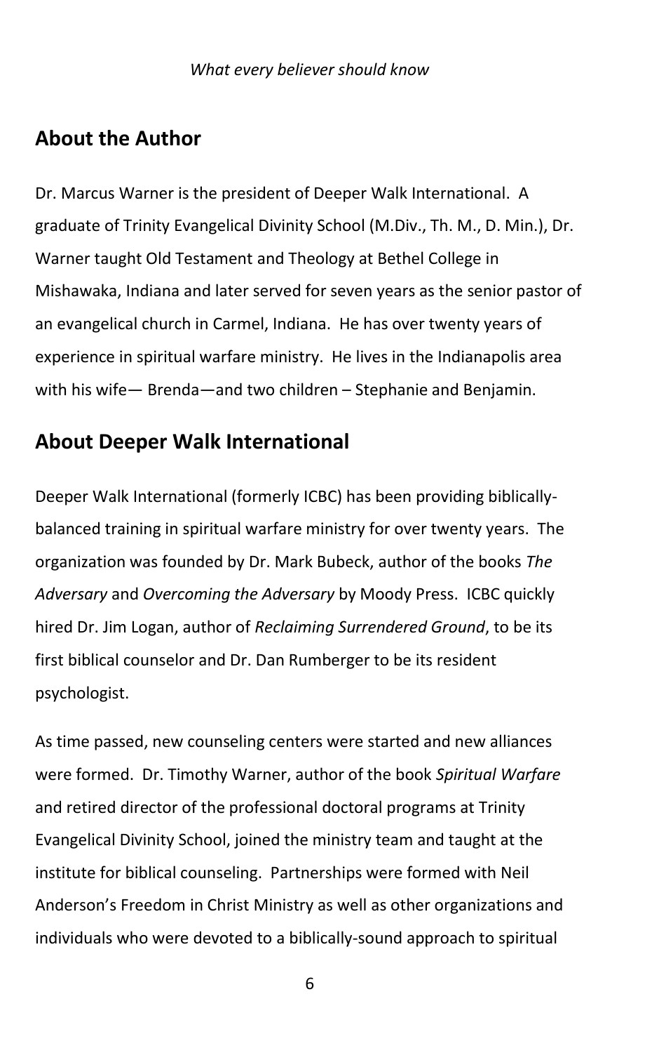## About the Author

Dr. Marcus Warner is the president of Deeper Walk International. A graduate of Trinity Evangelical Divinity School (M.Div., Th. M., D. Min.), Dr. Warner taught Old Testament and Theology at Bethel College in Mishawaka, Indiana and later served for seven years as the senior pastor of an evangelical church in Carmel, Indiana. He has over twenty years of experience in spiritual warfare ministry. He lives in the Indianapolis area with his wife— Brenda—and two children – Stephanie and Benjamin.

## About Deeper Walk International

Deeper Walk International (formerly ICBC) has been providing biblically-balanced training in spiritual warfare ministry for over twenty years. The organization was founded by Dr. Mark Bubeck, author of the books *The Adversary* and *Overcoming the Adversary* by Moody Press. ICBC quickly hired Dr. Jim Logan, author of *Reclaiming Surrendered Ground*, to be its first biblical counselor and Dr. Dan Rumberger to be its resident psychologist.

As time passed, new counseling centers were started and new alliances were formed. Dr. Timothy Warner, author of the book *Spiritual Warfare* and retired director of the professional doctoral programs at Trinity Evangelical Divinity School, joined the ministry team and taught at the institute for biblical counseling. Partnerships were formed with Neil Anderson's Freedom in Christ Ministry as well as other organizations and individuals who were devoted to a biblically-sound approach to spiritual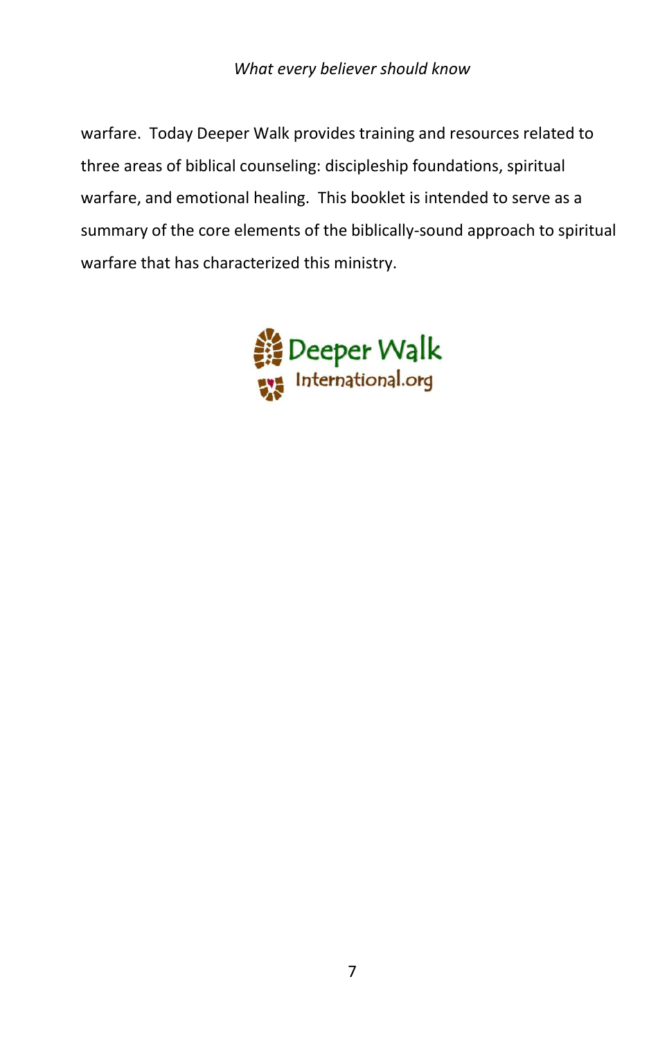warfare. Today Deeper Walk provides training and resources related to three areas of biblical counseling: discipleship foundations, spiritual warfare, and emotional healing. This booklet is intended to serve as a summary of the core elements of the biblically-sound approach to spiritual warfare that has characterized this ministry.

Deeper Walk International.org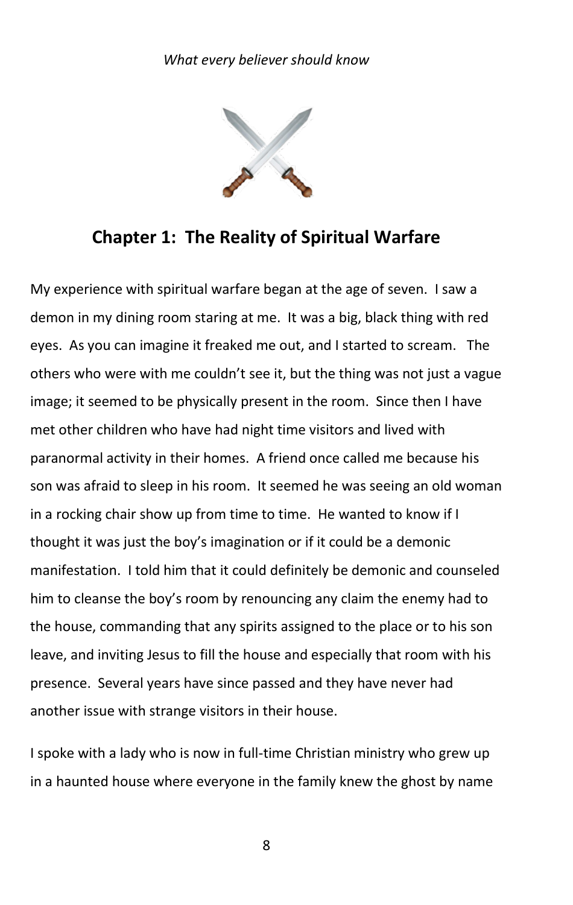## Chapter 1: The Reality of Spiritual Warfare

My experience with spiritual warfare began at the age of seven. I saw a demon in my dining room staring at me. It was a big, black thing with red eyes. As you can imagine it freaked me out, and I started to scream. The others who were with me couldn't see it, but the thing was not just a vague image; it seemed to be physically present in the room. Since then I have met other children who have had night time visitors and lived with paranormal activity in their homes. A friend once called me because his son was afraid to sleep in his room. It seemed he was seeing an old woman in a rocking chair show up from time to time. He wanted to know if I thought it was just the boy's imagination or if it could be a demonic manifestation. I told him that it could definitely be demonic and counseled him to cleanse the boy's room by renouncing any claim the enemy had to the house, commanding that any spirits assigned to the place or to his son leave, and inviting Jesus to fill the house and especially that room with his presence. Several years have since passed and they have never had another issue with strange visitors in their house.

I spoke with a lady who is now in full-time Christian ministry who grew up in a haunted house where everyone in the family knew the ghost by name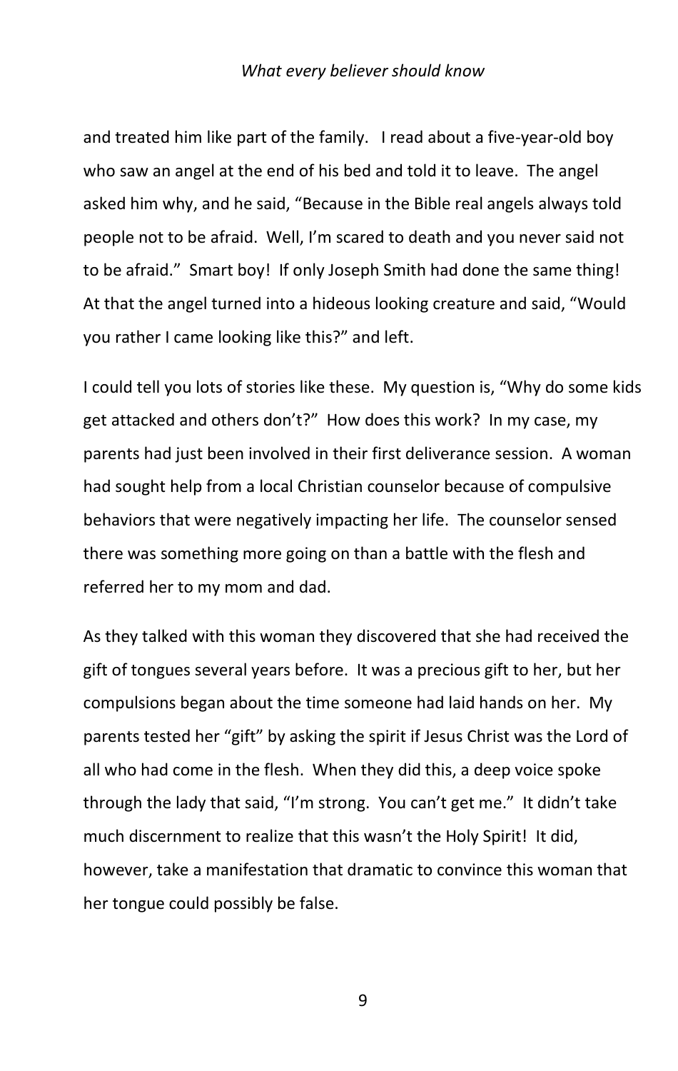and treated him like part of the family. I read about a five-year-old boy who saw an angel at the end of his bed and told it to leave. The angel asked him why, and he said, "Because in the Bible real angels always told people not to be afraid. Well, I'm scared to death and you never said not to be afraid." Smart boy! If only Joseph Smith had done the same thing! At that the angel turned into a hideous looking creature and said, "Would you rather I came looking like this?" and left.

I could tell you lots of stories like these. My question is, "Why do some kids get attacked and others don't?" How does this work? In my case, my parents had just been involved in their first deliverance session. A woman had sought help from a local Christian counselor because of compulsive behaviors that were negatively impacting her life. The counselor sensed there was something more going on than a battle with the flesh and referred her to my mom and dad.

As they talked with this woman they discovered that she had received the gift of tongues several years before. It was a precious gift to her, but her compulsions began about the time someone had laid hands on her. My parents tested her "gift" by asking the spirit if Jesus Christ was the Lord of all who had come in the flesh. When they did this, a deep voice spoke through the lady that said, "I'm strong. You can't get me." It didn't take much discernment to realize that this wasn't the Holy Spirit! It did, however, take a manifestation that dramatic to convince this woman that her tongue could possibly be false.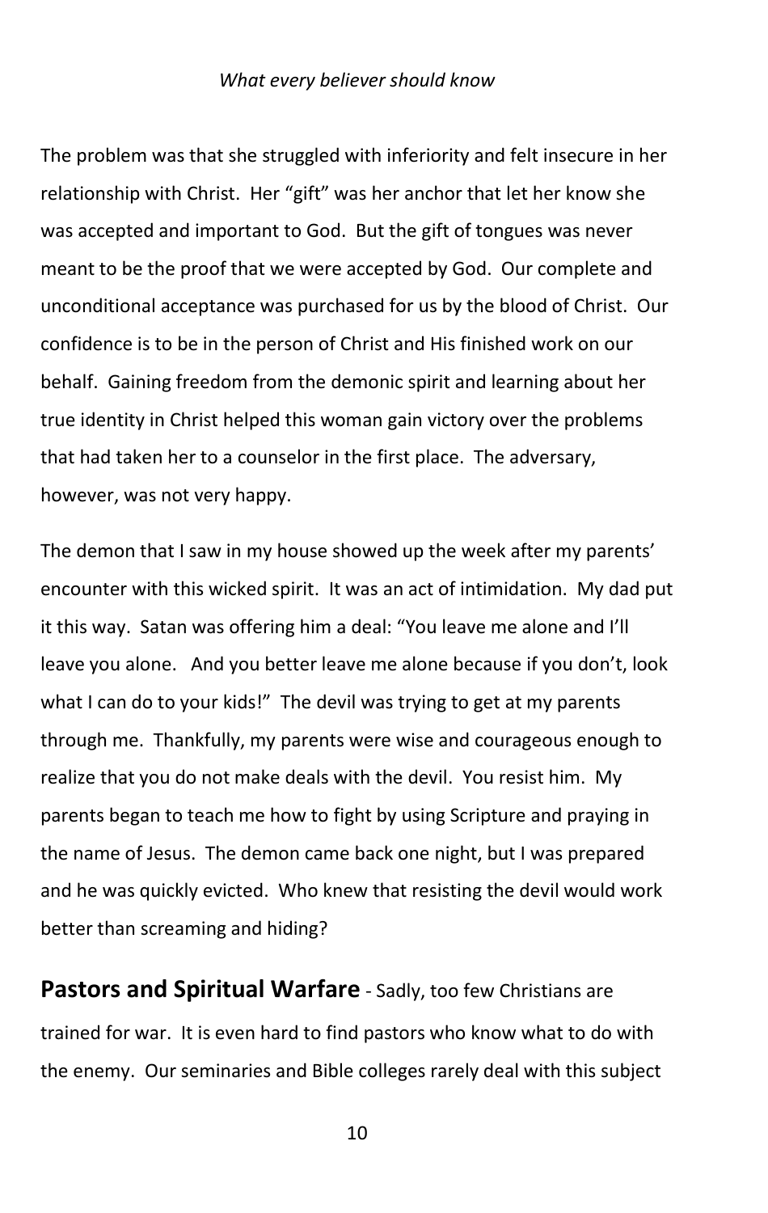The problem was that she struggled with inferiority and felt insecure in her relationship with Christ. Her "gift" was her anchor that let her know she was accepted and important to God. But the gift of tongues was never meant to be the proof that we were accepted by God. Our complete and unconditional acceptance was purchased for us by the blood of Christ. Our confidence is to be in the person of Christ and His finished work on our behalf. Gaining freedom from the demonic spirit and learning about her true identity in Christ helped this woman gain victory over the problems that had taken her to a counselor in the first place. The adversary, however, was not very happy.

The demon that I saw in my house showed up the week after my parents' encounter with this wicked spirit. It was an act of intimidation. My dad put it this way. Satan was offering him a deal: "You leave me alone and I'll leave you alone. And you better leave me alone because if you don't, look what I can do to your kids!" The devil was trying to get at my parents through me. Thankfully, my parents were wise and courageous enough to realize that you do not make deals with the devil. You resist him. My parents began to teach me how to fight by using Scripture and praying in the name of Jesus. The demon came back one night, but I was prepared and he was quickly evicted. Who knew that resisting the devil would work better than screaming and hiding?

**Pastors and Spiritual Warfare** - Sadly, too few Christians are trained for war. It is even hard to find pastors who know what to do with the enemy. Our seminaries and Bible colleges rarely deal with this subject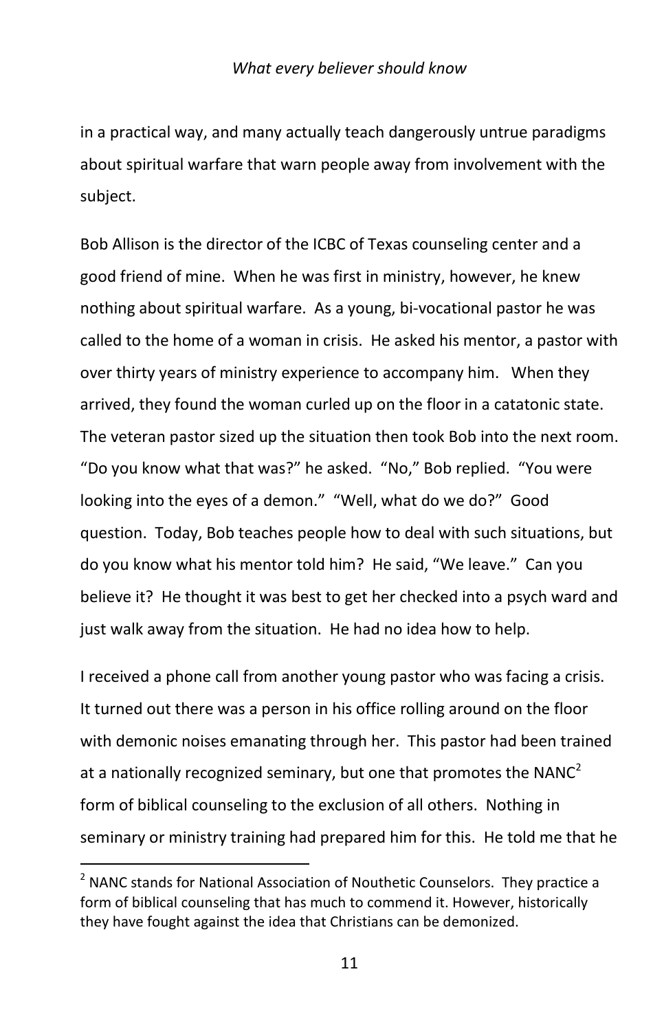in a practical way, and many actually teach dangerously untrue paradigms about spiritual warfare that warn people away from involvement with the subject.

Bob Allison is the director of the ICBC of Texas counseling center and a good friend of mine. When he was first in ministry, however, he knew nothing about spiritual warfare. As a young, bi-vocational pastor he was called to the home of a woman in crisis. He asked his mentor, a pastor with over thirty years of ministry experience to accompany him. When they arrived, they found the woman curled up on the floor in a catatonic state. The veteran pastor sized up the situation then took Bob into the next room. "Do you know what that was?" he asked. "No," Bob replied. "You were looking into the eyes of a demon." "Well, what do we do?" Good question. Today, Bob teaches people how to deal with such situations, but do you know what his mentor told him? He said, "We leave." Can you believe it? He thought it was best to get her checked into a psych ward and just walk away from the situation. He had no idea how to help.

I received a phone call from another young pastor who was facing a crisis. It turned out there was a person in his office rolling around on the floor with demonic noises emanating through her. This pastor had been trained at a nationally recognized seminary, but one that promotes the NANC[2] form of biblical counseling to the exclusion of all others. Nothing in seminary or ministry training had prepared him for this. He told me that he

---

[2] NANC stands for National Association of Nouthetic Counselors. They practice a form of biblical counseling that has much to commend it. However, historically they have fought against the idea that Christians can be demonized.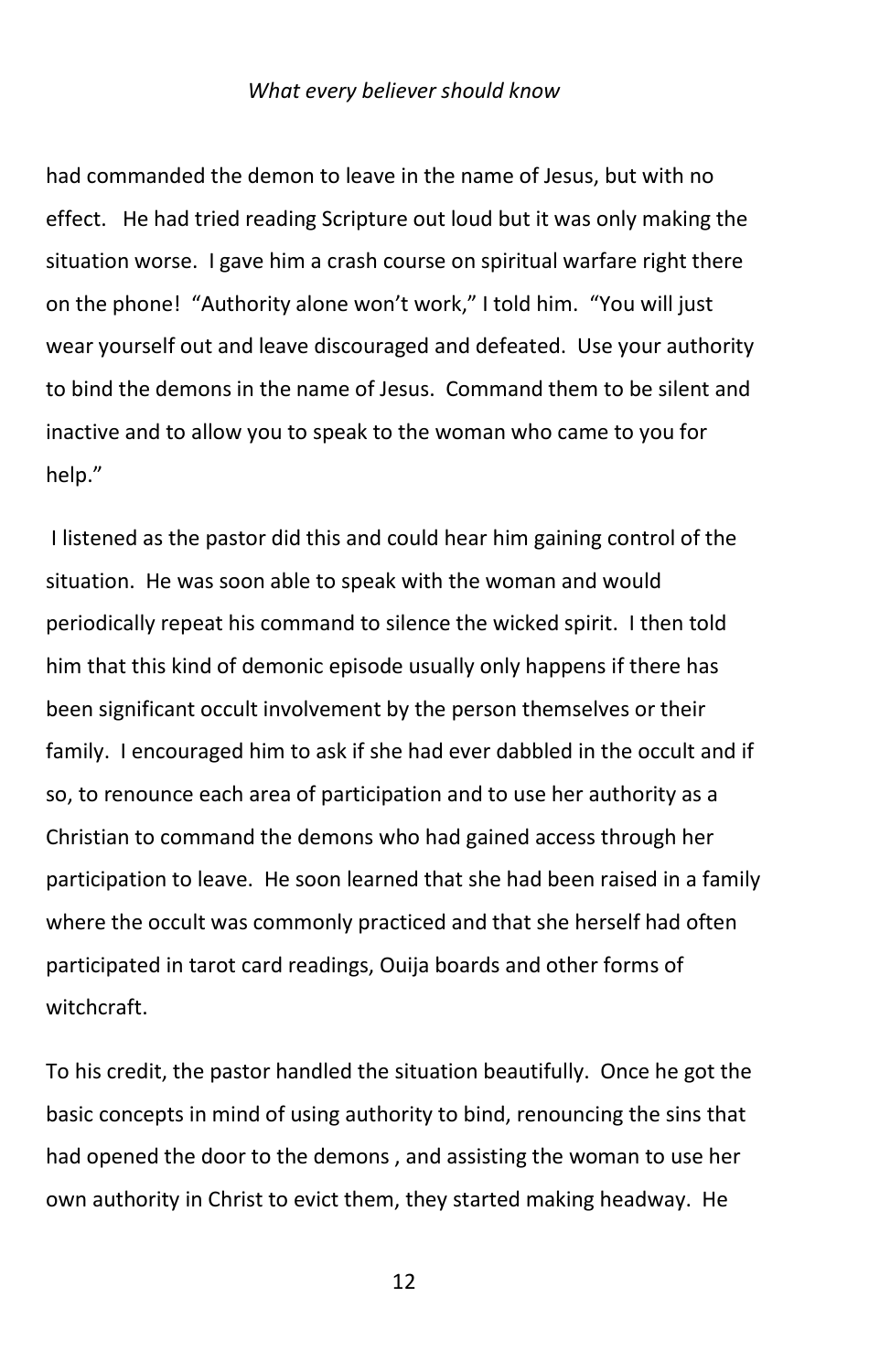had commanded the demon to leave in the name of Jesus, but with no effect. He had tried reading Scripture out loud but it was only making the situation worse. I gave him a crash course on spiritual warfare right there on the phone! "Authority alone won't work," I told him. "You will just wear yourself out and leave discouraged and defeated. Use your authority to bind the demons in the name of Jesus. Command them to be silent and inactive and to allow you to speak to the woman who came to you for help."

I listened as the pastor did this and could hear him gaining control of the situation. He was soon able to speak with the woman and would periodically repeat his command to silence the wicked spirit. I then told him that this kind of demonic episode usually only happens if there has been significant occult involvement by the person themselves or their family. I encouraged him to ask if she had ever dabbled in the occult and if so, to renounce each area of participation and to use her authority as a Christian to command the demons who had gained access through her participation to leave. He soon learned that she had been raised in a family where the occult was commonly practiced and that she herself had often participated in tarot card readings, Ouija boards and other forms of witchcraft.

To his credit, the pastor handled the situation beautifully. Once he got the basic concepts in mind of using authority to bind, renouncing the sins that had opened the door to the demons , and assisting the woman to use her own authority in Christ to evict them, they started making headway. He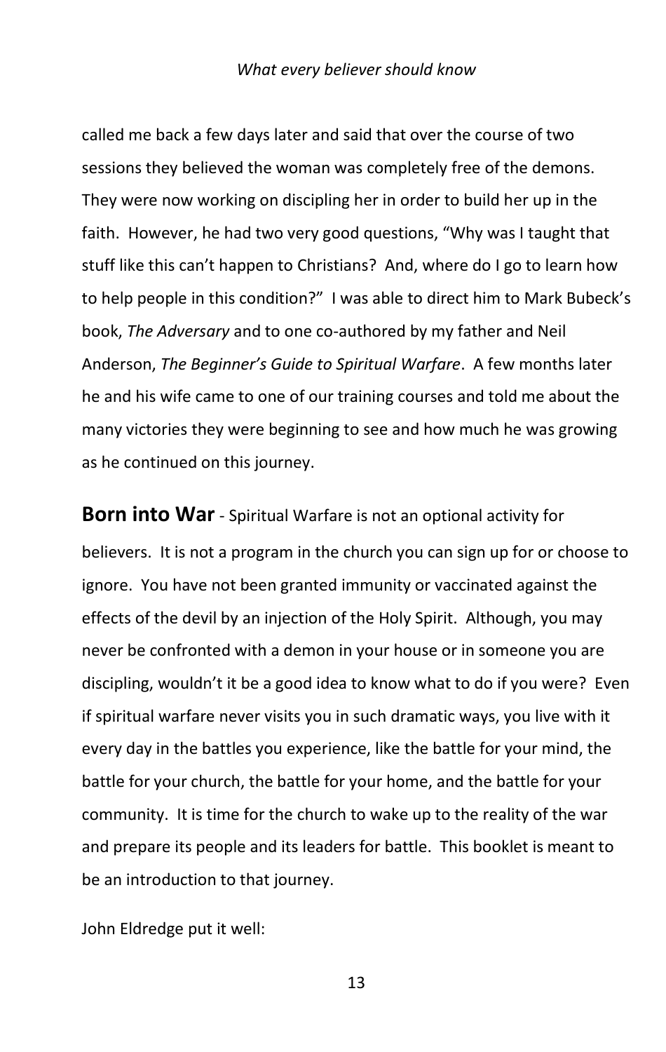called me back a few days later and said that over the course of two sessions they believed the woman was completely free of the demons. They were now working on discipling her in order to build her up in the faith. However, he had two very good questions, "Why was I taught that stuff like this can't happen to Christians? And, where do I go to learn how to help people in this condition?" I was able to direct him to Mark Bubeck's book, *The Adversary* and to one co-authored by my father and Neil Anderson, *The Beginner's Guide to Spiritual Warfare*. A few months later he and his wife came to one of our training courses and told me about the many victories they were beginning to see and how much he was growing as he continued on this journey.

**Born into War** - Spiritual Warfare is not an optional activity for believers. It is not a program in the church you can sign up for or choose to ignore. You have not been granted immunity or vaccinated against the effects of the devil by an injection of the Holy Spirit. Although, you may never be confronted with a demon in your house or in someone you are discipling, wouldn't it be a good idea to know what to do if you were? Even if spiritual warfare never visits you in such dramatic ways, you live with it every day in the battles you experience, like the battle for your mind, the battle for your church, the battle for your home, and the battle for your community. It is time for the church to wake up to the reality of the war and prepare its people and its leaders for battle. This booklet is meant to be an introduction to that journey.

John Eldredge put it well: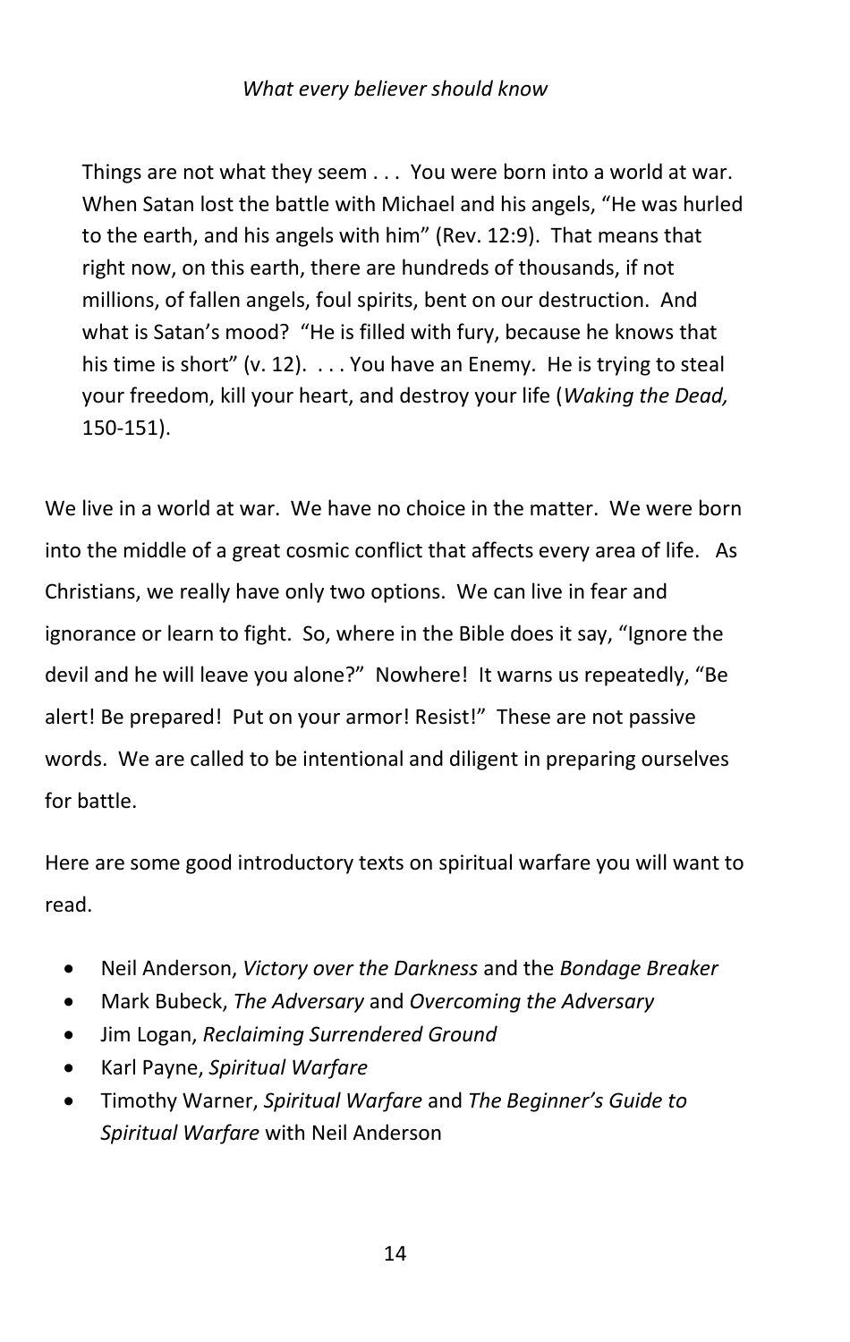> Things are not what they seem . . . You were born into a world at war. When Satan lost the battle with Michael and his angels, "He was hurled to the earth, and his angels with him" (Rev. 12:9). That means that right now, on this earth, there are hundreds of thousands, if not millions, of fallen angels, foul spirits, bent on our destruction. And what is Satan's mood? "He is filled with fury, because he knows that his time is short" (v. 12). . . . You have an Enemy. He is trying to steal your freedom, kill your heart, and destroy your life (*Waking the Dead,* 150-151).

We live in a world at war. We have no choice in the matter. We were born into the middle of a great cosmic conflict that affects every area of life. As Christians, we really have only two options. We can live in fear and ignorance or learn to fight. So, where in the Bible does it say, "Ignore the devil and he will leave you alone?" Nowhere! It warns us repeatedly, "Be alert! Be prepared! Put on your armor! Resist!" These are not passive words. We are called to be intentional and diligent in preparing ourselves for battle.

Here are some good introductory texts on spiritual warfare you will want to read.

- Neil Anderson, *Victory over the Darkness* and the *Bondage Breaker*
- Mark Bubeck, *The Adversary* and *Overcoming the Adversary*
- Jim Logan, *Reclaiming Surrendered Ground*
- Karl Payne, *Spiritual Warfare*
- Timothy Warner, *Spiritual Warfare* and *The Beginner's Guide to Spiritual Warfare* with Neil Anderson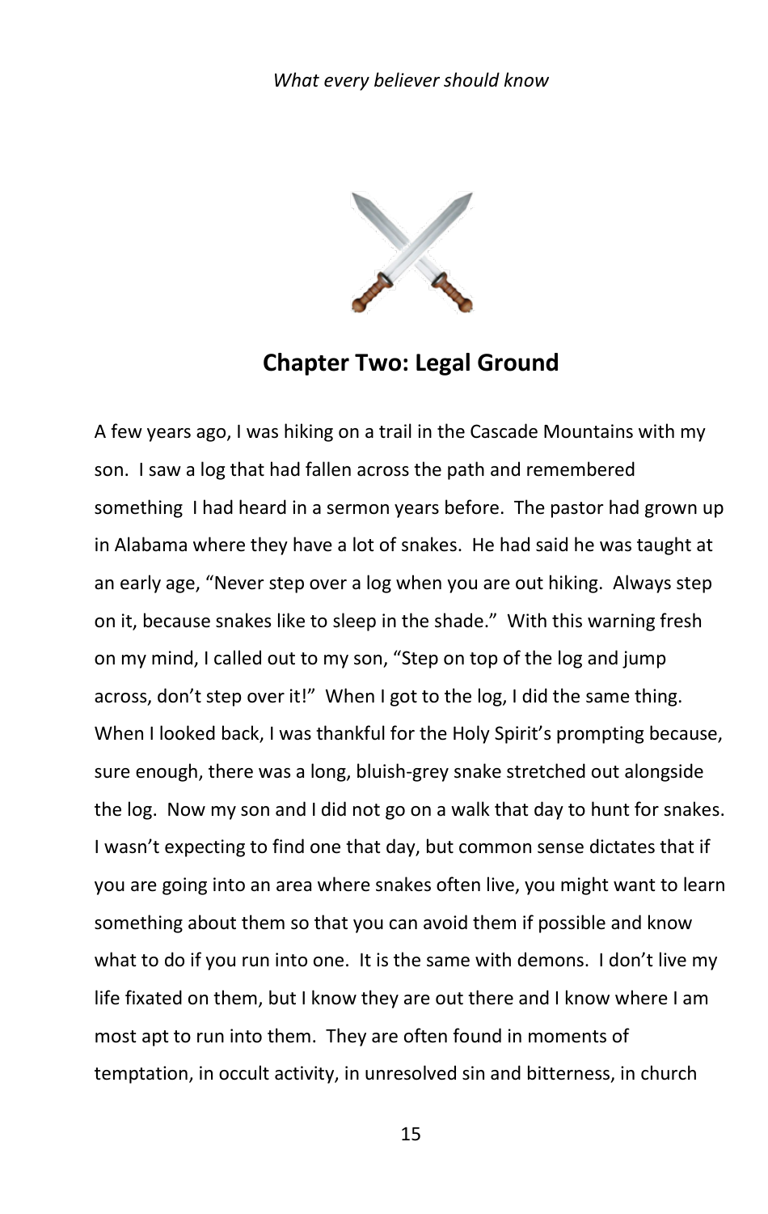## Chapter Two: Legal Ground

A few years ago, I was hiking on a trail in the Cascade Mountains with my son. I saw a log that had fallen across the path and remembered something I had heard in a sermon years before. The pastor had grown up in Alabama where they have a lot of snakes. He had said he was taught at an early age, "Never step over a log when you are out hiking. Always step on it, because snakes like to sleep in the shade." With this warning fresh on my mind, I called out to my son, "Step on top of the log and jump across, don't step over it!" When I got to the log, I did the same thing. When I looked back, I was thankful for the Holy Spirit's prompting because, sure enough, there was a long, bluish-grey snake stretched out alongside the log. Now my son and I did not go on a walk that day to hunt for snakes. I wasn't expecting to find one that day, but common sense dictates that if you are going into an area where snakes often live, you might want to learn something about them so that you can avoid them if possible and know what to do if you run into one. It is the same with demons. I don't live my life fixated on them, but I know they are out there and I know where I am most apt to run into them. They are often found in moments of temptation, in occult activity, in unresolved sin and bitterness, in church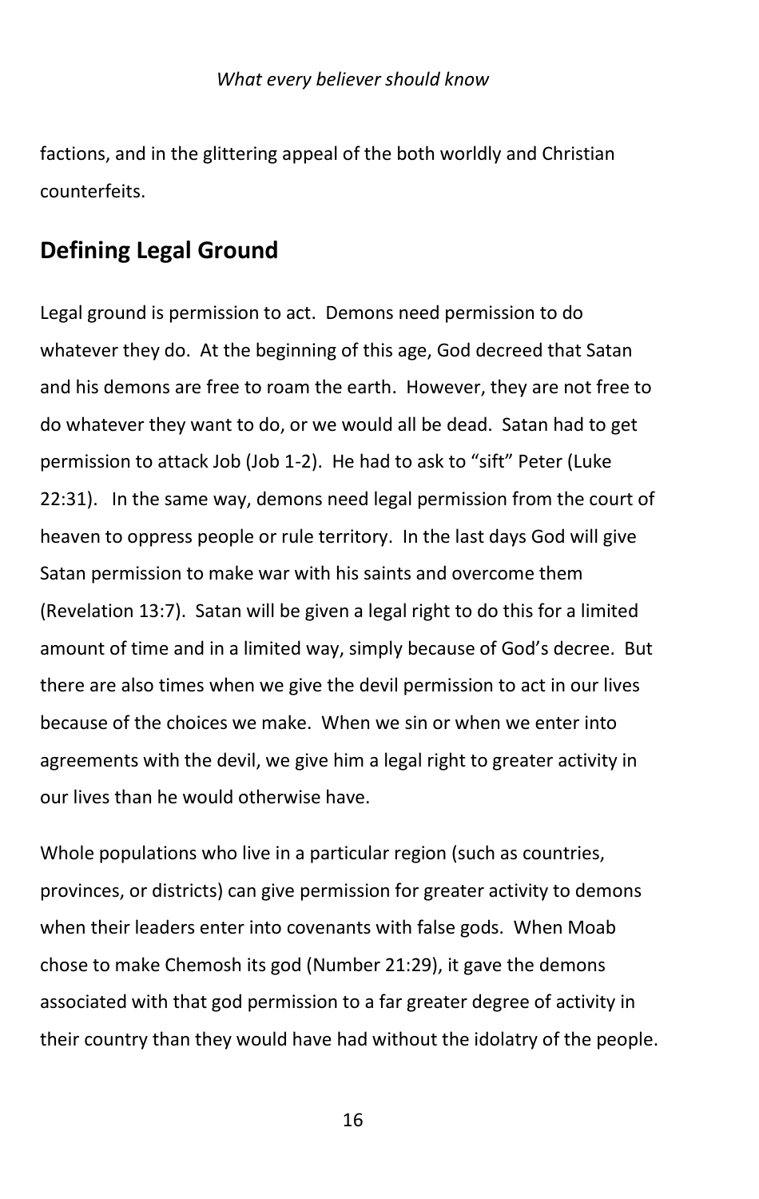factions, and in the glittering appeal of the both worldly and Christian counterfeits.

## Defining Legal Ground

Legal ground is permission to act. Demons need permission to do whatever they do. At the beginning of this age, God decreed that Satan and his demons are free to roam the earth. However, they are not free to do whatever they want to do, or we would all be dead. Satan had to get permission to attack Job (Job 1-2). He had to ask to "sift" Peter (Luke 22:31). In the same way, demons need legal permission from the court of heaven to oppress people or rule territory. In the last days God will give Satan permission to make war with his saints and overcome them (Revelation 13:7). Satan will be given a legal right to do this for a limited amount of time and in a limited way, simply because of God's decree. But there are also times when we give the devil permission to act in our lives because of the choices we make. When we sin or when we enter into agreements with the devil, we give him a legal right to greater activity in our lives than he would otherwise have.

Whole populations who live in a particular region (such as countries, provinces, or districts) can give permission for greater activity to demons when their leaders enter into covenants with false gods. When Moab chose to make Chemosh its god (Number 21:29), it gave the demons associated with that god permission to a far greater degree of activity in their country than they would have had without the idolatry of the people.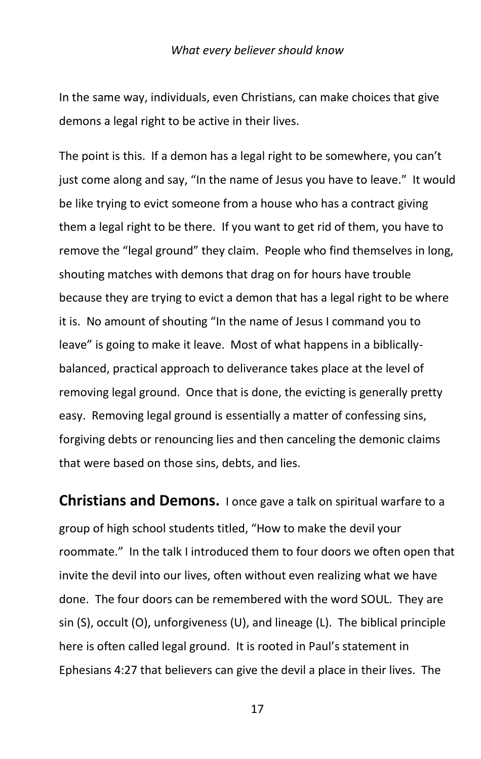In the same way, individuals, even Christians, can make choices that give demons a legal right to be active in their lives.

The point is this. If a demon has a legal right to be somewhere, you can't just come along and say, "In the name of Jesus you have to leave." It would be like trying to evict someone from a house who has a contract giving them a legal right to be there. If you want to get rid of them, you have to remove the "legal ground" they claim. People who find themselves in long, shouting matches with demons that drag on for hours have trouble because they are trying to evict a demon that has a legal right to be where it is. No amount of shouting "In the name of Jesus I command you to leave" is going to make it leave. Most of what happens in a biblically-balanced, practical approach to deliverance takes place at the level of removing legal ground. Once that is done, the evicting is generally pretty easy. Removing legal ground is essentially a matter of confessing sins, forgiving debts or renouncing lies and then canceling the demonic claims that were based on those sins, debts, and lies.

**Christians and Demons.** I once gave a talk on spiritual warfare to a group of high school students titled, "How to make the devil your roommate." In the talk I introduced them to four doors we often open that invite the devil into our lives, often without even realizing what we have done. The four doors can be remembered with the word SOUL. They are sin (S), occult (O), unforgiveness (U), and lineage (L). The biblical principle here is often called legal ground. It is rooted in Paul's statement in Ephesians 4:27 that believers can give the devil a place in their lives. The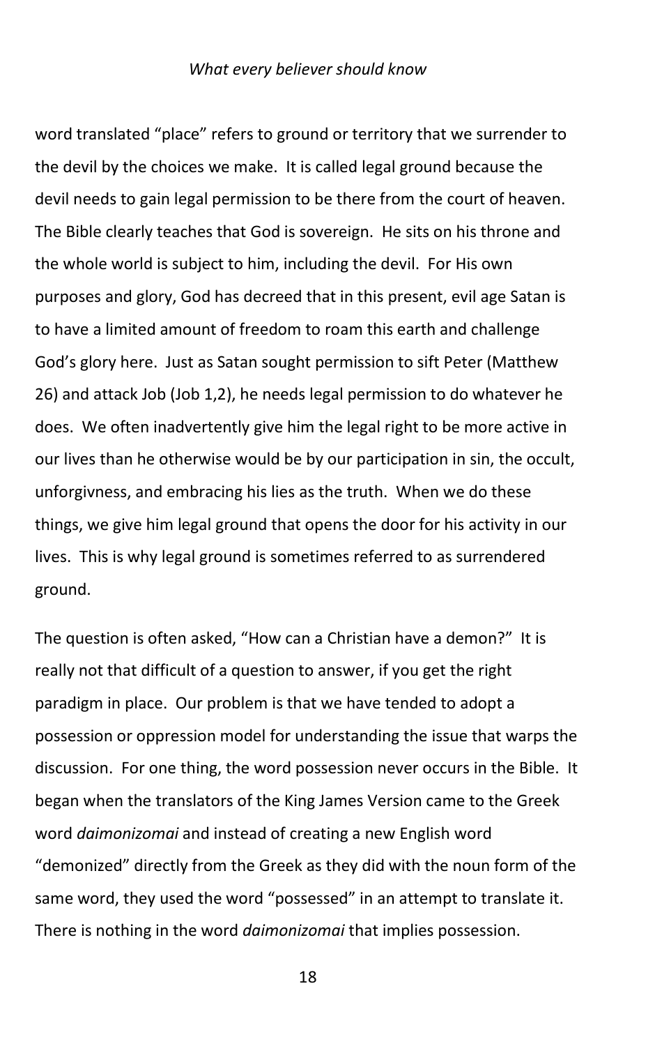word translated "place" refers to ground or territory that we surrender to the devil by the choices we make. It is called legal ground because the devil needs to gain legal permission to be there from the court of heaven. The Bible clearly teaches that God is sovereign. He sits on his throne and the whole world is subject to him, including the devil. For His own purposes and glory, God has decreed that in this present, evil age Satan is to have a limited amount of freedom to roam this earth and challenge God's glory here. Just as Satan sought permission to sift Peter (Matthew 26) and attack Job (Job 1,2), he needs legal permission to do whatever he does. We often inadvertently give him the legal right to be more active in our lives than he otherwise would be by our participation in sin, the occult, unforgivness, and embracing his lies as the truth. When we do these things, we give him legal ground that opens the door for his activity in our lives. This is why legal ground is sometimes referred to as surrendered ground.

The question is often asked, "How can a Christian have a demon?" It is really not that difficult of a question to answer, if you get the right paradigm in place. Our problem is that we have tended to adopt a possession or oppression model for understanding the issue that warps the discussion. For one thing, the word possession never occurs in the Bible. It began when the translators of the King James Version came to the Greek word *daimonizomai* and instead of creating a new English word "demonized" directly from the Greek as they did with the noun form of the same word, they used the word "possessed" in an attempt to translate it. There is nothing in the word *daimonizomai* that implies possession.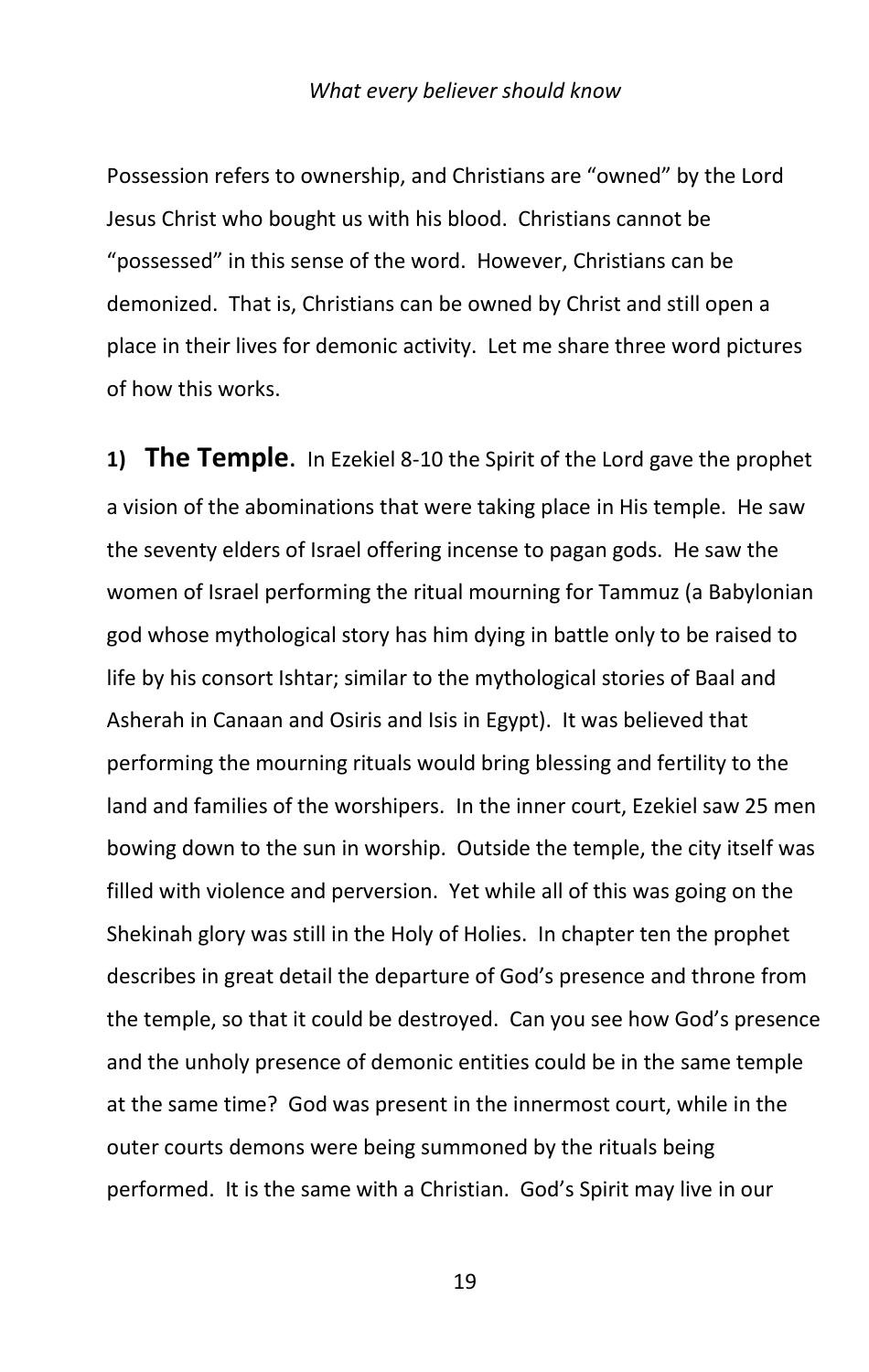Possession refers to ownership, and Christians are “owned” by the Lord Jesus Christ who bought us with his blood. Christians cannot be “possessed” in this sense of the word. However, Christians can be demonized. That is, Christians can be owned by Christ and still open a place in their lives for demonic activity. Let me share three word pictures of how this works.

**1) The Temple**. In Ezekiel 8-10 the Spirit of the Lord gave the prophet a vision of the abominations that were taking place in His temple. He saw the seventy elders of Israel offering incense to pagan gods. He saw the women of Israel performing the ritual mourning for Tammuz (a Babylonian god whose mythological story has him dying in battle only to be raised to life by his consort Ishtar; similar to the mythological stories of Baal and Asherah in Canaan and Osiris and Isis in Egypt). It was believed that performing the mourning rituals would bring blessing and fertility to the land and families of the worshipers. In the inner court, Ezekiel saw 25 men bowing down to the sun in worship. Outside the temple, the city itself was filled with violence and perversion. Yet while all of this was going on the Shekinah glory was still in the Holy of Holies. In chapter ten the prophet describes in great detail the departure of God’s presence and throne from the temple, so that it could be destroyed. Can you see how God’s presence and the unholy presence of demonic entities could be in the same temple at the same time? God was present in the innermost court, while in the outer courts demons were being summoned by the rituals being performed. It is the same with a Christian. God’s Spirit may live in our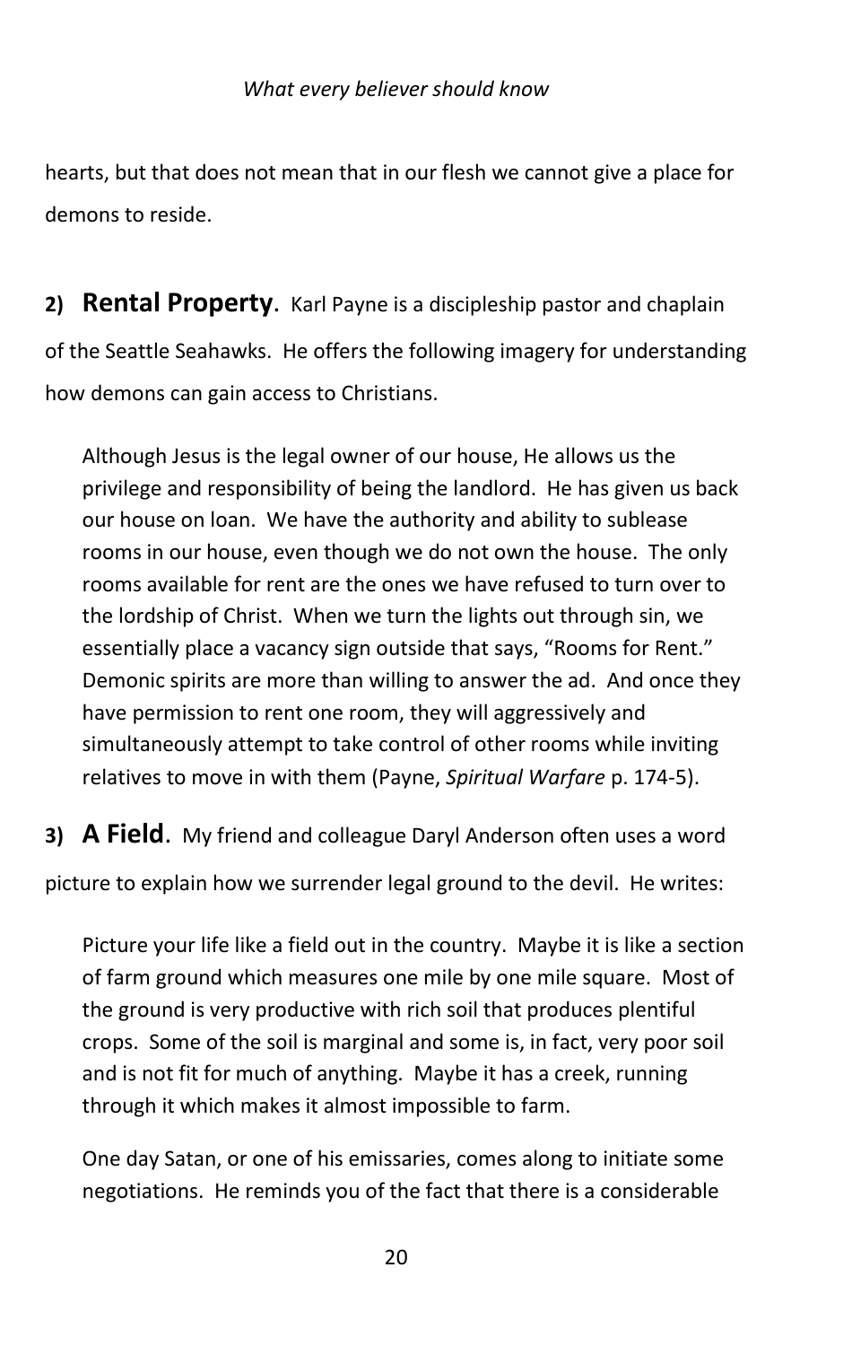hearts, but that does not mean that in our flesh we cannot give a place for demons to reside.

**2) Rental Property**. Karl Payne is a discipleship pastor and chaplain of the Seattle Seahawks. He offers the following imagery for understanding how demons can gain access to Christians.

> Although Jesus is the legal owner of our house, He allows us the privilege and responsibility of being the landlord. He has given us back our house on loan. We have the authority and ability to sublease rooms in our house, even though we do not own the house. The only rooms available for rent are the ones we have refused to turn over to the lordship of Christ. When we turn the lights out through sin, we essentially place a vacancy sign outside that says, "Rooms for Rent." Demonic spirits are more than willing to answer the ad. And once they have permission to rent one room, they will aggressively and simultaneously attempt to take control of other rooms while inviting relatives to move in with them (Payne, *Spiritual Warfare* p. 174-5).

**3) A Field**. My friend and colleague Daryl Anderson often uses a word picture to explain how we surrender legal ground to the devil. He writes:

> Picture your life like a field out in the country. Maybe it is like a section of farm ground which measures one mile by one mile square. Most of the ground is very productive with rich soil that produces plentiful crops. Some of the soil is marginal and some is, in fact, very poor soil and is not fit for much of anything. Maybe it has a creek, running through it which makes it almost impossible to farm.
>
> One day Satan, or one of his emissaries, comes along to initiate some negotiations. He reminds you of the fact that there is a considerable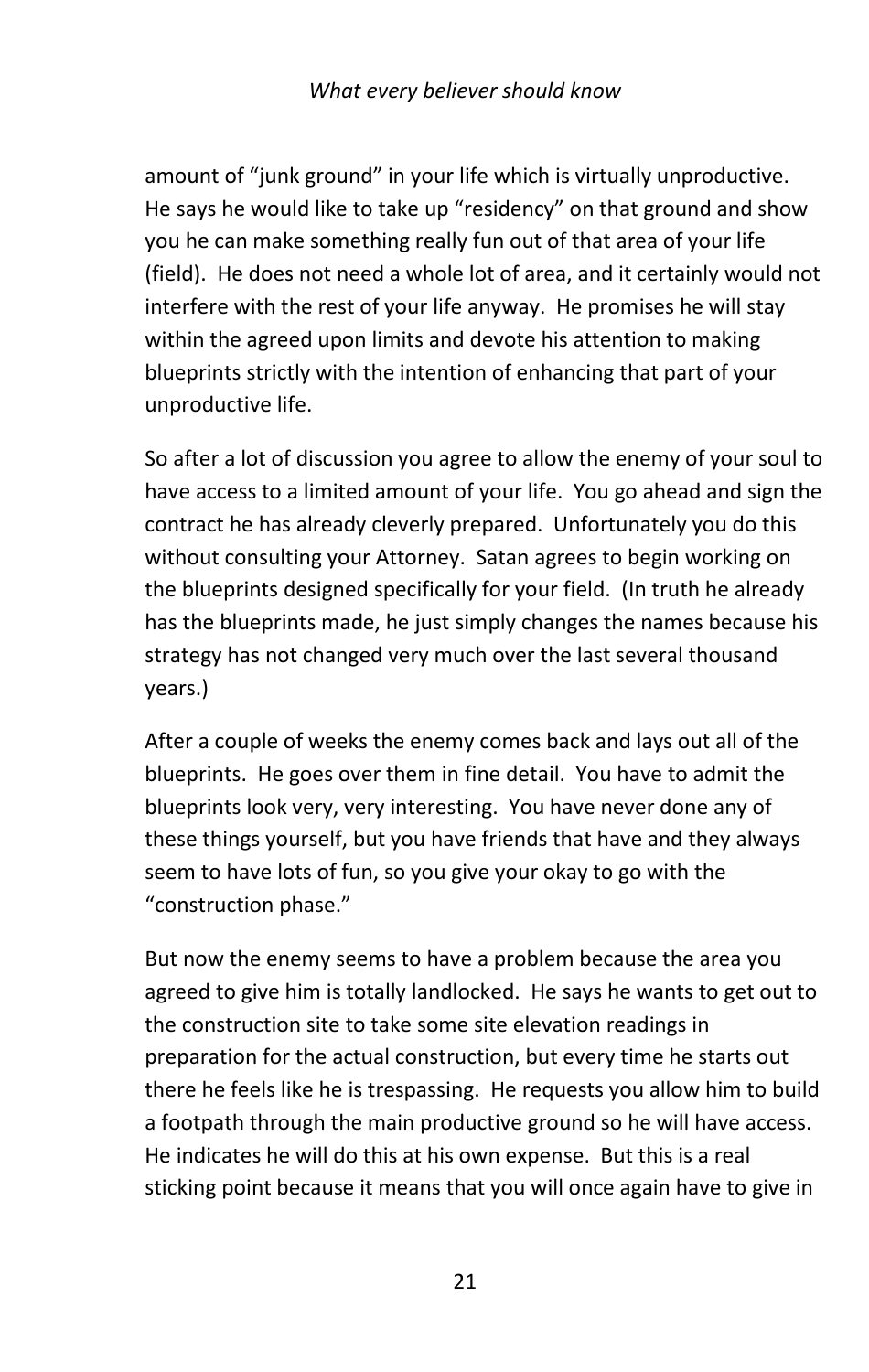amount of "junk ground" in your life which is virtually unproductive. He says he would like to take up "residency" on that ground and show you he can make something really fun out of that area of your life (field). He does not need a whole lot of area, and it certainly would not interfere with the rest of your life anyway. He promises he will stay within the agreed upon limits and devote his attention to making blueprints strictly with the intention of enhancing that part of your unproductive life.

So after a lot of discussion you agree to allow the enemy of your soul to have access to a limited amount of your life. You go ahead and sign the contract he has already cleverly prepared. Unfortunately you do this without consulting your Attorney. Satan agrees to begin working on the blueprints designed specifically for your field. (In truth he already has the blueprints made, he just simply changes the names because his strategy has not changed very much over the last several thousand years.)

After a couple of weeks the enemy comes back and lays out all of the blueprints. He goes over them in fine detail. You have to admit the blueprints look very, very interesting. You have never done any of these things yourself, but you have friends that have and they always seem to have lots of fun, so you give your okay to go with the "construction phase."

But now the enemy seems to have a problem because the area you agreed to give him is totally landlocked. He says he wants to get out to the construction site to take some site elevation readings in preparation for the actual construction, but every time he starts out there he feels like he is trespassing. He requests you allow him to build a footpath through the main productive ground so he will have access. He indicates he will do this at his own expense. But this is a real sticking point because it means that you will once again have to give in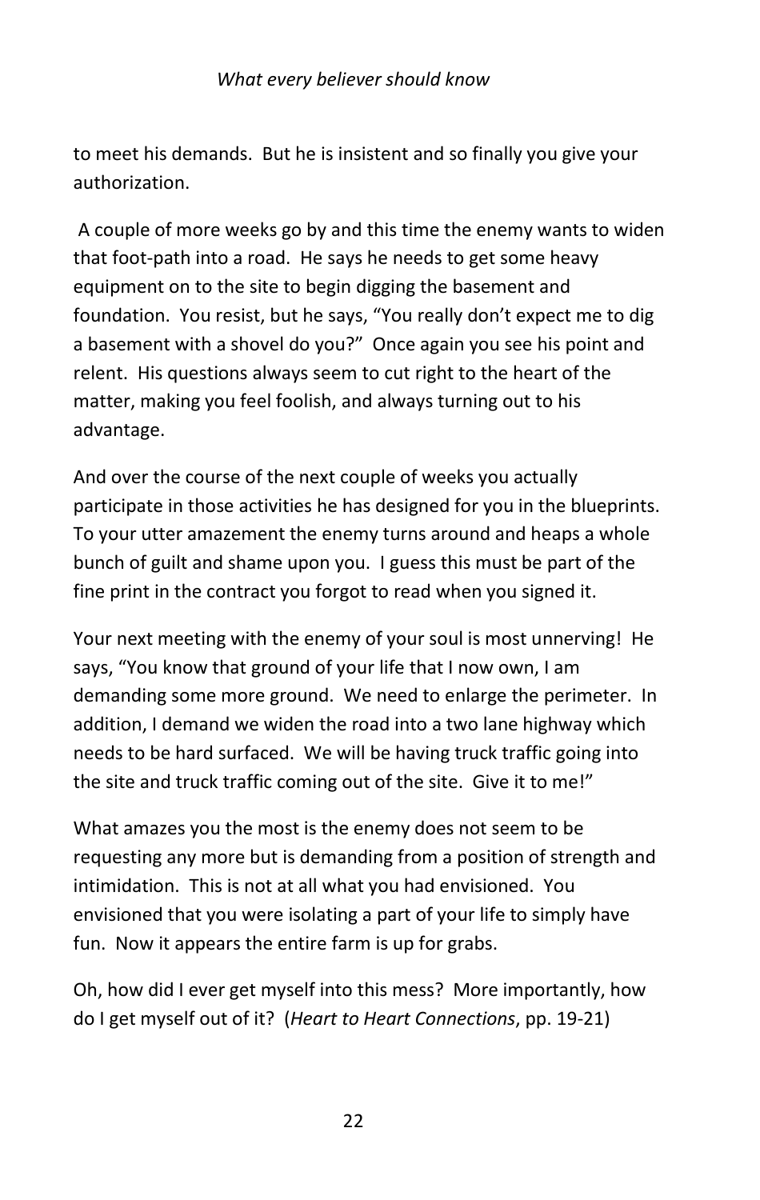to meet his demands. But he is insistent and so finally you give your authorization.

A couple of more weeks go by and this time the enemy wants to widen that foot-path into a road. He says he needs to get some heavy equipment on to the site to begin digging the basement and foundation. You resist, but he says, "You really don't expect me to dig a basement with a shovel do you?" Once again you see his point and relent. His questions always seem to cut right to the heart of the matter, making you feel foolish, and always turning out to his advantage.

And over the course of the next couple of weeks you actually participate in those activities he has designed for you in the blueprints. To your utter amazement the enemy turns around and heaps a whole bunch of guilt and shame upon you. I guess this must be part of the fine print in the contract you forgot to read when you signed it.

Your next meeting with the enemy of your soul is most unnerving! He says, "You know that ground of your life that I now own, I am demanding some more ground. We need to enlarge the perimeter. In addition, I demand we widen the road into a two lane highway which needs to be hard surfaced. We will be having truck traffic going into the site and truck traffic coming out of the site. Give it to me!"

What amazes you the most is the enemy does not seem to be requesting any more but is demanding from a position of strength and intimidation. This is not at all what you had envisioned. You envisioned that you were isolating a part of your life to simply have fun. Now it appears the entire farm is up for grabs.

Oh, how did I ever get myself into this mess? More importantly, how do I get myself out of it? (*Heart to Heart Connections*, pp. 19-21)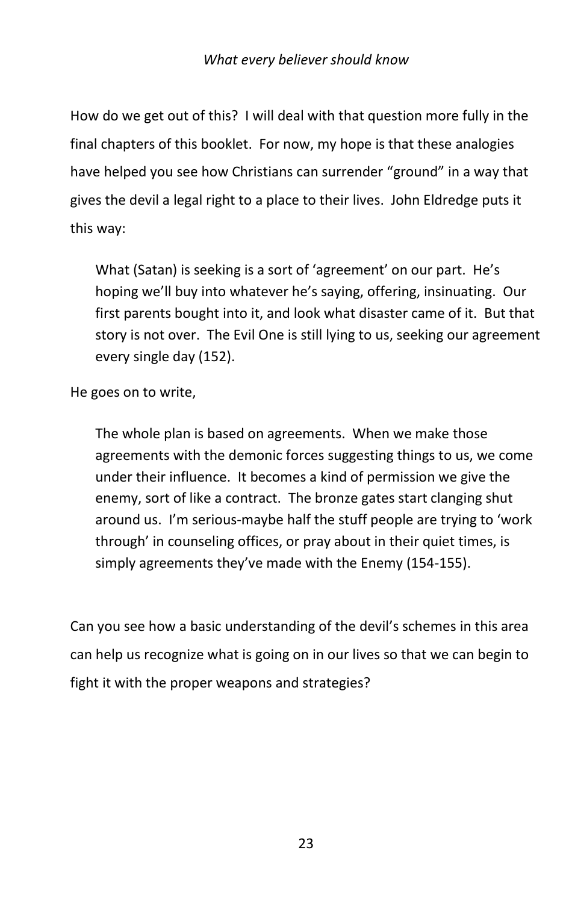How do we get out of this? I will deal with that question more fully in the final chapters of this booklet. For now, my hope is that these analogies have helped you see how Christians can surrender "ground" in a way that gives the devil a legal right to a place to their lives. John Eldredge puts it this way:

> What (Satan) is seeking is a sort of 'agreement' on our part. He's hoping we'll buy into whatever he's saying, offering, insinuating. Our first parents bought into it, and look what disaster came of it. But that story is not over. The Evil One is still lying to us, seeking our agreement every single day (152).

He goes on to write,

> The whole plan is based on agreements. When we make those agreements with the demonic forces suggesting things to us, we come under their influence. It becomes a kind of permission we give the enemy, sort of like a contract. The bronze gates start clanging shut around us. I'm serious-maybe half the stuff people are trying to 'work through' in counseling offices, or pray about in their quiet times, is simply agreements they've made with the Enemy (154-155).

Can you see how a basic understanding of the devil's schemes in this area can help us recognize what is going on in our lives so that we can begin to fight it with the proper weapons and strategies?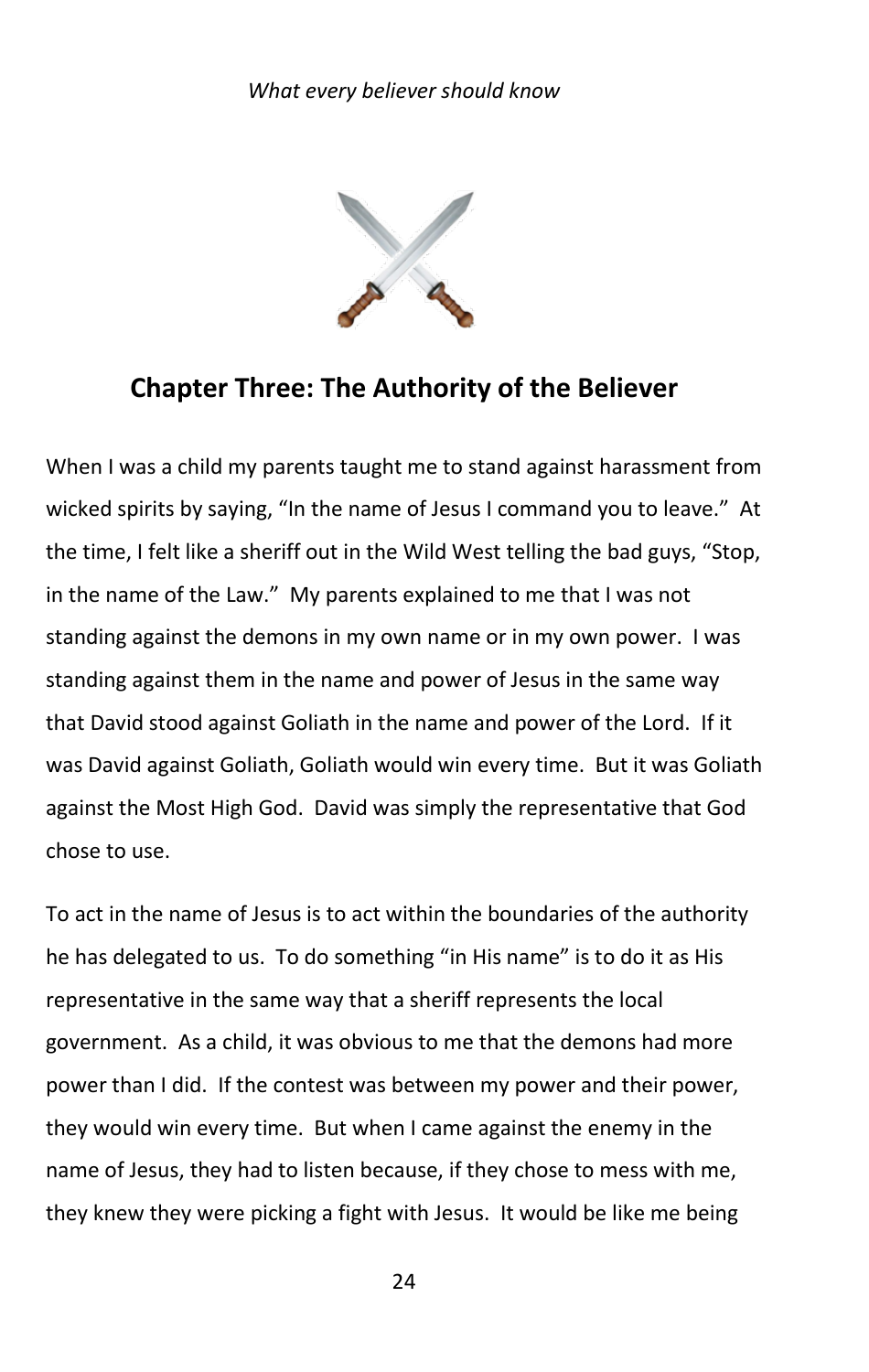# Chapter Three: The Authority of the Believer

When I was a child my parents taught me to stand against harassment from wicked spirits by saying, "In the name of Jesus I command you to leave." At the time, I felt like a sheriff out in the Wild West telling the bad guys, "Stop, in the name of the Law." My parents explained to me that I was not standing against the demons in my own name or in my own power. I was standing against them in the name and power of Jesus in the same way that David stood against Goliath in the name and power of the Lord. If it was David against Goliath, Goliath would win every time. But it was Goliath against the Most High God. David was simply the representative that God chose to use.

To act in the name of Jesus is to act within the boundaries of the authority he has delegated to us. To do something "in His name" is to do it as His representative in the same way that a sheriff represents the local government. As a child, it was obvious to me that the demons had more power than I did. If the contest was between my power and their power, they would win every time. But when I came against the enemy in the name of Jesus, they had to listen because, if they chose to mess with me, they knew they were picking a fight with Jesus. It would be like me being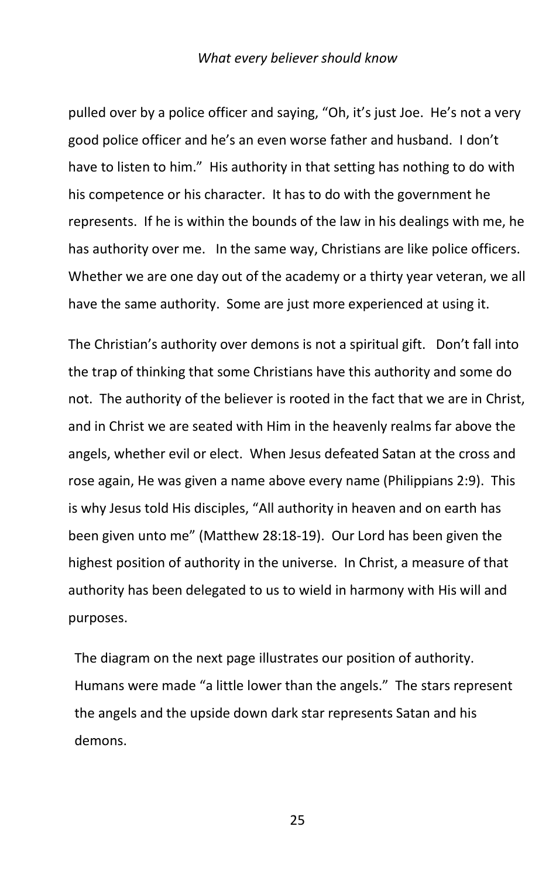pulled over by a police officer and saying, "Oh, it's just Joe. He's not a very good police officer and he's an even worse father and husband. I don't have to listen to him." His authority in that setting has nothing to do with his competence or his character. It has to do with the government he represents. If he is within the bounds of the law in his dealings with me, he has authority over me. In the same way, Christians are like police officers. Whether we are one day out of the academy or a thirty year veteran, we all have the same authority. Some are just more experienced at using it.

The Christian's authority over demons is not a spiritual gift. Don't fall into the trap of thinking that some Christians have this authority and some do not. The authority of the believer is rooted in the fact that we are in Christ, and in Christ we are seated with Him in the heavenly realms far above the angels, whether evil or elect. When Jesus defeated Satan at the cross and rose again, He was given a name above every name (Philippians 2:9). This is why Jesus told His disciples, "All authority in heaven and on earth has been given unto me" (Matthew 28:18-19). Our Lord has been given the highest position of authority in the universe. In Christ, a measure of that authority has been delegated to us to wield in harmony with His will and purposes.

The diagram on the next page illustrates our position of authority. Humans were made "a little lower than the angels." The stars represent the angels and the upside down dark star represents Satan and his demons.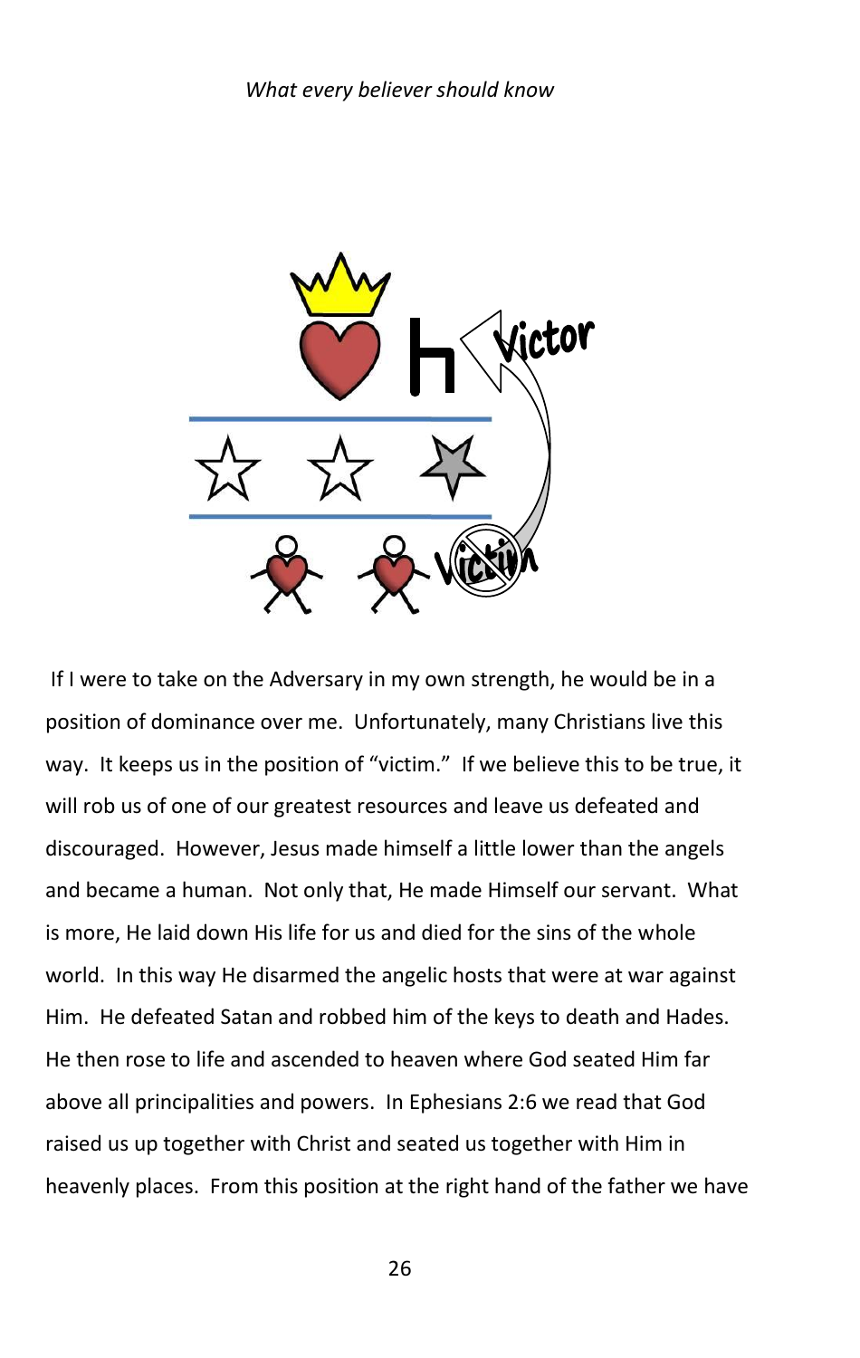If I were to take on the Adversary in my own strength, he would be in a position of dominance over me. Unfortunately, many Christians live this way. It keeps us in the position of "victim." If we believe this to be true, it will rob us of one of our greatest resources and leave us defeated and discouraged. However, Jesus made himself a little lower than the angels and became a human. Not only that, He made Himself our servant. What is more, He laid down His life for us and died for the sins of the whole world. In this way He disarmed the angelic hosts that were at war against Him. He defeated Satan and robbed him of the keys to death and Hades. He then rose to life and ascended to heaven where God seated Him far above all principalities and powers. In Ephesians 2:6 we read that God raised us up together with Christ and seated us together with Him in heavenly places. From this position at the right hand of the father we have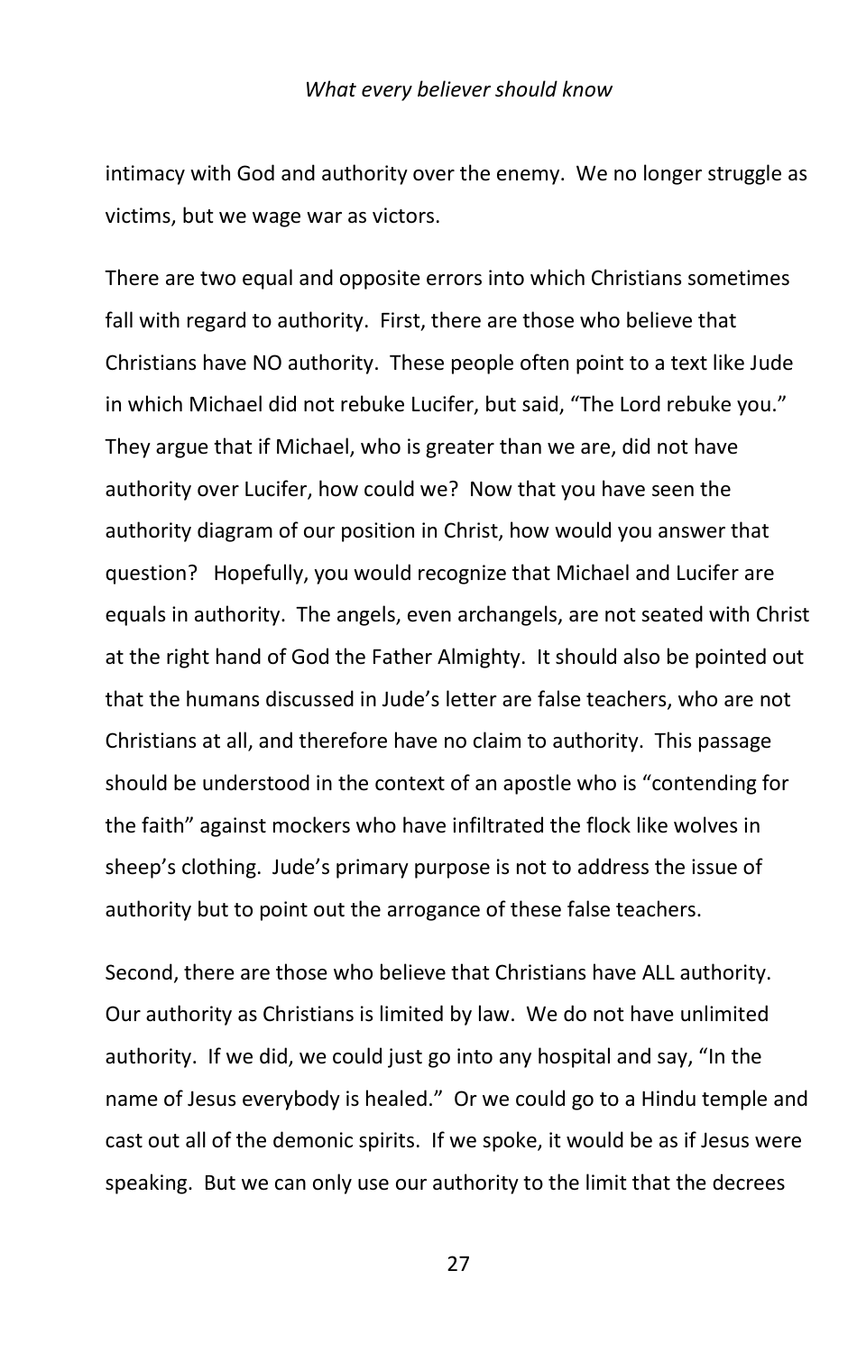intimacy with God and authority over the enemy. We no longer struggle as victims, but we wage war as victors.

There are two equal and opposite errors into which Christians sometimes fall with regard to authority. First, there are those who believe that Christians have NO authority. These people often point to a text like Jude in which Michael did not rebuke Lucifer, but said, "The Lord rebuke you." They argue that if Michael, who is greater than we are, did not have authority over Lucifer, how could we? Now that you have seen the authority diagram of our position in Christ, how would you answer that question? Hopefully, you would recognize that Michael and Lucifer are equals in authority. The angels, even archangels, are not seated with Christ at the right hand of God the Father Almighty. It should also be pointed out that the humans discussed in Jude's letter are false teachers, who are not Christians at all, and therefore have no claim to authority. This passage should be understood in the context of an apostle who is "contending for the faith" against mockers who have infiltrated the flock like wolves in sheep's clothing. Jude's primary purpose is not to address the issue of authority but to point out the arrogance of these false teachers.

Second, there are those who believe that Christians have ALL authority. Our authority as Christians is limited by law. We do not have unlimited authority. If we did, we could just go into any hospital and say, "In the name of Jesus everybody is healed." Or we could go to a Hindu temple and cast out all of the demonic spirits. If we spoke, it would be as if Jesus were speaking. But we can only use our authority to the limit that the decrees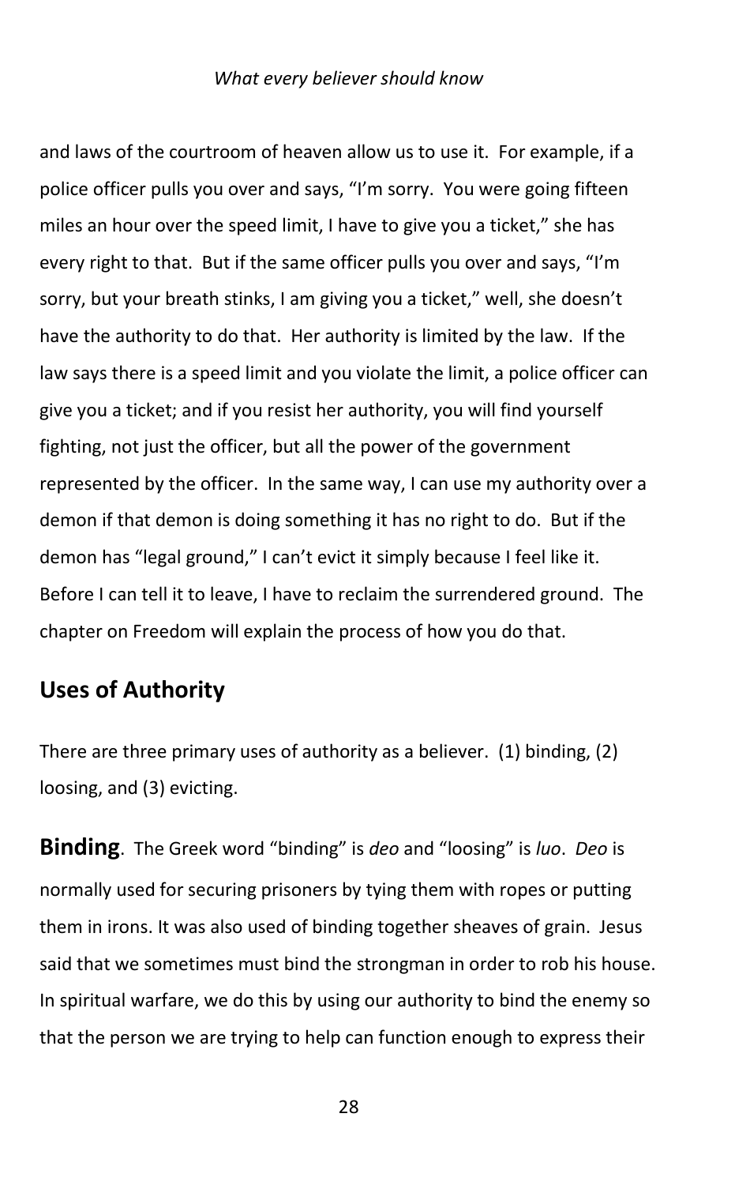and laws of the courtroom of heaven allow us to use it. For example, if a police officer pulls you over and says, "I'm sorry. You were going fifteen miles an hour over the speed limit, I have to give you a ticket," she has every right to that. But if the same officer pulls you over and says, "I'm sorry, but your breath stinks, I am giving you a ticket," well, she doesn't have the authority to do that. Her authority is limited by the law. If the law says there is a speed limit and you violate the limit, a police officer can give you a ticket; and if you resist her authority, you will find yourself fighting, not just the officer, but all the power of the government represented by the officer. In the same way, I can use my authority over a demon if that demon is doing something it has no right to do. But if the demon has "legal ground," I can't evict it simply because I feel like it. Before I can tell it to leave, I have to reclaim the surrendered ground. The chapter on Freedom will explain the process of how you do that.

## Uses of Authority

There are three primary uses of authority as a believer. (1) binding, (2) loosing, and (3) evicting.

**Binding**. The Greek word "binding" is *deo* and "loosing" is *luo*. *Deo* is normally used for securing prisoners by tying them with ropes or putting them in irons. It was also used of binding together sheaves of grain. Jesus said that we sometimes must bind the strongman in order to rob his house. In spiritual warfare, we do this by using our authority to bind the enemy so that the person we are trying to help can function enough to express their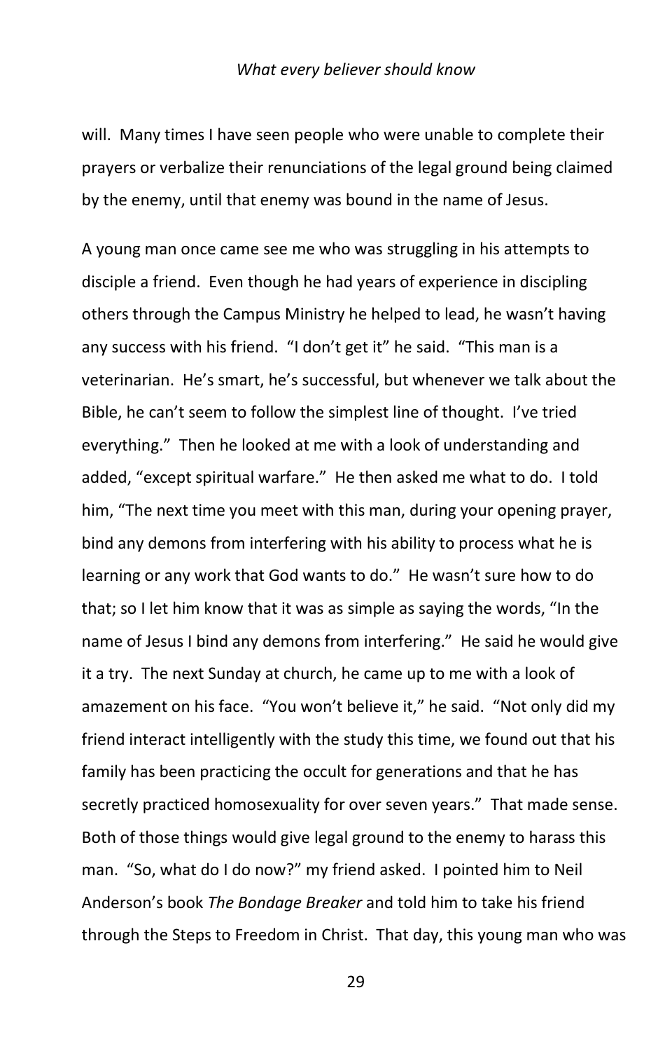will. Many times I have seen people who were unable to complete their prayers or verbalize their renunciations of the legal ground being claimed by the enemy, until that enemy was bound in the name of Jesus.

A young man once came see me who was struggling in his attempts to disciple a friend. Even though he had years of experience in discipling others through the Campus Ministry he helped to lead, he wasn't having any success with his friend. "I don't get it" he said. "This man is a veterinarian. He's smart, he's successful, but whenever we talk about the Bible, he can't seem to follow the simplest line of thought. I've tried everything." Then he looked at me with a look of understanding and added, "except spiritual warfare." He then asked me what to do. I told him, "The next time you meet with this man, during your opening prayer, bind any demons from interfering with his ability to process what he is learning or any work that God wants to do." He wasn't sure how to do that; so I let him know that it was as simple as saying the words, "In the name of Jesus I bind any demons from interfering." He said he would give it a try. The next Sunday at church, he came up to me with a look of amazement on his face. "You won't believe it," he said. "Not only did my friend interact intelligently with the study this time, we found out that his family has been practicing the occult for generations and that he has secretly practiced homosexuality for over seven years." That made sense. Both of those things would give legal ground to the enemy to harass this man. "So, what do I do now?" my friend asked. I pointed him to Neil Anderson's book *The Bondage Breaker* and told him to take his friend through the Steps to Freedom in Christ. That day, this young man who was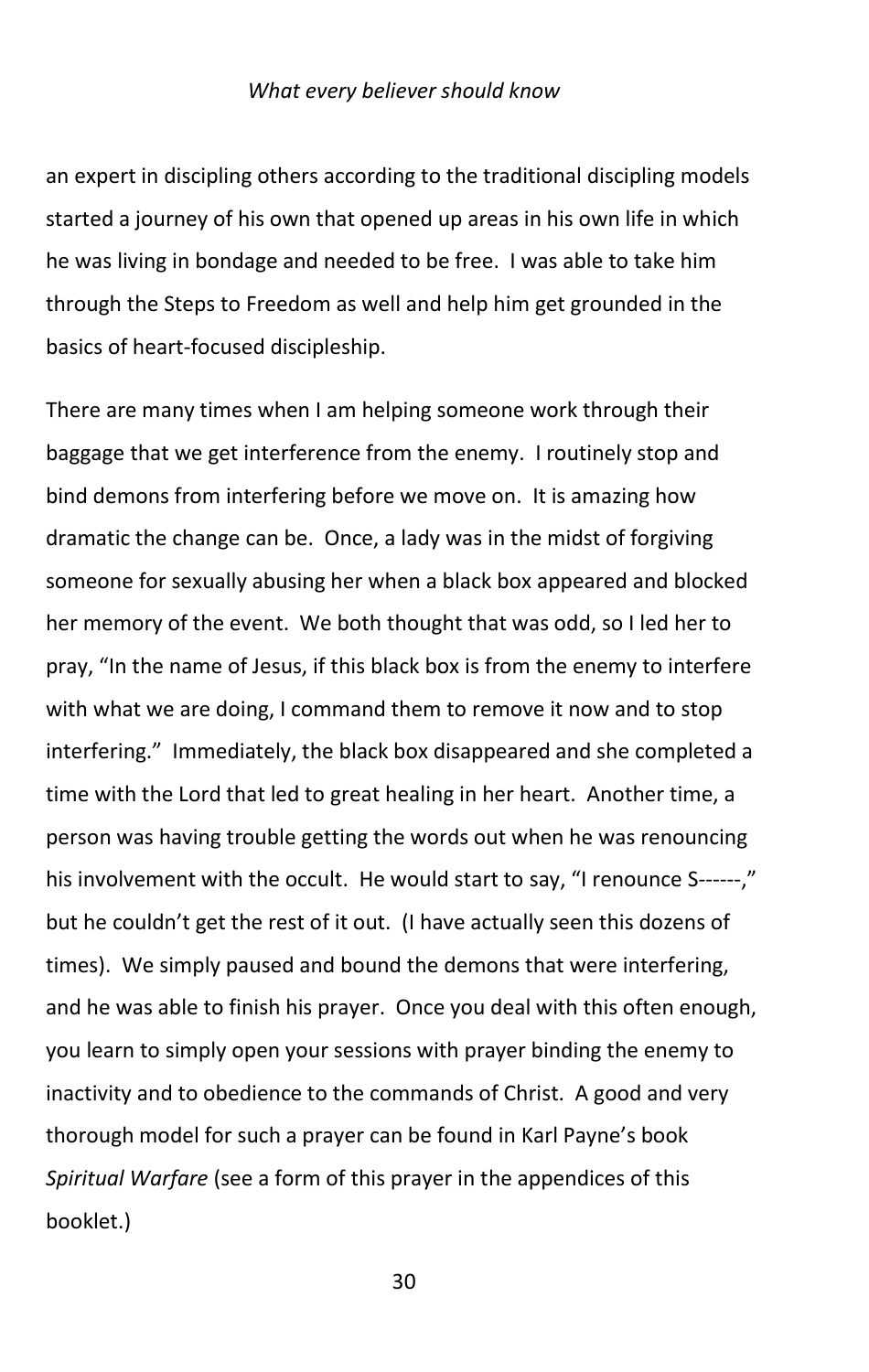an expert in discipling others according to the traditional discipling models started a journey of his own that opened up areas in his own life in which he was living in bondage and needed to be free. I was able to take him through the Steps to Freedom as well and help him get grounded in the basics of heart-focused discipleship.

There are many times when I am helping someone work through their baggage that we get interference from the enemy. I routinely stop and bind demons from interfering before we move on. It is amazing how dramatic the change can be. Once, a lady was in the midst of forgiving someone for sexually abusing her when a black box appeared and blocked her memory of the event. We both thought that was odd, so I led her to pray, "In the name of Jesus, if this black box is from the enemy to interfere with what we are doing, I command them to remove it now and to stop interfering." Immediately, the black box disappeared and she completed a time with the Lord that led to great healing in her heart. Another time, a person was having trouble getting the words out when he was renouncing his involvement with the occult. He would start to say, "I renounce S------," but he couldn't get the rest of it out. (I have actually seen this dozens of times). We simply paused and bound the demons that were interfering, and he was able to finish his prayer. Once you deal with this often enough, you learn to simply open your sessions with prayer binding the enemy to inactivity and to obedience to the commands of Christ. A good and very thorough model for such a prayer can be found in Karl Payne's book *Spiritual Warfare* (see a form of this prayer in the appendices of this booklet.)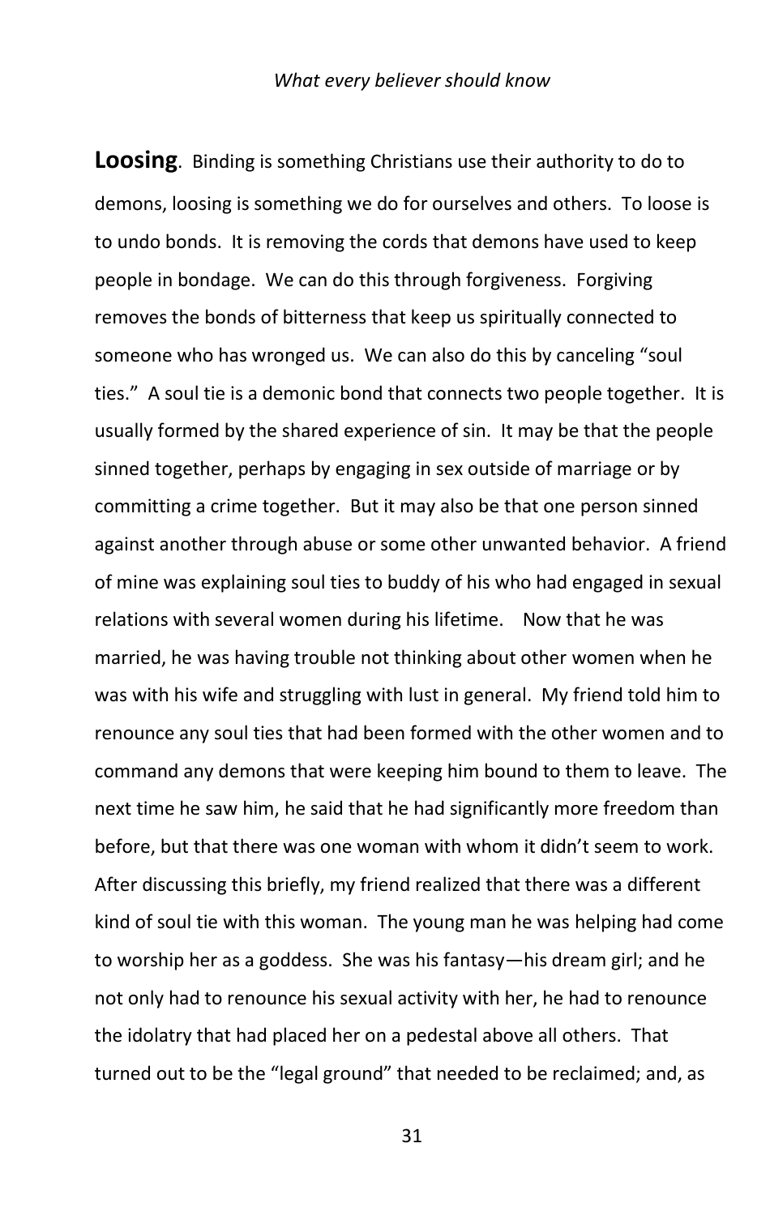**Loosing**. Binding is something Christians use their authority to do to demons, loosing is something we do for ourselves and others. To loose is to undo bonds. It is removing the cords that demons have used to keep people in bondage. We can do this through forgiveness. Forgiving removes the bonds of bitterness that keep us spiritually connected to someone who has wronged us. We can also do this by canceling "soul ties." A soul tie is a demonic bond that connects two people together. It is usually formed by the shared experience of sin. It may be that the people sinned together, perhaps by engaging in sex outside of marriage or by committing a crime together. But it may also be that one person sinned against another through abuse or some other unwanted behavior. A friend of mine was explaining soul ties to buddy of his who had engaged in sexual relations with several women during his lifetime. Now that he was married, he was having trouble not thinking about other women when he was with his wife and struggling with lust in general. My friend told him to renounce any soul ties that had been formed with the other women and to command any demons that were keeping him bound to them to leave. The next time he saw him, he said that he had significantly more freedom than before, but that there was one woman with whom it didn't seem to work. After discussing this briefly, my friend realized that there was a different kind of soul tie with this woman. The young man he was helping had come to worship her as a goddess. She was his fantasy—his dream girl; and he not only had to renounce his sexual activity with her, he had to renounce the idolatry that had placed her on a pedestal above all others. That turned out to be the "legal ground" that needed to be reclaimed; and, as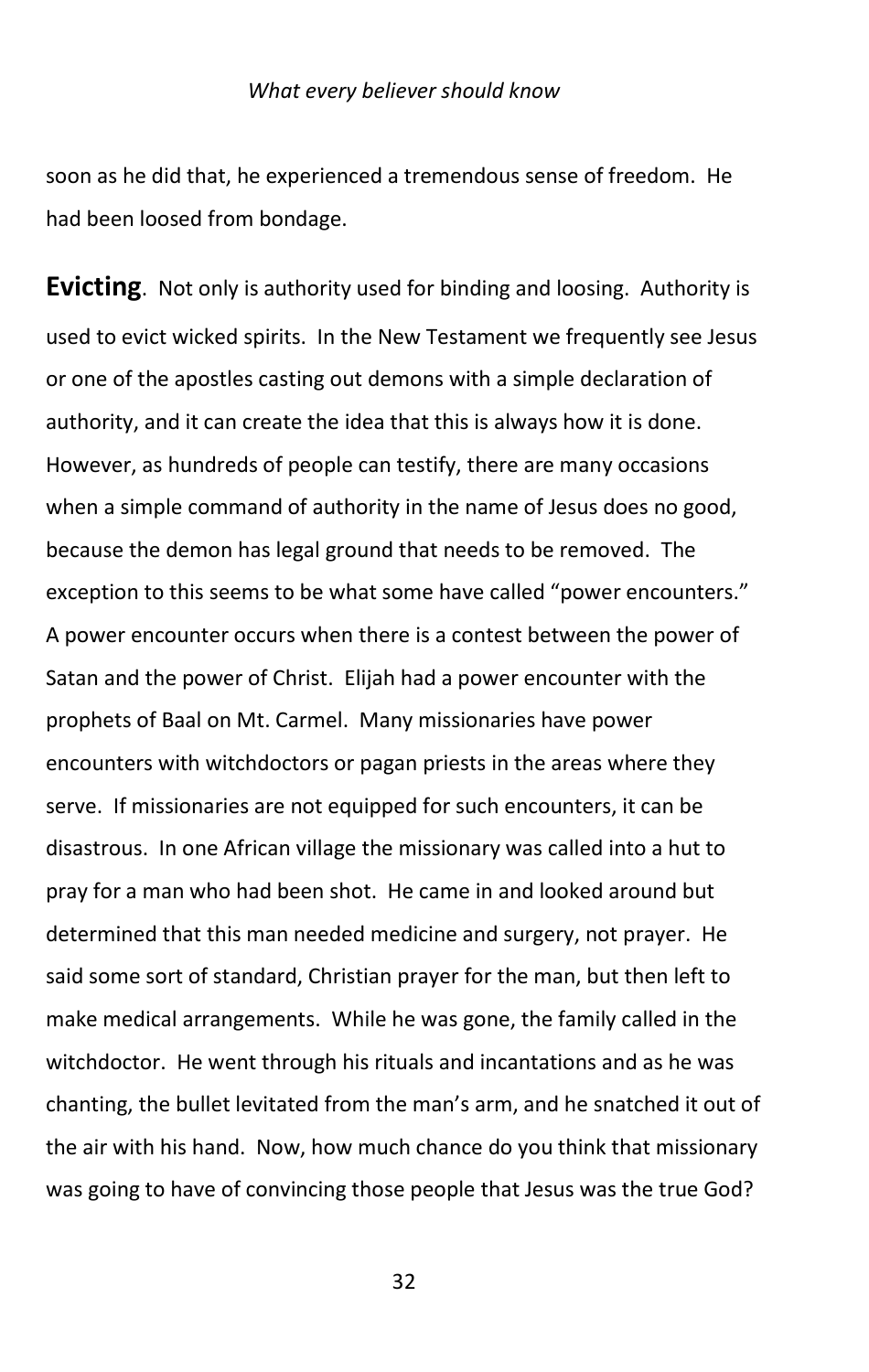soon as he did that, he experienced a tremendous sense of freedom. He had been loosed from bondage.

**Evicting**. Not only is authority used for binding and loosing. Authority is used to evict wicked spirits. In the New Testament we frequently see Jesus or one of the apostles casting out demons with a simple declaration of authority, and it can create the idea that this is always how it is done. However, as hundreds of people can testify, there are many occasions when a simple command of authority in the name of Jesus does no good, because the demon has legal ground that needs to be removed. The exception to this seems to be what some have called "power encounters." A power encounter occurs when there is a contest between the power of Satan and the power of Christ. Elijah had a power encounter with the prophets of Baal on Mt. Carmel. Many missionaries have power encounters with witchdoctors or pagan priests in the areas where they serve. If missionaries are not equipped for such encounters, it can be disastrous. In one African village the missionary was called into a hut to pray for a man who had been shot. He came in and looked around but determined that this man needed medicine and surgery, not prayer. He said some sort of standard, Christian prayer for the man, but then left to make medical arrangements. While he was gone, the family called in the witchdoctor. He went through his rituals and incantations and as he was chanting, the bullet levitated from the man's arm, and he snatched it out of the air with his hand. Now, how much chance do you think that missionary was going to have of convincing those people that Jesus was the true God?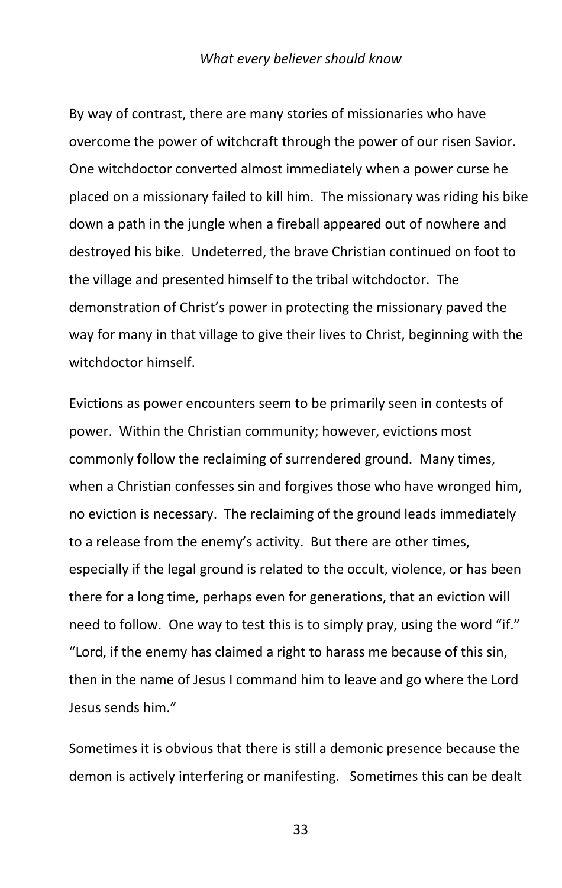By way of contrast, there are many stories of missionaries who have overcome the power of witchcraft through the power of our risen Savior. One witchdoctor converted almost immediately when a power curse he placed on a missionary failed to kill him. The missionary was riding his bike down a path in the jungle when a fireball appeared out of nowhere and destroyed his bike. Undeterred, the brave Christian continued on foot to the village and presented himself to the tribal witchdoctor. The demonstration of Christ's power in protecting the missionary paved the way for many in that village to give their lives to Christ, beginning with the witchdoctor himself.

Evictions as power encounters seem to be primarily seen in contests of power. Within the Christian community; however, evictions most commonly follow the reclaiming of surrendered ground. Many times, when a Christian confesses sin and forgives those who have wronged him, no eviction is necessary. The reclaiming of the ground leads immediately to a release from the enemy's activity. But there are other times, especially if the legal ground is related to the occult, violence, or has been there for a long time, perhaps even for generations, that an eviction will need to follow. One way to test this is to simply pray, using the word "if." "Lord, if the enemy has claimed a right to harass me because of this sin, then in the name of Jesus I command him to leave and go where the Lord Jesus sends him."

Sometimes it is obvious that there is still a demonic presence because the demon is actively interfering or manifesting. Sometimes this can be dealt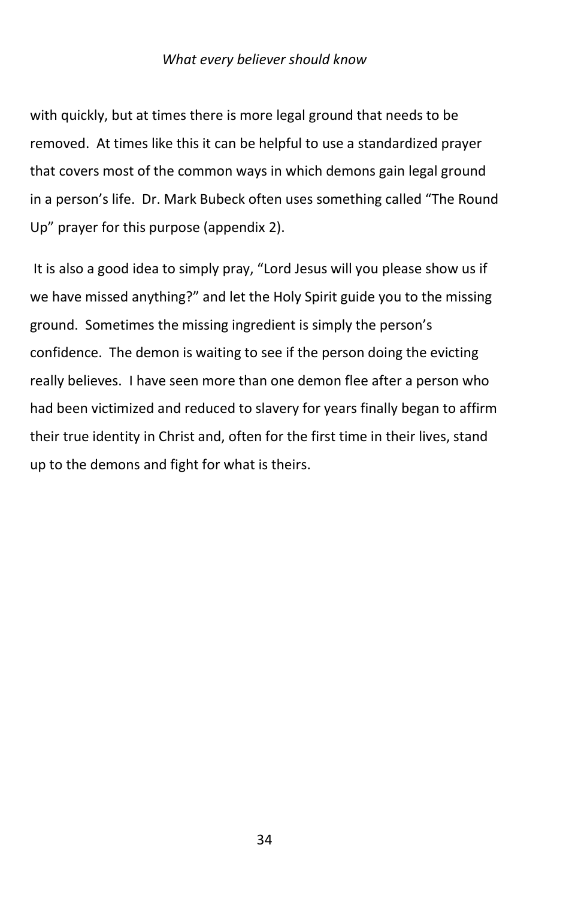with quickly, but at times there is more legal ground that needs to be removed. At times like this it can be helpful to use a standardized prayer that covers most of the common ways in which demons gain legal ground in a person's life. Dr. Mark Bubeck often uses something called "The Round Up" prayer for this purpose (appendix 2).

It is also a good idea to simply pray, "Lord Jesus will you please show us if we have missed anything?" and let the Holy Spirit guide you to the missing ground. Sometimes the missing ingredient is simply the person's confidence. The demon is waiting to see if the person doing the evicting really believes. I have seen more than one demon flee after a person who had been victimized and reduced to slavery for years finally began to affirm their true identity in Christ and, often for the first time in their lives, stand up to the demons and fight for what is theirs.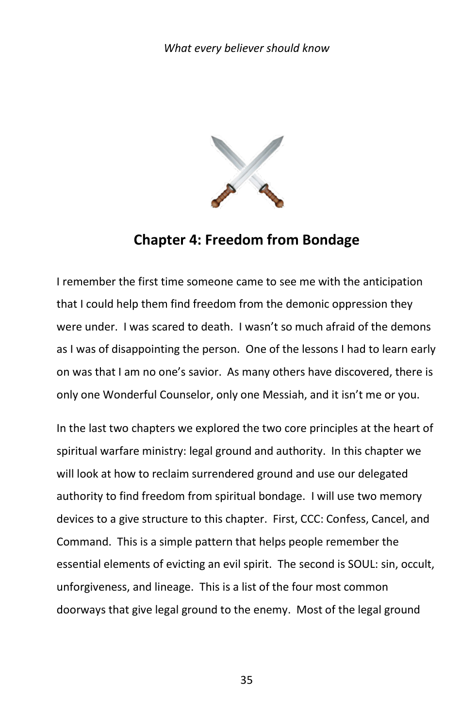# Chapter 4: Freedom from Bondage

I remember the first time someone came to see me with the anticipation that I could help them find freedom from the demonic oppression they were under. I was scared to death. I wasn't so much afraid of the demons as I was of disappointing the person. One of the lessons I had to learn early on was that I am no one's savior. As many others have discovered, there is only one Wonderful Counselor, only one Messiah, and it isn't me or you.

In the last two chapters we explored the two core principles at the heart of spiritual warfare ministry: legal ground and authority. In this chapter we will look at how to reclaim surrendered ground and use our delegated authority to find freedom from spiritual bondage. I will use two memory devices to a give structure to this chapter. First, CCC: Confess, Cancel, and Command. This is a simple pattern that helps people remember the essential elements of evicting an evil spirit. The second is SOUL: sin, occult, unforgiveness, and lineage. This is a list of the four most common doorways that give legal ground to the enemy. Most of the legal ground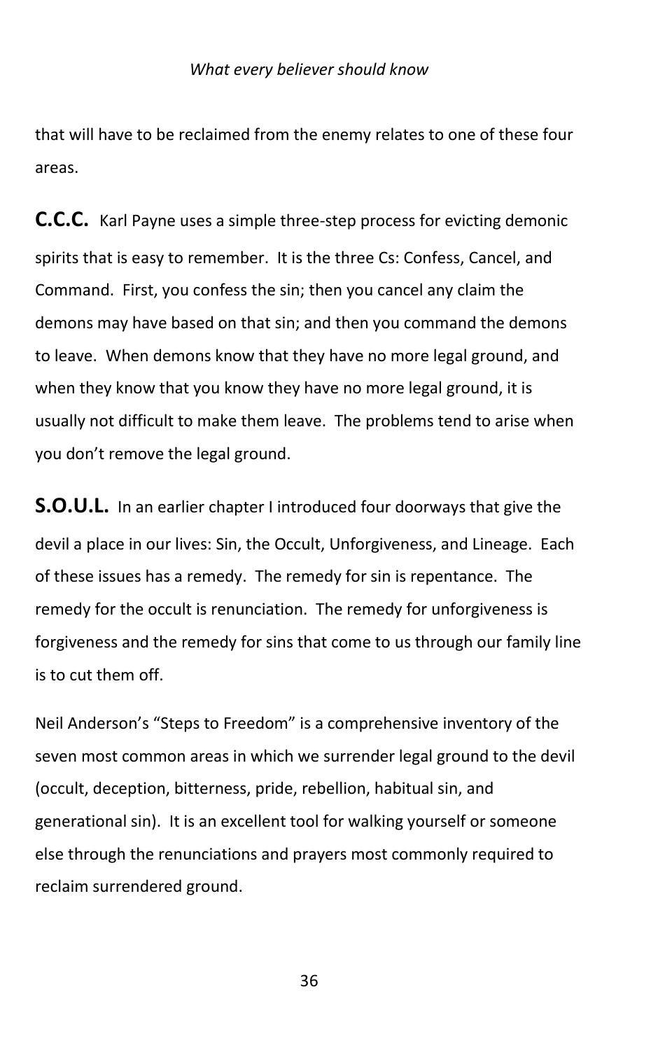that will have to be reclaimed from the enemy relates to one of these four areas.

**C.C.C.** Karl Payne uses a simple three-step process for evicting demonic spirits that is easy to remember. It is the three Cs: Confess, Cancel, and Command. First, you confess the sin; then you cancel any claim the demons may have based on that sin; and then you command the demons to leave. When demons know that they have no more legal ground, and when they know that you know they have no more legal ground, it is usually not difficult to make them leave. The problems tend to arise when you don't remove the legal ground.

**S.O.U.L.** In an earlier chapter I introduced four doorways that give the devil a place in our lives: Sin, the Occult, Unforgiveness, and Lineage. Each of these issues has a remedy. The remedy for sin is repentance. The remedy for the occult is renunciation. The remedy for unforgiveness is forgiveness and the remedy for sins that come to us through our family line is to cut them off.

Neil Anderson's "Steps to Freedom" is a comprehensive inventory of the seven most common areas in which we surrender legal ground to the devil (occult, deception, bitterness, pride, rebellion, habitual sin, and generational sin). It is an excellent tool for walking yourself or someone else through the renunciations and prayers most commonly required to reclaim surrendered ground.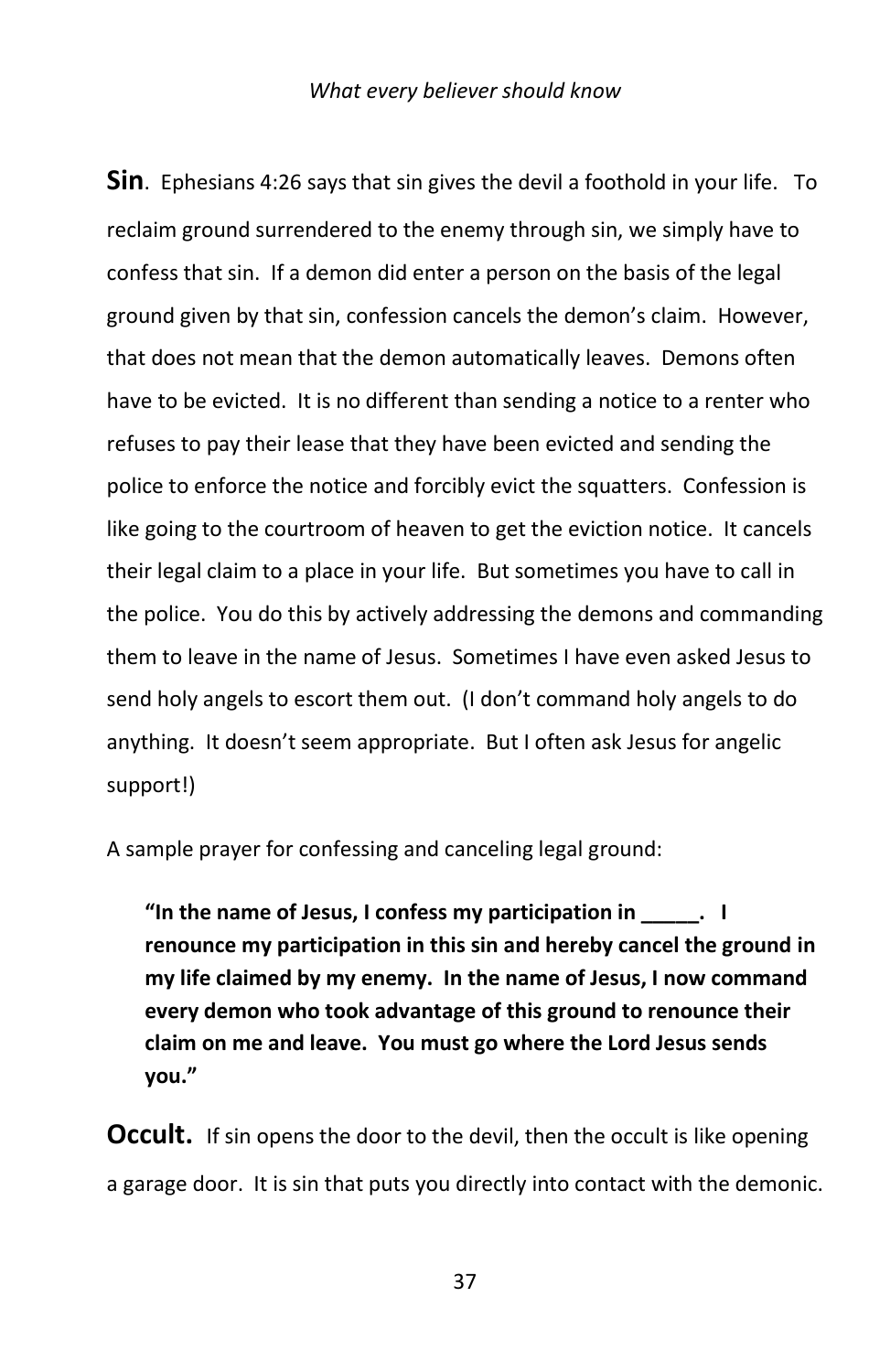**Sin**. Ephesians 4:26 says that sin gives the devil a foothold in your life. To reclaim ground surrendered to the enemy through sin, we simply have to confess that sin. If a demon did enter a person on the basis of the legal ground given by that sin, confession cancels the demon's claim. However, that does not mean that the demon automatically leaves. Demons often have to be evicted. It is no different than sending a notice to a renter who refuses to pay their lease that they have been evicted and sending the police to enforce the notice and forcibly evict the squatters. Confession is like going to the courtroom of heaven to get the eviction notice. It cancels their legal claim to a place in your life. But sometimes you have to call in the police. You do this by actively addressing the demons and commanding them to leave in the name of Jesus. Sometimes I have even asked Jesus to send holy angels to escort them out. (I don't command holy angels to do anything. It doesn't seem appropriate. But I often ask Jesus for angelic support!)

A sample prayer for confessing and canceling legal ground:

> **"In the name of Jesus, I confess my participation in _____. I renounce my participation in this sin and hereby cancel the ground in my life claimed by my enemy. In the name of Jesus, I now command every demon who took advantage of this ground to renounce their claim on me and leave. You must go where the Lord Jesus sends you."**

**Occult.** If sin opens the door to the devil, then the occult is like opening a garage door. It is sin that puts you directly into contact with the demonic.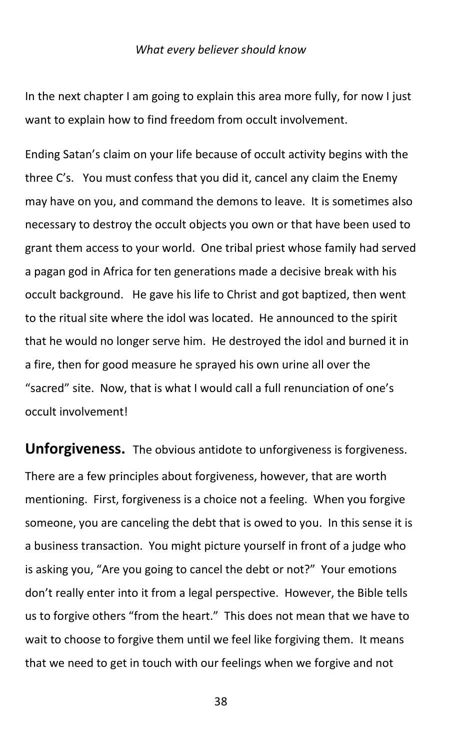In the next chapter I am going to explain this area more fully, for now I just want to explain how to find freedom from occult involvement.

Ending Satan's claim on your life because of occult activity begins with the three C's. You must confess that you did it, cancel any claim the Enemy may have on you, and command the demons to leave. It is sometimes also necessary to destroy the occult objects you own or that have been used to grant them access to your world. One tribal priest whose family had served a pagan god in Africa for ten generations made a decisive break with his occult background. He gave his life to Christ and got baptized, then went to the ritual site where the idol was located. He announced to the spirit that he would no longer serve him. He destroyed the idol and burned it in a fire, then for good measure he sprayed his own urine all over the "sacred" site. Now, that is what I would call a full renunciation of one's occult involvement!

**Unforgiveness.** The obvious antidote to unforgiveness is forgiveness. There are a few principles about forgiveness, however, that are worth mentioning. First, forgiveness is a choice not a feeling. When you forgive someone, you are canceling the debt that is owed to you. In this sense it is a business transaction. You might picture yourself in front of a judge who is asking you, "Are you going to cancel the debt or not?" Your emotions don't really enter into it from a legal perspective. However, the Bible tells us to forgive others "from the heart." This does not mean that we have to wait to choose to forgive them until we feel like forgiving them. It means that we need to get in touch with our feelings when we forgive and not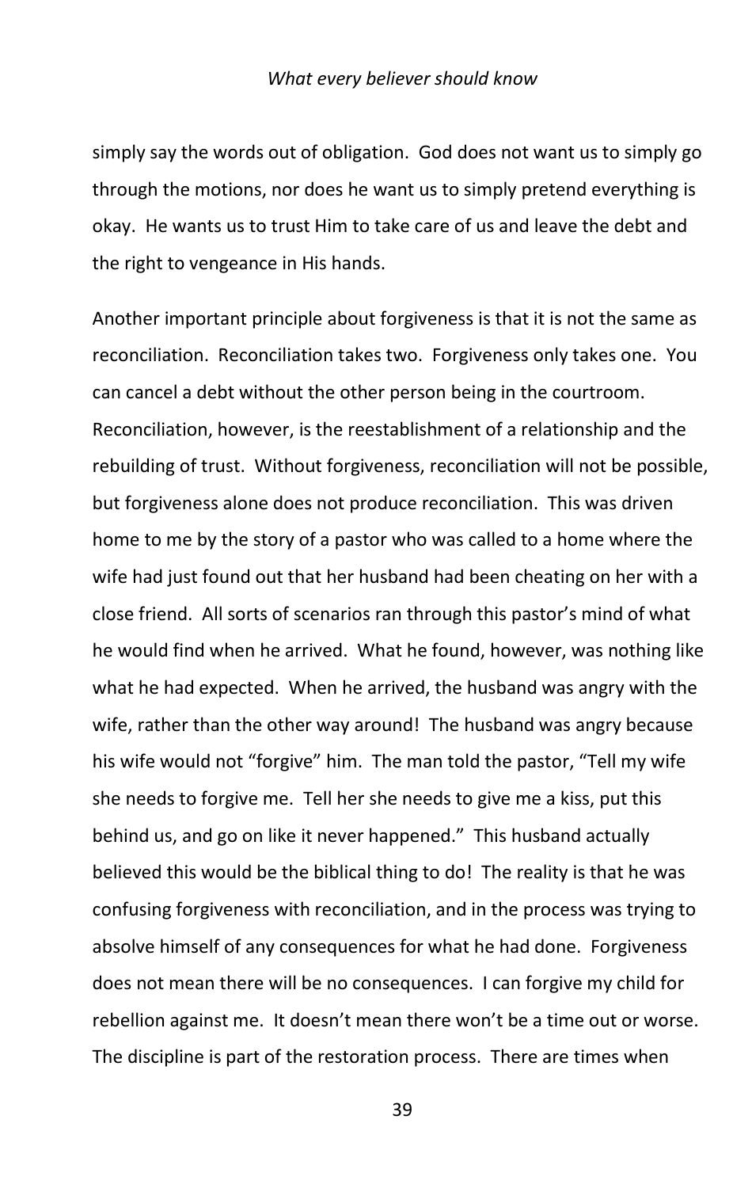simply say the words out of obligation. God does not want us to simply go through the motions, nor does he want us to simply pretend everything is okay. He wants us to trust Him to take care of us and leave the debt and the right to vengeance in His hands.

Another important principle about forgiveness is that it is not the same as reconciliation. Reconciliation takes two. Forgiveness only takes one. You can cancel a debt without the other person being in the courtroom. Reconciliation, however, is the reestablishment of a relationship and the rebuilding of trust. Without forgiveness, reconciliation will not be possible, but forgiveness alone does not produce reconciliation. This was driven home to me by the story of a pastor who was called to a home where the wife had just found out that her husband had been cheating on her with a close friend. All sorts of scenarios ran through this pastor's mind of what he would find when he arrived. What he found, however, was nothing like what he had expected. When he arrived, the husband was angry with the wife, rather than the other way around! The husband was angry because his wife would not "forgive" him. The man told the pastor, "Tell my wife she needs to forgive me. Tell her she needs to give me a kiss, put this behind us, and go on like it never happened." This husband actually believed this would be the biblical thing to do! The reality is that he was confusing forgiveness with reconciliation, and in the process was trying to absolve himself of any consequences for what he had done. Forgiveness does not mean there will be no consequences. I can forgive my child for rebellion against me. It doesn't mean there won't be a time out or worse. The discipline is part of the restoration process. There are times when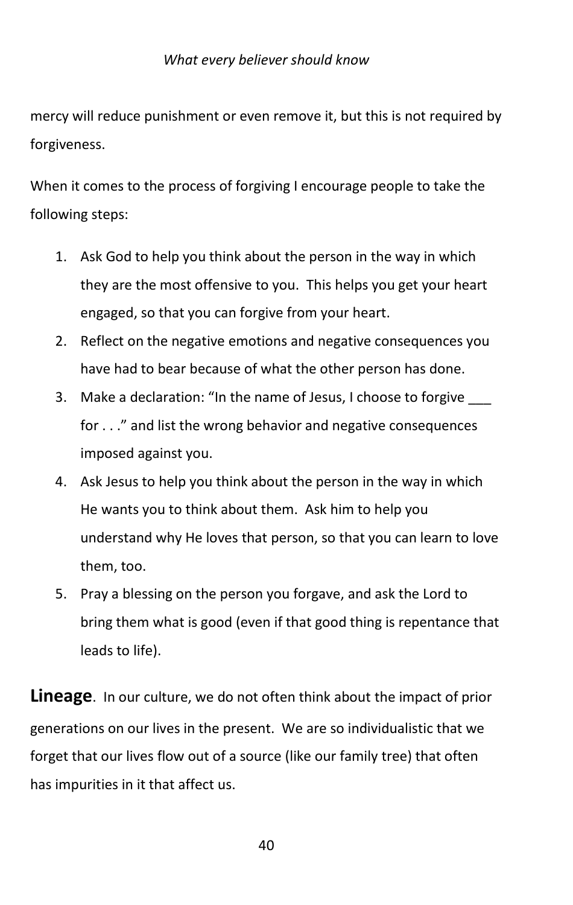mercy will reduce punishment or even remove it, but this is not required by forgiveness.

When it comes to the process of forgiving I encourage people to take the following steps:

1. Ask God to help you think about the person in the way in which they are the most offensive to you. This helps you get your heart engaged, so that you can forgive from your heart.
2. Reflect on the negative emotions and negative consequences you have had to bear because of what the other person has done.
3. Make a declaration: "In the name of Jesus, I choose to forgive ___ for . . ." and list the wrong behavior and negative consequences imposed against you.
4. Ask Jesus to help you think about the person in the way in which He wants you to think about them. Ask him to help you understand why He loves that person, so that you can learn to love them, too.
5. Pray a blessing on the person you forgave, and ask the Lord to bring them what is good (even if that good thing is repentance that leads to life).

**Lineage**. In our culture, we do not often think about the impact of prior generations on our lives in the present. We are so individualistic that we forget that our lives flow out of a source (like our family tree) that often has impurities in it that affect us.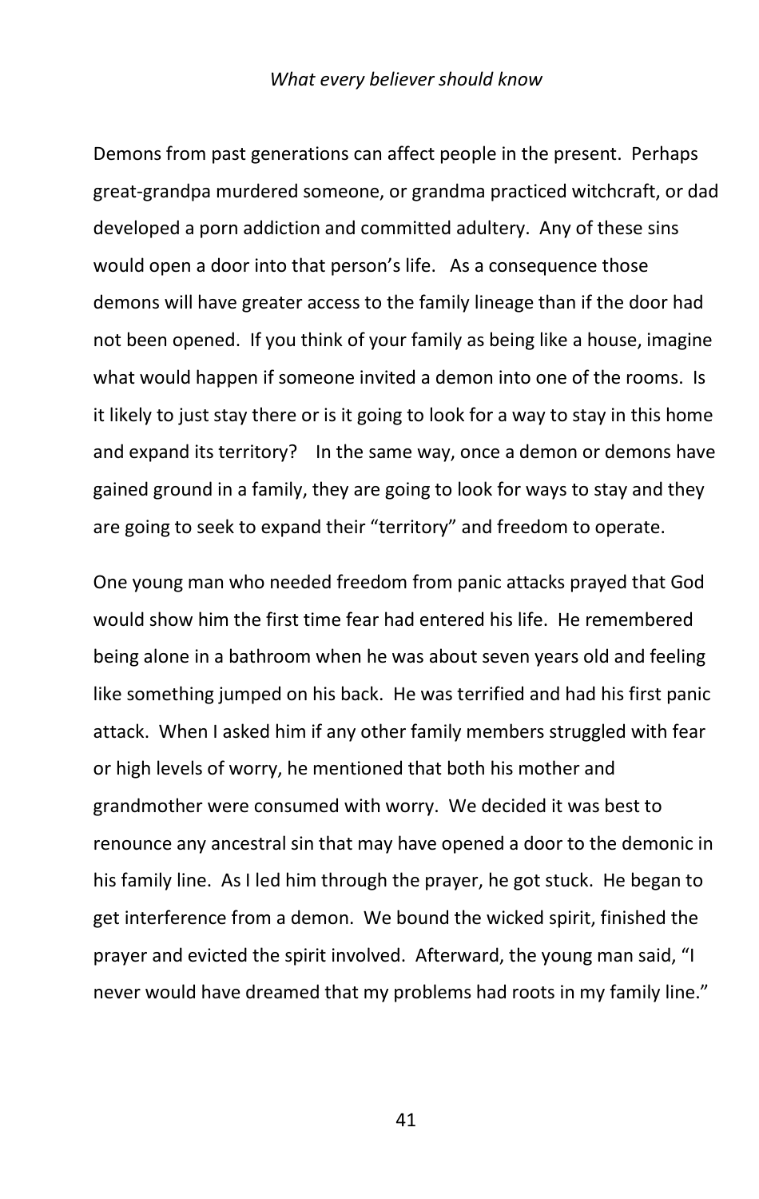Demons from past generations can affect people in the present. Perhaps great-grandpa murdered someone, or grandma practiced witchcraft, or dad developed a porn addiction and committed adultery. Any of these sins would open a door into that person's life. As a consequence those demons will have greater access to the family lineage than if the door had not been opened. If you think of your family as being like a house, imagine what would happen if someone invited a demon into one of the rooms. Is it likely to just stay there or is it going to look for a way to stay in this home and expand its territory? In the same way, once a demon or demons have gained ground in a family, they are going to look for ways to stay and they are going to seek to expand their "territory" and freedom to operate.

One young man who needed freedom from panic attacks prayed that God would show him the first time fear had entered his life. He remembered being alone in a bathroom when he was about seven years old and feeling like something jumped on his back. He was terrified and had his first panic attack. When I asked him if any other family members struggled with fear or high levels of worry, he mentioned that both his mother and grandmother were consumed with worry. We decided it was best to renounce any ancestral sin that may have opened a door to the demonic in his family line. As I led him through the prayer, he got stuck. He began to get interference from a demon. We bound the wicked spirit, finished the prayer and evicted the spirit involved. Afterward, the young man said, "I never would have dreamed that my problems had roots in my family line."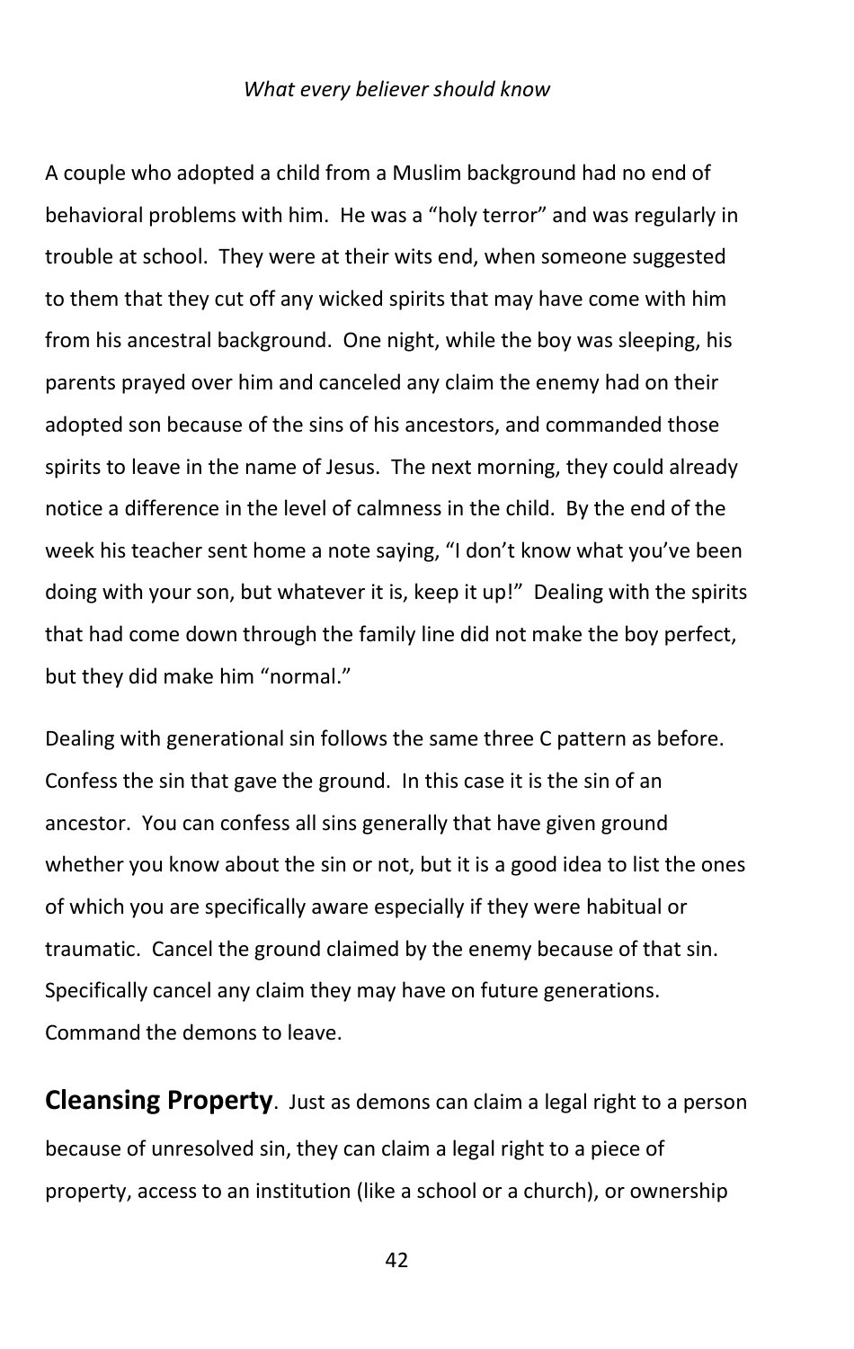A couple who adopted a child from a Muslim background had no end of behavioral problems with him. He was a "holy terror" and was regularly in trouble at school. They were at their wits end, when someone suggested to them that they cut off any wicked spirits that may have come with him from his ancestral background. One night, while the boy was sleeping, his parents prayed over him and canceled any claim the enemy had on their adopted son because of the sins of his ancestors, and commanded those spirits to leave in the name of Jesus. The next morning, they could already notice a difference in the level of calmness in the child. By the end of the week his teacher sent home a note saying, "I don't know what you've been doing with your son, but whatever it is, keep it up!" Dealing with the spirits that had come down through the family line did not make the boy perfect, but they did make him "normal."

Dealing with generational sin follows the same three C pattern as before. Confess the sin that gave the ground. In this case it is the sin of an ancestor. You can confess all sins generally that have given ground whether you know about the sin or not, but it is a good idea to list the ones of which you are specifically aware especially if they were habitual or traumatic. Cancel the ground claimed by the enemy because of that sin. Specifically cancel any claim they may have on future generations. Command the demons to leave.

**Cleansing Property**. Just as demons can claim a legal right to a person because of unresolved sin, they can claim a legal right to a piece of property, access to an institution (like a school or a church), or ownership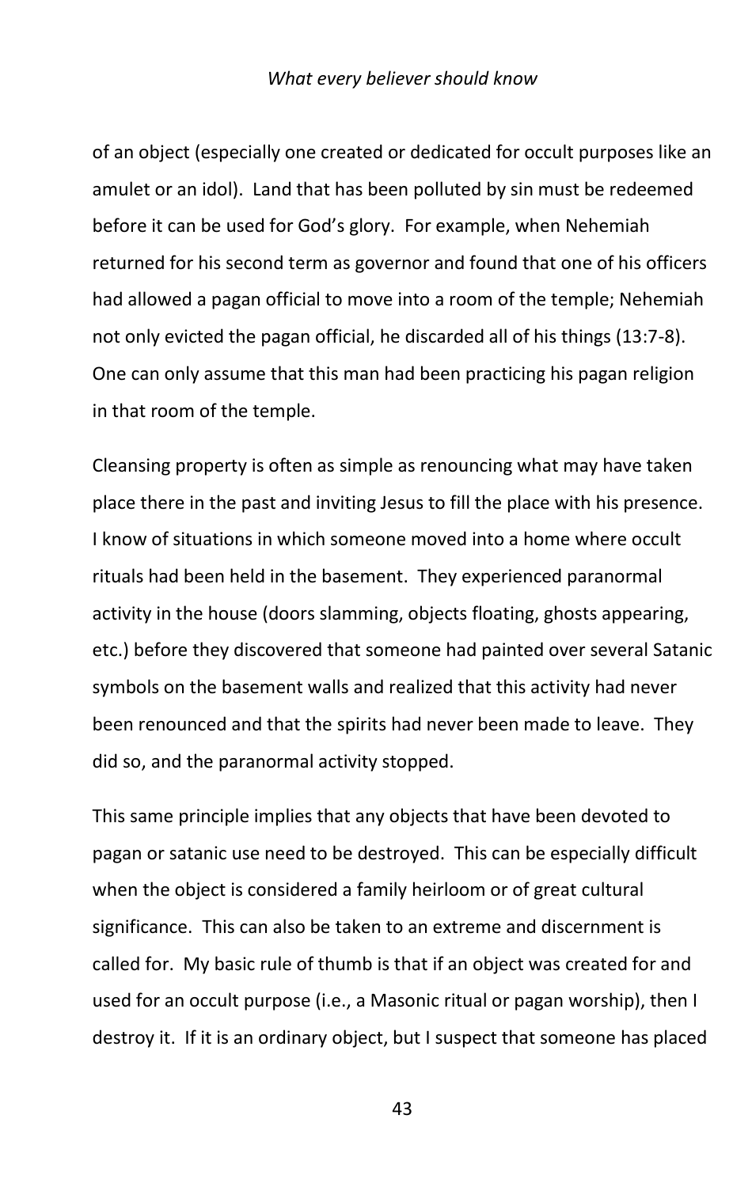of an object (especially one created or dedicated for occult purposes like an amulet or an idol). Land that has been polluted by sin must be redeemed before it can be used for God's glory. For example, when Nehemiah returned for his second term as governor and found that one of his officers had allowed a pagan official to move into a room of the temple; Nehemiah not only evicted the pagan official, he discarded all of his things (13:7-8). One can only assume that this man had been practicing his pagan religion in that room of the temple.

Cleansing property is often as simple as renouncing what may have taken place there in the past and inviting Jesus to fill the place with his presence. I know of situations in which someone moved into a home where occult rituals had been held in the basement. They experienced paranormal activity in the house (doors slamming, objects floating, ghosts appearing, etc.) before they discovered that someone had painted over several Satanic symbols on the basement walls and realized that this activity had never been renounced and that the spirits had never been made to leave. They did so, and the paranormal activity stopped.

This same principle implies that any objects that have been devoted to pagan or satanic use need to be destroyed. This can be especially difficult when the object is considered a family heirloom or of great cultural significance. This can also be taken to an extreme and discernment is called for. My basic rule of thumb is that if an object was created for and used for an occult purpose (i.e., a Masonic ritual or pagan worship), then I destroy it. If it is an ordinary object, but I suspect that someone has placed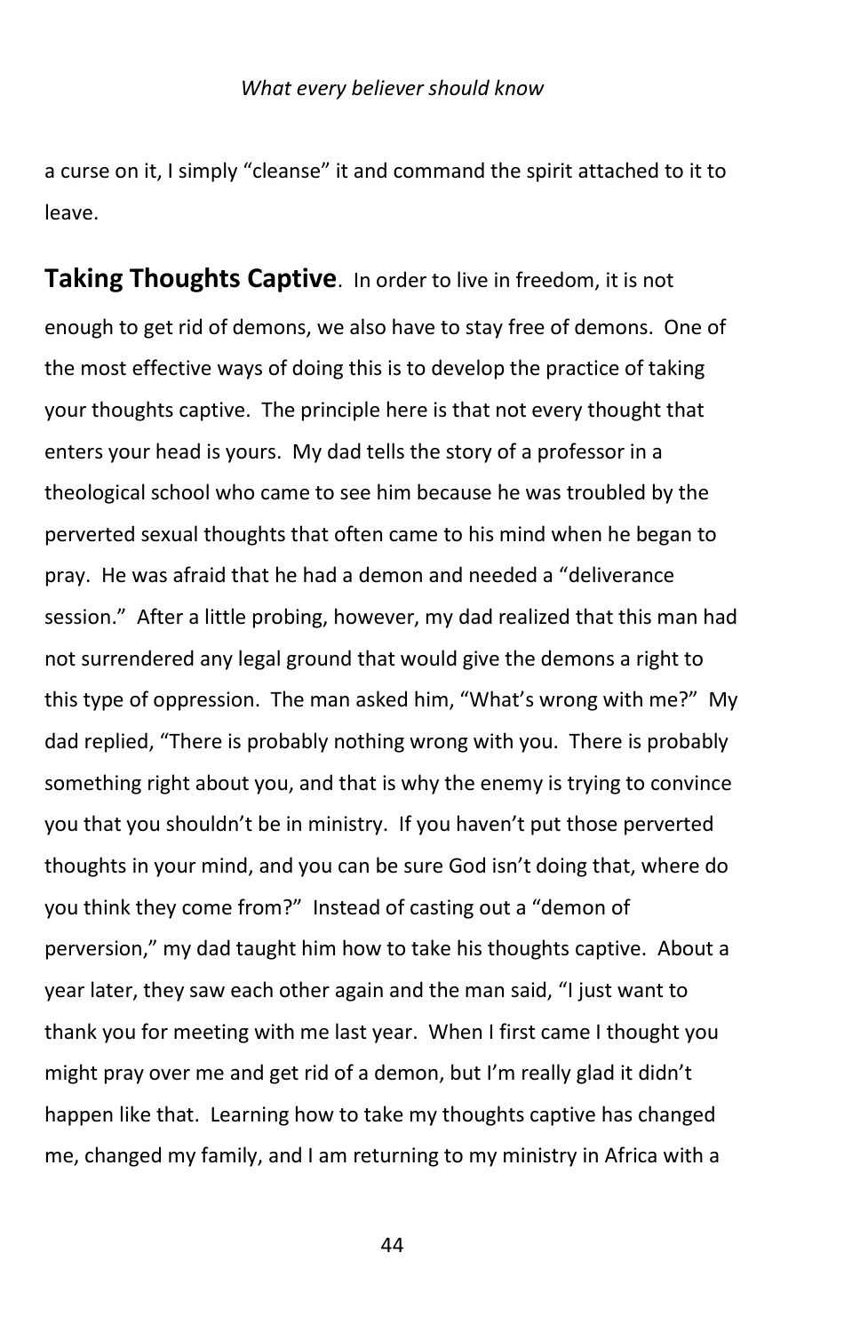a curse on it, I simply "cleanse" it and command the spirit attached to it to leave.

**Taking Thoughts Captive**. In order to live in freedom, it is not enough to get rid of demons, we also have to stay free of demons. One of the most effective ways of doing this is to develop the practice of taking your thoughts captive. The principle here is that not every thought that enters your head is yours. My dad tells the story of a professor in a theological school who came to see him because he was troubled by the perverted sexual thoughts that often came to his mind when he began to pray. He was afraid that he had a demon and needed a "deliverance session." After a little probing, however, my dad realized that this man had not surrendered any legal ground that would give the demons a right to this type of oppression. The man asked him, "What's wrong with me?" My dad replied, "There is probably nothing wrong with you. There is probably something right about you, and that is why the enemy is trying to convince you that you shouldn't be in ministry. If you haven't put those perverted thoughts in your mind, and you can be sure God isn't doing that, where do you think they come from?" Instead of casting out a "demon of perversion," my dad taught him how to take his thoughts captive. About a year later, they saw each other again and the man said, "I just want to thank you for meeting with me last year. When I first came I thought you might pray over me and get rid of a demon, but I'm really glad it didn't happen like that. Learning how to take my thoughts captive has changed me, changed my family, and I am returning to my ministry in Africa with a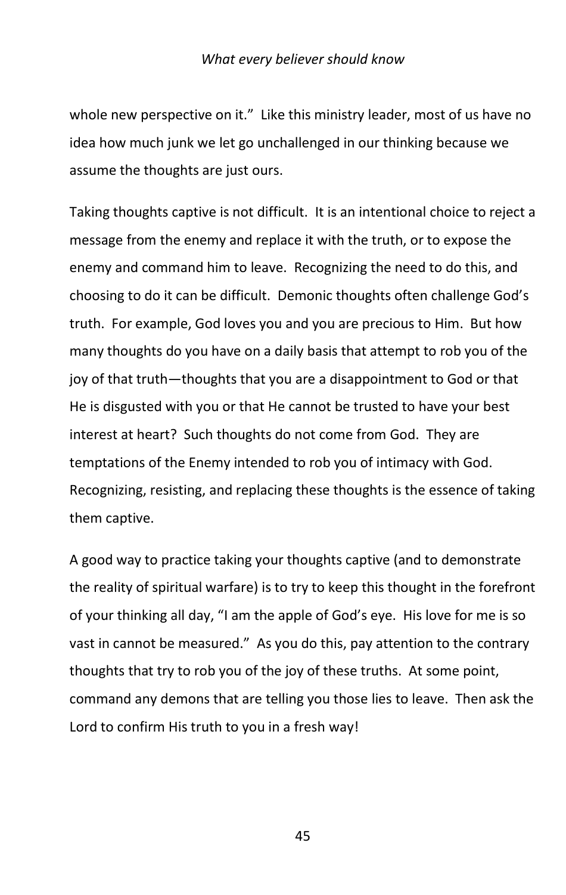whole new perspective on it." Like this ministry leader, most of us have no idea how much junk we let go unchallenged in our thinking because we assume the thoughts are just ours.

Taking thoughts captive is not difficult. It is an intentional choice to reject a message from the enemy and replace it with the truth, or to expose the enemy and command him to leave. Recognizing the need to do this, and choosing to do it can be difficult. Demonic thoughts often challenge God's truth. For example, God loves you and you are precious to Him. But how many thoughts do you have on a daily basis that attempt to rob you of the joy of that truth—thoughts that you are a disappointment to God or that He is disgusted with you or that He cannot be trusted to have your best interest at heart? Such thoughts do not come from God. They are temptations of the Enemy intended to rob you of intimacy with God. Recognizing, resisting, and replacing these thoughts is the essence of taking them captive.

A good way to practice taking your thoughts captive (and to demonstrate the reality of spiritual warfare) is to try to keep this thought in the forefront of your thinking all day, "I am the apple of God's eye. His love for me is so vast in cannot be measured." As you do this, pay attention to the contrary thoughts that try to rob you of the joy of these truths. At some point, command any demons that are telling you those lies to leave. Then ask the Lord to confirm His truth to you in a fresh way!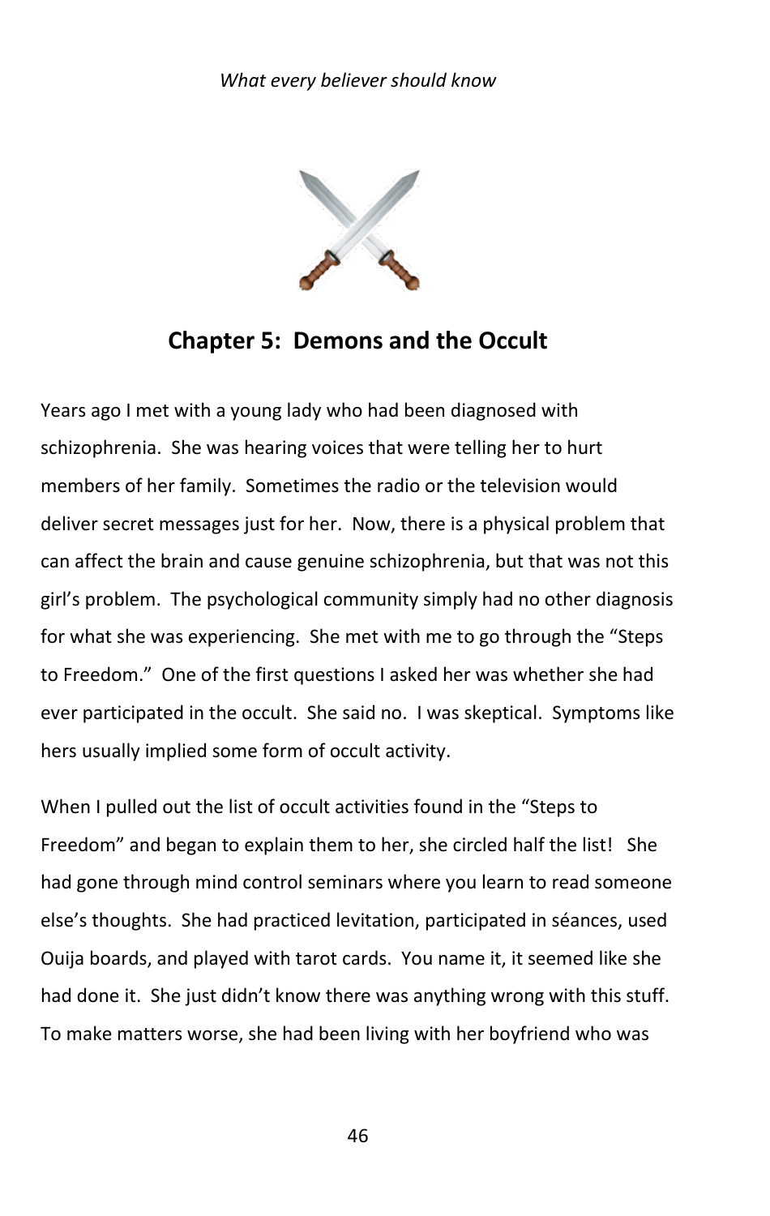# Chapter 5: Demons and the Occult

Years ago I met with a young lady who had been diagnosed with schizophrenia. She was hearing voices that were telling her to hurt members of her family. Sometimes the radio or the television would deliver secret messages just for her. Now, there is a physical problem that can affect the brain and cause genuine schizophrenia, but that was not this girl's problem. The psychological community simply had no other diagnosis for what she was experiencing. She met with me to go through the "Steps to Freedom." One of the first questions I asked her was whether she had ever participated in the occult. She said no. I was skeptical. Symptoms like hers usually implied some form of occult activity.

When I pulled out the list of occult activities found in the "Steps to Freedom" and began to explain them to her, she circled half the list! She had gone through mind control seminars where you learn to read someone else's thoughts. She had practiced levitation, participated in séances, used Ouija boards, and played with tarot cards. You name it, it seemed like she had done it. She just didn't know there was anything wrong with this stuff. To make matters worse, she had been living with her boyfriend who was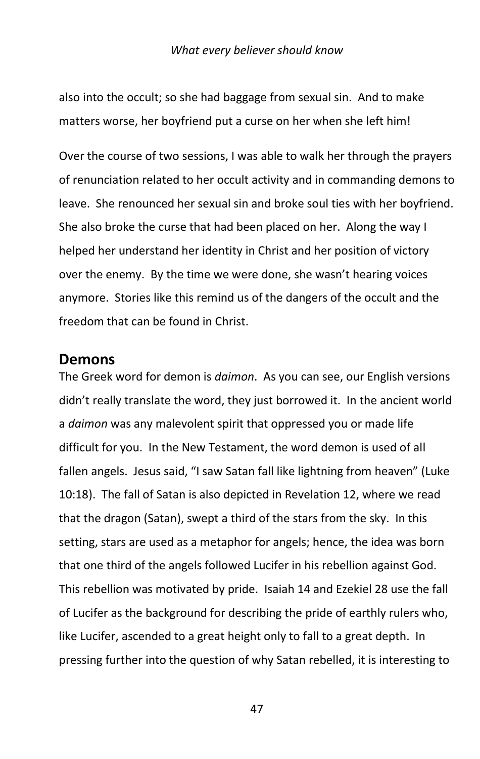also into the occult; so she had baggage from sexual sin. And to make matters worse, her boyfriend put a curse on her when she left him!

Over the course of two sessions, I was able to walk her through the prayers of renunciation related to her occult activity and in commanding demons to leave. She renounced her sexual sin and broke soul ties with her boyfriend. She also broke the curse that had been placed on her. Along the way I helped her understand her identity in Christ and her position of victory over the enemy. By the time we were done, she wasn't hearing voices anymore. Stories like this remind us of the dangers of the occult and the freedom that can be found in Christ.

## Demons

The Greek word for demon is *daimon*. As you can see, our English versions didn't really translate the word, they just borrowed it. In the ancient world a *daimon* was any malevolent spirit that oppressed you or made life difficult for you. In the New Testament, the word demon is used of all fallen angels. Jesus said, "I saw Satan fall like lightning from heaven" (Luke 10:18). The fall of Satan is also depicted in Revelation 12, where we read that the dragon (Satan), swept a third of the stars from the sky. In this setting, stars are used as a metaphor for angels; hence, the idea was born that one third of the angels followed Lucifer in his rebellion against God. This rebellion was motivated by pride. Isaiah 14 and Ezekiel 28 use the fall of Lucifer as the background for describing the pride of earthly rulers who, like Lucifer, ascended to a great height only to fall to a great depth. In pressing further into the question of why Satan rebelled, it is interesting to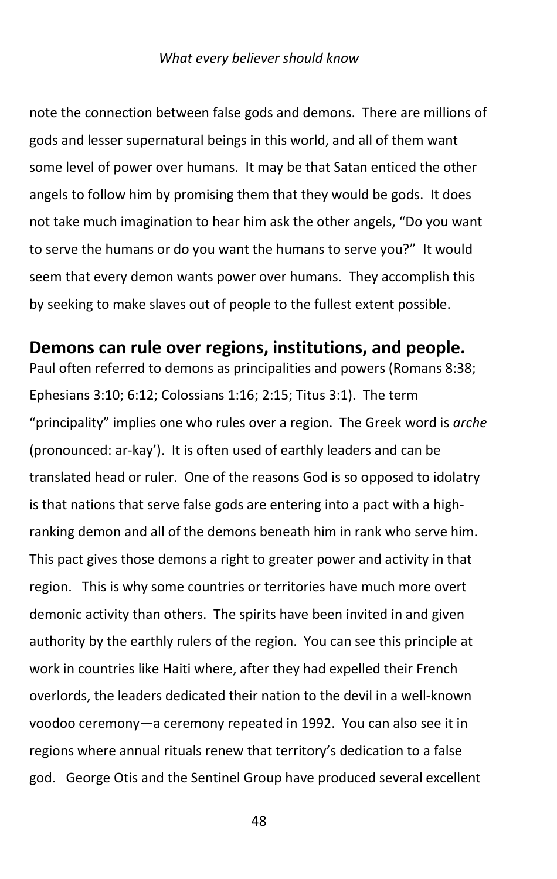note the connection between false gods and demons. There are millions of gods and lesser supernatural beings in this world, and all of them want some level of power over humans. It may be that Satan enticed the other angels to follow him by promising them that they would be gods. It does not take much imagination to hear him ask the other angels, “Do you want to serve the humans or do you want the humans to serve you?” It would seem that every demon wants power over humans. They accomplish this by seeking to make slaves out of people to the fullest extent possible.

## Demons can rule over regions, institutions, and people.

Paul often referred to demons as principalities and powers (Romans 8:38; Ephesians 3:10; 6:12; Colossians 1:16; 2:15; Titus 3:1). The term “principality” implies one who rules over a region. The Greek word is *arche* (pronounced: ar-kay’). It is often used of earthly leaders and can be translated head or ruler. One of the reasons God is so opposed to idolatry is that nations that serve false gods are entering into a pact with a high-ranking demon and all of the demons beneath him in rank who serve him. This pact gives those demons a right to greater power and activity in that region. This is why some countries or territories have much more overt demonic activity than others. The spirits have been invited in and given authority by the earthly rulers of the region. You can see this principle at work in countries like Haiti where, after they had expelled their French overlords, the leaders dedicated their nation to the devil in a well-known voodoo ceremony—a ceremony repeated in 1992. You can also see it in regions where annual rituals renew that territory’s dedication to a false god. George Otis and the Sentinel Group have produced several excellent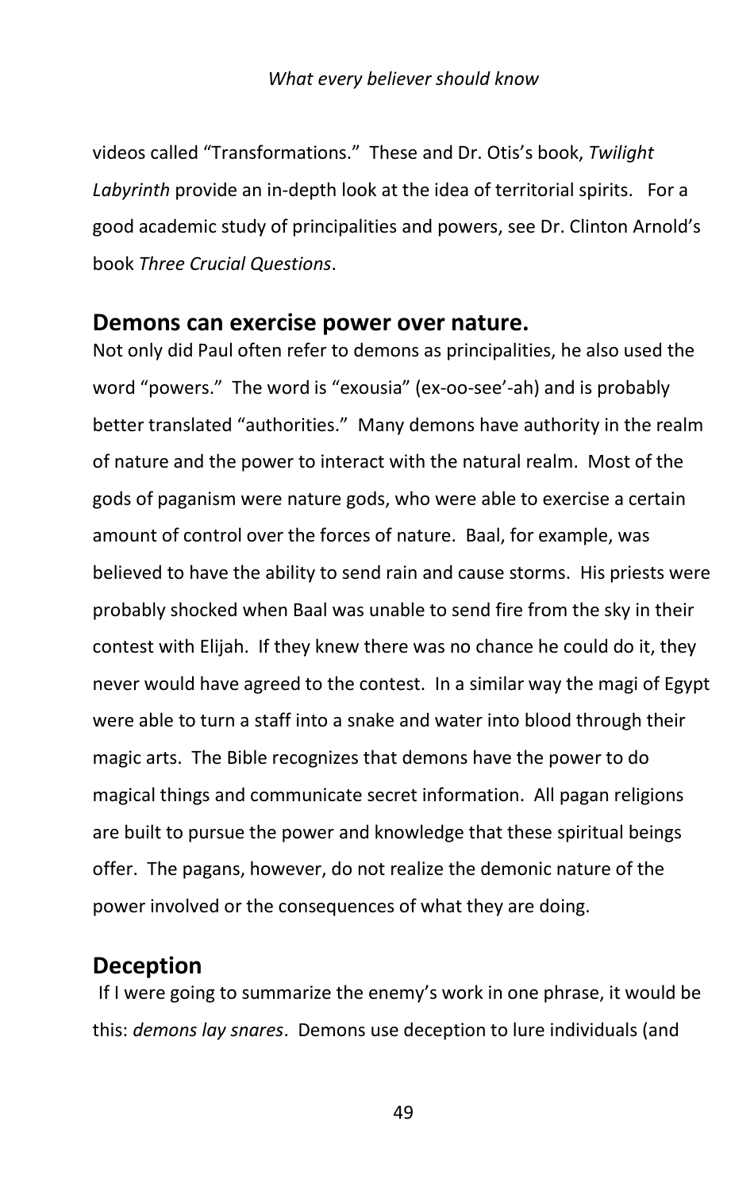videos called "Transformations." These and Dr. Otis's book, *Twilight Labyrinth* provide an in-depth look at the idea of territorial spirits. For a good academic study of principalities and powers, see Dr. Clinton Arnold's book *Three Crucial Questions*.

## Demons can exercise power over nature.

Not only did Paul often refer to demons as principalities, he also used the word "powers." The word is "exousia" (ex-oo-see'-ah) and is probably better translated "authorities." Many demons have authority in the realm of nature and the power to interact with the natural realm. Most of the gods of paganism were nature gods, who were able to exercise a certain amount of control over the forces of nature. Baal, for example, was believed to have the ability to send rain and cause storms. His priests were probably shocked when Baal was unable to send fire from the sky in their contest with Elijah. If they knew there was no chance he could do it, they never would have agreed to the contest. In a similar way the magi of Egypt were able to turn a staff into a snake and water into blood through their magic arts. The Bible recognizes that demons have the power to do magical things and communicate secret information. All pagan religions are built to pursue the power and knowledge that these spiritual beings offer. The pagans, however, do not realize the demonic nature of the power involved or the consequences of what they are doing.

## Deception

If I were going to summarize the enemy's work in one phrase, it would be this: *demons lay snares*. Demons use deception to lure individuals (and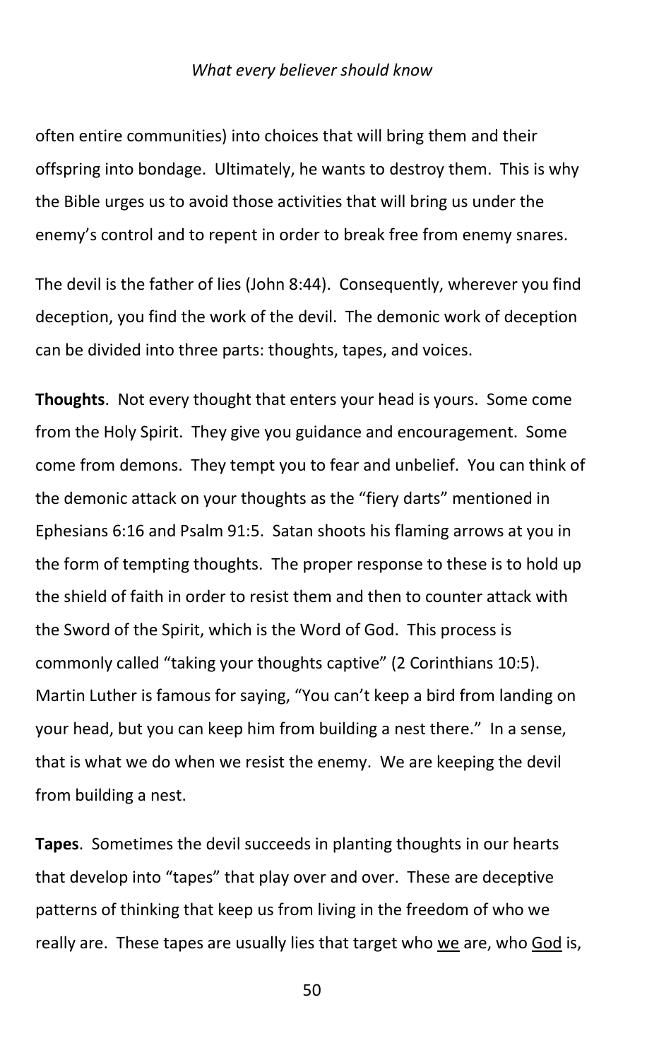often entire communities) into choices that will bring them and their offspring into bondage. Ultimately, he wants to destroy them. This is why the Bible urges us to avoid those activities that will bring us under the enemy's control and to repent in order to break free from enemy snares.

The devil is the father of lies (John 8:44). Consequently, wherever you find deception, you find the work of the devil. The demonic work of deception can be divided into three parts: thoughts, tapes, and voices.

**Thoughts**. Not every thought that enters your head is yours. Some come from the Holy Spirit. They give you guidance and encouragement. Some come from demons. They tempt you to fear and unbelief. You can think of the demonic attack on your thoughts as the "fiery darts" mentioned in Ephesians 6:16 and Psalm 91:5. Satan shoots his flaming arrows at you in the form of tempting thoughts. The proper response to these is to hold up the shield of faith in order to resist them and then to counter attack with the Sword of the Spirit, which is the Word of God. This process is commonly called "taking your thoughts captive" (2 Corinthians 10:5). Martin Luther is famous for saying, "You can't keep a bird from landing on your head, but you can keep him from building a nest there." In a sense, that is what we do when we resist the enemy. We are keeping the devil from building a nest.

**Tapes**. Sometimes the devil succeeds in planting thoughts in our hearts that develop into "tapes" that play over and over. These are deceptive patterns of thinking that keep us from living in the freedom of who we really are. These tapes are usually lies that target who <u>we</u> are, who <u>God</u> is,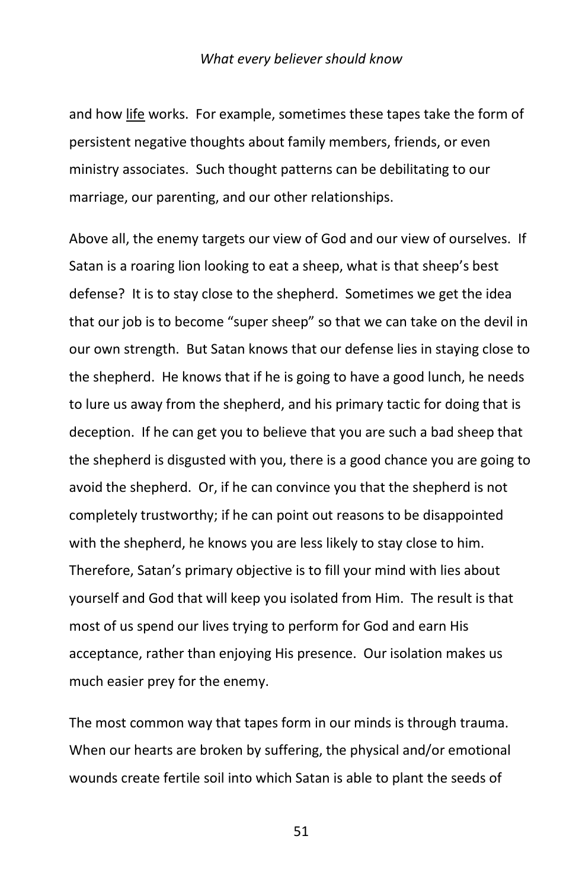and how <u>life</u> works. For example, sometimes these tapes take the form of persistent negative thoughts about family members, friends, or even ministry associates. Such thought patterns can be debilitating to our marriage, our parenting, and our other relationships.

Above all, the enemy targets our view of God and our view of ourselves. If Satan is a roaring lion looking to eat a sheep, what is that sheep's best defense? It is to stay close to the shepherd. Sometimes we get the idea that our job is to become "super sheep" so that we can take on the devil in our own strength. But Satan knows that our defense lies in staying close to the shepherd. He knows that if he is going to have a good lunch, he needs to lure us away from the shepherd, and his primary tactic for doing that is deception. If he can get you to believe that you are such a bad sheep that the shepherd is disgusted with you, there is a good chance you are going to avoid the shepherd. Or, if he can convince you that the shepherd is not completely trustworthy; if he can point out reasons to be disappointed with the shepherd, he knows you are less likely to stay close to him. Therefore, Satan's primary objective is to fill your mind with lies about yourself and God that will keep you isolated from Him. The result is that most of us spend our lives trying to perform for God and earn His acceptance, rather than enjoying His presence. Our isolation makes us much easier prey for the enemy.

The most common way that tapes form in our minds is through trauma. When our hearts are broken by suffering, the physical and/or emotional wounds create fertile soil into which Satan is able to plant the seeds of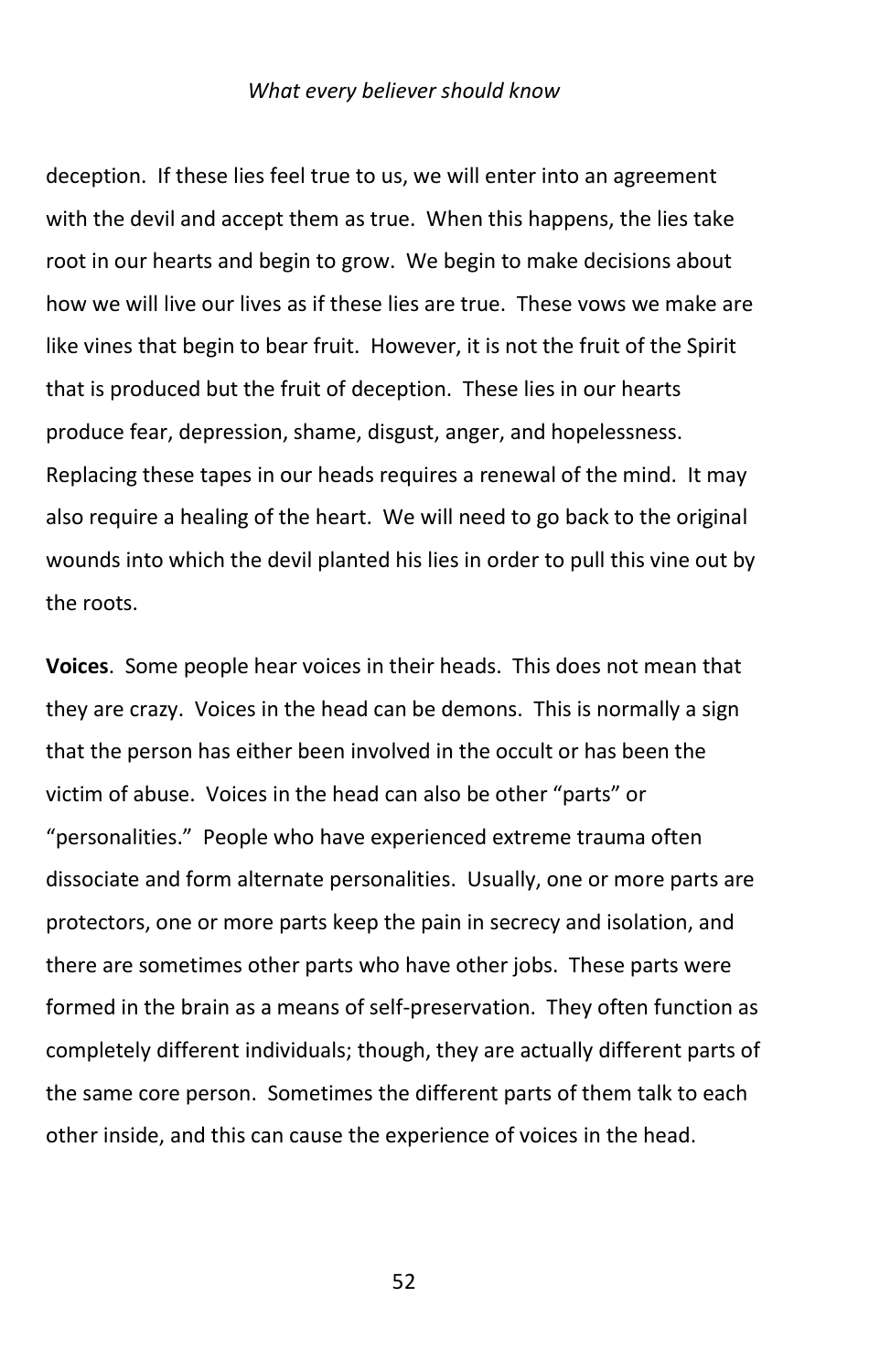deception. If these lies feel true to us, we will enter into an agreement with the devil and accept them as true. When this happens, the lies take root in our hearts and begin to grow. We begin to make decisions about how we will live our lives as if these lies are true. These vows we make are like vines that begin to bear fruit. However, it is not the fruit of the Spirit that is produced but the fruit of deception. These lies in our hearts produce fear, depression, shame, disgust, anger, and hopelessness. Replacing these tapes in our heads requires a renewal of the mind. It may also require a healing of the heart. We will need to go back to the original wounds into which the devil planted his lies in order to pull this vine out by the roots.

**Voices**. Some people hear voices in their heads. This does not mean that they are crazy. Voices in the head can be demons. This is normally a sign that the person has either been involved in the occult or has been the victim of abuse. Voices in the head can also be other "parts" or "personalities." People who have experienced extreme trauma often dissociate and form alternate personalities. Usually, one or more parts are protectors, one or more parts keep the pain in secrecy and isolation, and there are sometimes other parts who have other jobs. These parts were formed in the brain as a means of self-preservation. They often function as completely different individuals; though, they are actually different parts of the same core person. Sometimes the different parts of them talk to each other inside, and this can cause the experience of voices in the head.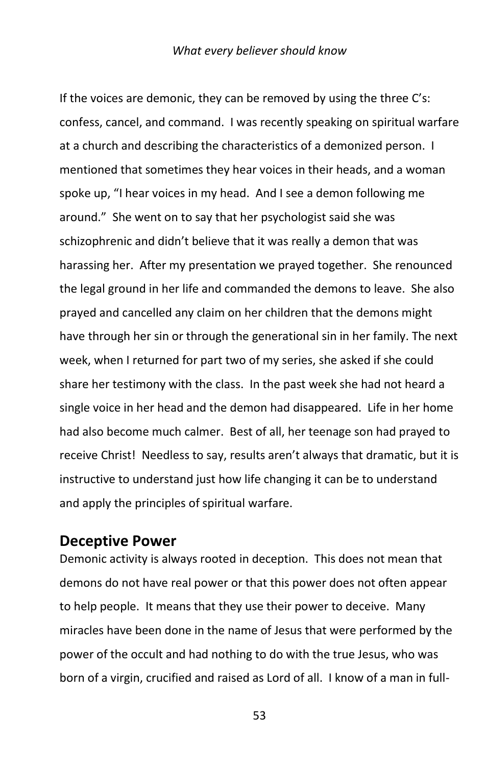If the voices are demonic, they can be removed by using the three C's: confess, cancel, and command. I was recently speaking on spiritual warfare at a church and describing the characteristics of a demonized person. I mentioned that sometimes they hear voices in their heads, and a woman spoke up, "I hear voices in my head. And I see a demon following me around." She went on to say that her psychologist said she was schizophrenic and didn't believe that it was really a demon that was harassing her. After my presentation we prayed together. She renounced the legal ground in her life and commanded the demons to leave. She also prayed and cancelled any claim on her children that the demons might have through her sin or through the generational sin in her family. The next week, when I returned for part two of my series, she asked if she could share her testimony with the class. In the past week she had not heard a single voice in her head and the demon had disappeared. Life in her home had also become much calmer. Best of all, her teenage son had prayed to receive Christ! Needless to say, results aren't always that dramatic, but it is instructive to understand just how life changing it can be to understand and apply the principles of spiritual warfare.

## Deceptive Power

Demonic activity is always rooted in deception. This does not mean that demons do not have real power or that this power does not often appear to help people. It means that they use their power to deceive. Many miracles have been done in the name of Jesus that were performed by the power of the occult and had nothing to do with the true Jesus, who was born of a virgin, crucified and raised as Lord of all. I know of a man in full-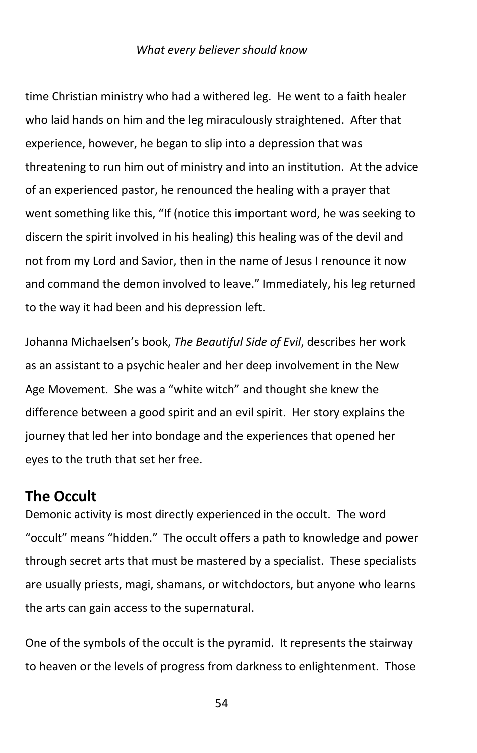time Christian ministry who had a withered leg. He went to a faith healer who laid hands on him and the leg miraculously straightened. After that experience, however, he began to slip into a depression that was threatening to run him out of ministry and into an institution. At the advice of an experienced pastor, he renounced the healing with a prayer that went something like this, "If (notice this important word, he was seeking to discern the spirit involved in his healing) this healing was of the devil and not from my Lord and Savior, then in the name of Jesus I renounce it now and command the demon involved to leave." Immediately, his leg returned to the way it had been and his depression left.

Johanna Michaelsen's book, *The Beautiful Side of Evil*, describes her work as an assistant to a psychic healer and her deep involvement in the New Age Movement. She was a "white witch" and thought she knew the difference between a good spirit and an evil spirit. Her story explains the journey that led her into bondage and the experiences that opened her eyes to the truth that set her free.

## The Occult

Demonic activity is most directly experienced in the occult. The word "occult" means "hidden." The occult offers a path to knowledge and power through secret arts that must be mastered by a specialist. These specialists are usually priests, magi, shamans, or witchdoctors, but anyone who learns the arts can gain access to the supernatural.

One of the symbols of the occult is the pyramid. It represents the stairway to heaven or the levels of progress from darkness to enlightenment. Those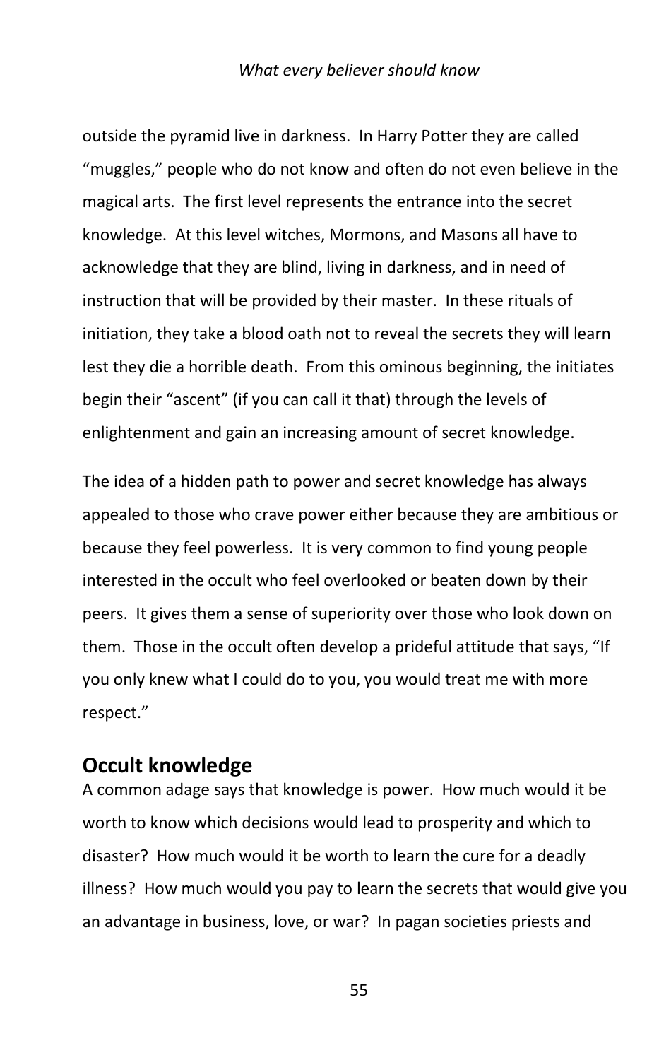outside the pyramid live in darkness. In Harry Potter they are called "muggles," people who do not know and often do not even believe in the magical arts. The first level represents the entrance into the secret knowledge. At this level witches, Mormons, and Masons all have to acknowledge that they are blind, living in darkness, and in need of instruction that will be provided by their master. In these rituals of initiation, they take a blood oath not to reveal the secrets they will learn lest they die a horrible death. From this ominous beginning, the initiates begin their "ascent" (if you can call it that) through the levels of enlightenment and gain an increasing amount of secret knowledge.

The idea of a hidden path to power and secret knowledge has always appealed to those who crave power either because they are ambitious or because they feel powerless. It is very common to find young people interested in the occult who feel overlooked or beaten down by their peers. It gives them a sense of superiority over those who look down on them. Those in the occult often develop a prideful attitude that says, "If you only knew what I could do to you, you would treat me with more respect."

## Occult knowledge

A common adage says that knowledge is power. How much would it be worth to know which decisions would lead to prosperity and which to disaster? How much would it be worth to learn the cure for a deadly illness? How much would you pay to learn the secrets that would give you an advantage in business, love, or war? In pagan societies priests and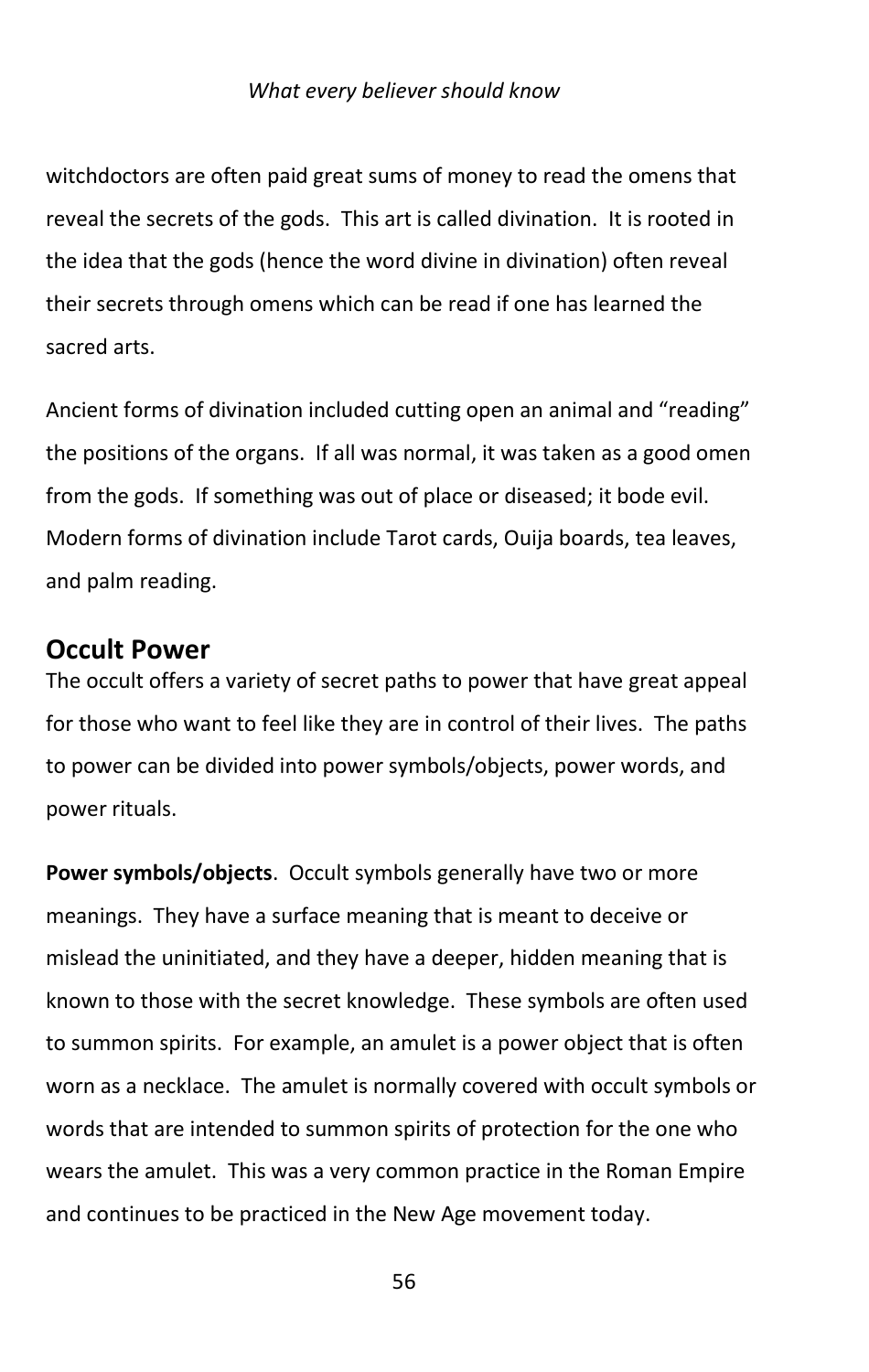witchdoctors are often paid great sums of money to read the omens that reveal the secrets of the gods. This art is called divination. It is rooted in the idea that the gods (hence the word divine in divination) often reveal their secrets through omens which can be read if one has learned the sacred arts.

Ancient forms of divination included cutting open an animal and "reading" the positions of the organs. If all was normal, it was taken as a good omen from the gods. If something was out of place or diseased; it bode evil. Modern forms of divination include Tarot cards, Ouija boards, tea leaves, and palm reading.

## Occult Power

The occult offers a variety of secret paths to power that have great appeal for those who want to feel like they are in control of their lives. The paths to power can be divided into power symbols/objects, power words, and power rituals.

**Power symbols/objects**. Occult symbols generally have two or more meanings. They have a surface meaning that is meant to deceive or mislead the uninitiated, and they have a deeper, hidden meaning that is known to those with the secret knowledge. These symbols are often used to summon spirits. For example, an amulet is a power object that is often worn as a necklace. The amulet is normally covered with occult symbols or words that are intended to summon spirits of protection for the one who wears the amulet. This was a very common practice in the Roman Empire and continues to be practiced in the New Age movement today.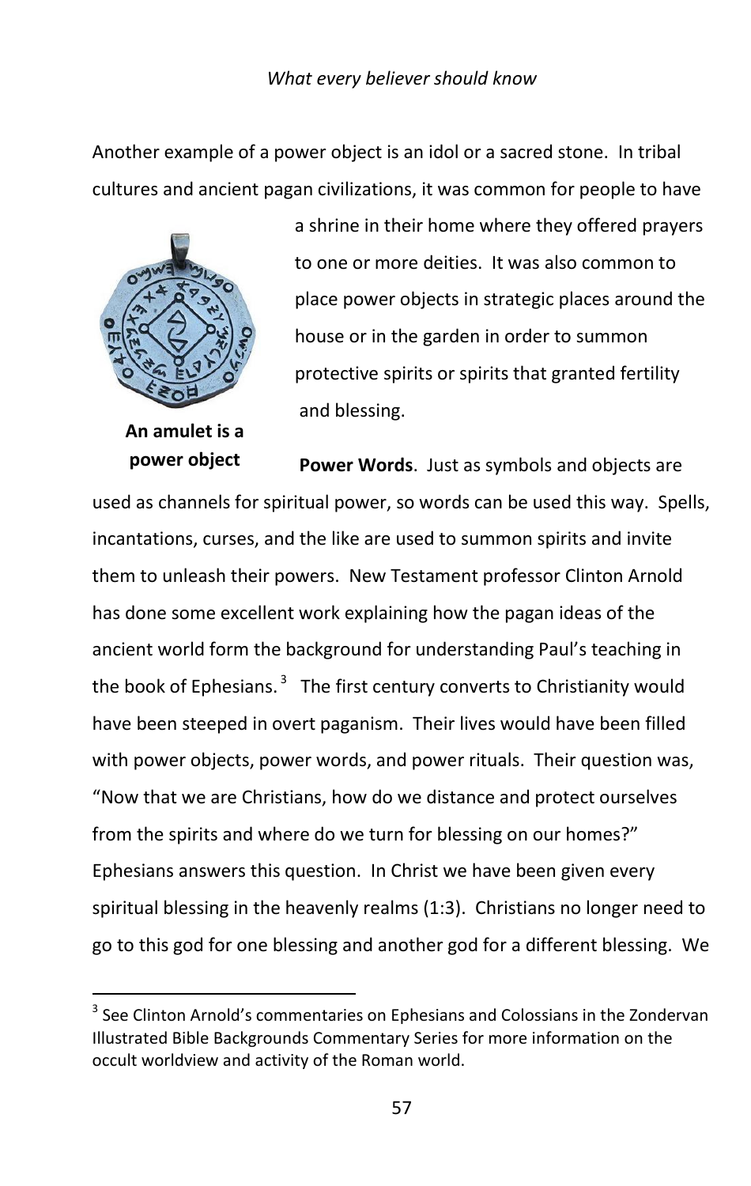Another example of a power object is an idol or a sacred stone. In tribal cultures and ancient pagan civilizations, it was common for people to have a shrine in their home where they offered prayers to one or more deities. It was also common to place power objects in strategic places around the house or in the garden in order to summon protective spirits or spirits that granted fertility and blessing.

**An amulet is a power object**

**Power Words**. Just as symbols and objects are used as channels for spiritual power, so words can be used this way. Spells, incantations, curses, and the like are used to summon spirits and invite them to unleash their powers. New Testament professor Clinton Arnold has done some excellent work explaining how the pagan ideas of the ancient world form the background for understanding Paul's teaching in the book of Ephesians.[3] The first century converts to Christianity would have been steeped in overt paganism. Their lives would have been filled with power objects, power words, and power rituals. Their question was, "Now that we are Christians, how do we distance and protect ourselves from the spirits and where do we turn for blessing on our homes?" Ephesians answers this question. In Christ we have been given every spiritual blessing in the heavenly realms (1:3). Christians no longer need to go to this god for one blessing and another god for a different blessing. We

---

[3] See Clinton Arnold's commentaries on Ephesians and Colossians in the Zondervan Illustrated Bible Backgrounds Commentary Series for more information on the occult worldview and activity of the Roman world.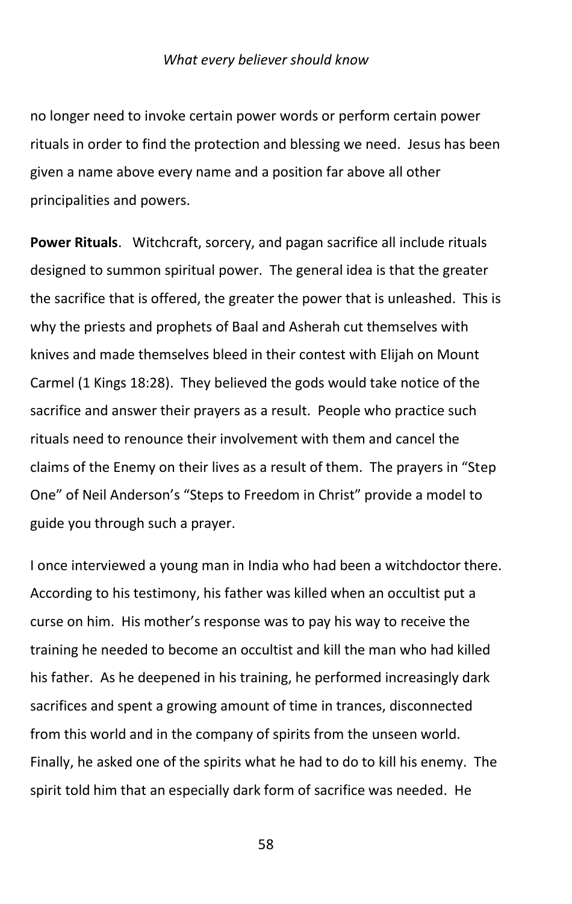no longer need to invoke certain power words or perform certain power rituals in order to find the protection and blessing we need. Jesus has been given a name above every name and a position far above all other principalities and powers.

**Power Rituals**. Witchcraft, sorcery, and pagan sacrifice all include rituals designed to summon spiritual power. The general idea is that the greater the sacrifice that is offered, the greater the power that is unleashed. This is why the priests and prophets of Baal and Asherah cut themselves with knives and made themselves bleed in their contest with Elijah on Mount Carmel (1 Kings 18:28). They believed the gods would take notice of the sacrifice and answer their prayers as a result. People who practice such rituals need to renounce their involvement with them and cancel the claims of the Enemy on their lives as a result of them. The prayers in "Step One" of Neil Anderson's "Steps to Freedom in Christ" provide a model to guide you through such a prayer.

I once interviewed a young man in India who had been a witchdoctor there. According to his testimony, his father was killed when an occultist put a curse on him. His mother's response was to pay his way to receive the training he needed to become an occultist and kill the man who had killed his father. As he deepened in his training, he performed increasingly dark sacrifices and spent a growing amount of time in trances, disconnected from this world and in the company of spirits from the unseen world. Finally, he asked one of the spirits what he had to do to kill his enemy. The spirit told him that an especially dark form of sacrifice was needed. He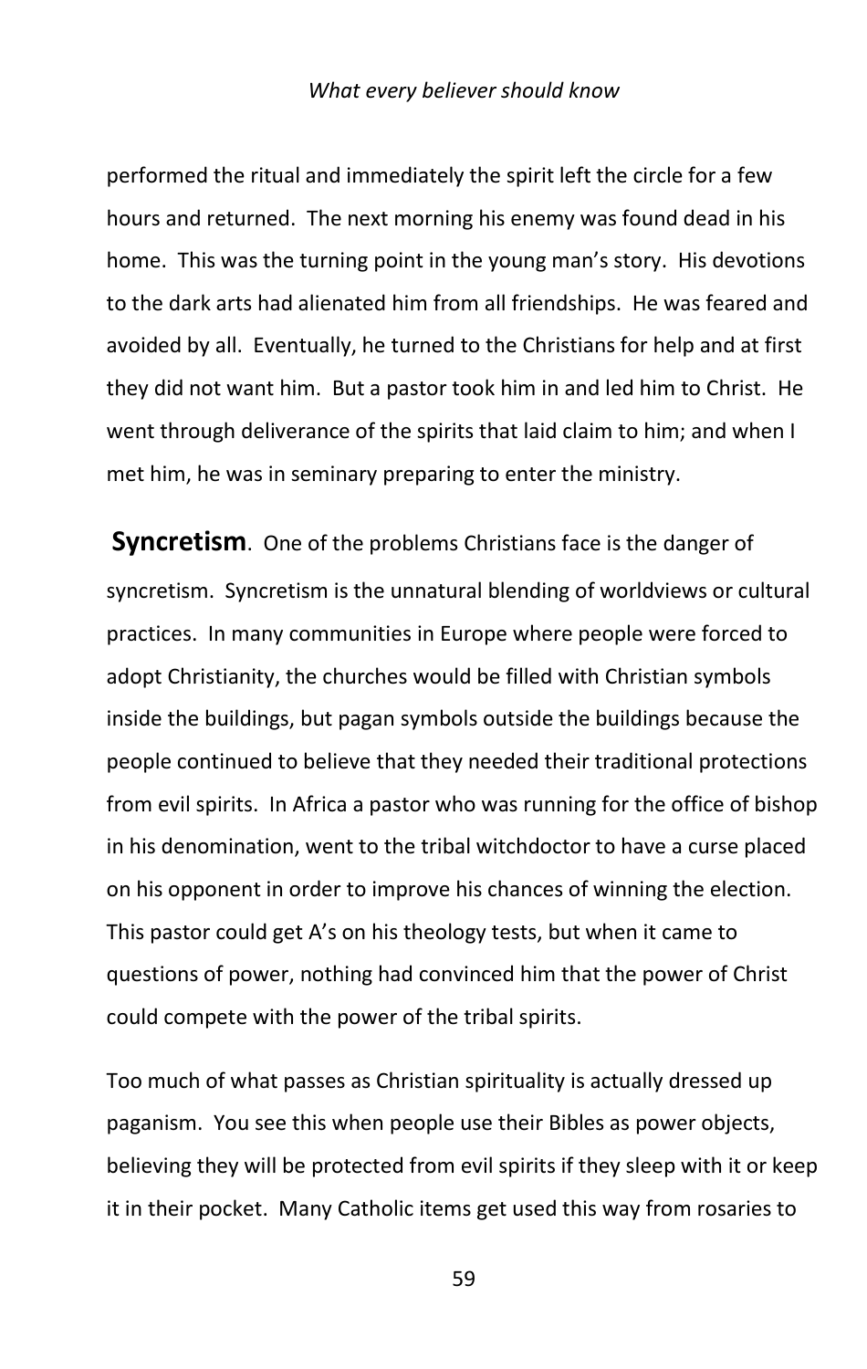performed the ritual and immediately the spirit left the circle for a few hours and returned. The next morning his enemy was found dead in his home. This was the turning point in the young man's story. His devotions to the dark arts had alienated him from all friendships. He was feared and avoided by all. Eventually, he turned to the Christians for help and at first they did not want him. But a pastor took him in and led him to Christ. He went through deliverance of the spirits that laid claim to him; and when I met him, he was in seminary preparing to enter the ministry.

**Syncretism**. One of the problems Christians face is the danger of syncretism. Syncretism is the unnatural blending of worldviews or cultural practices. In many communities in Europe where people were forced to adopt Christianity, the churches would be filled with Christian symbols inside the buildings, but pagan symbols outside the buildings because the people continued to believe that they needed their traditional protections from evil spirits. In Africa a pastor who was running for the office of bishop in his denomination, went to the tribal witchdoctor to have a curse placed on his opponent in order to improve his chances of winning the election. This pastor could get A's on his theology tests, but when it came to questions of power, nothing had convinced him that the power of Christ could compete with the power of the tribal spirits.

Too much of what passes as Christian spirituality is actually dressed up paganism. You see this when people use their Bibles as power objects, believing they will be protected from evil spirits if they sleep with it or keep it in their pocket. Many Catholic items get used this way from rosaries to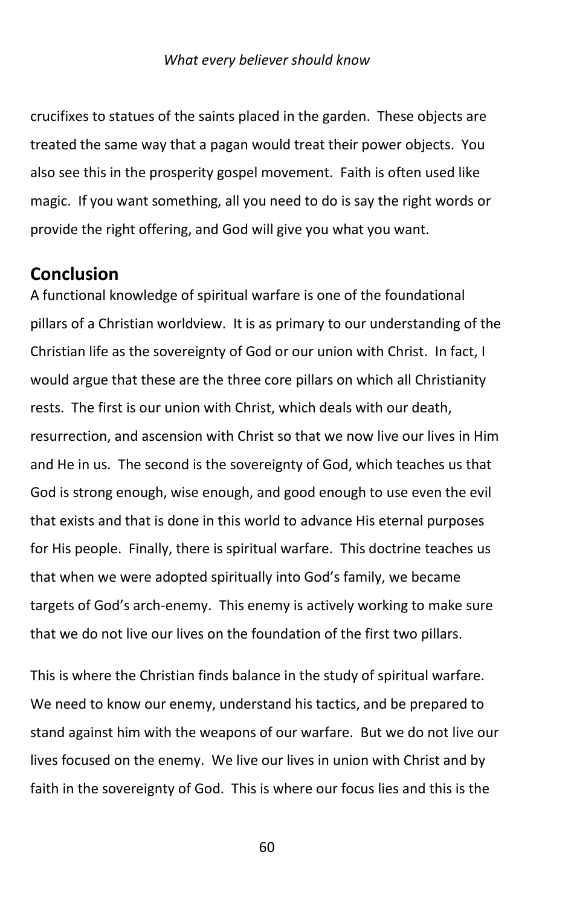crucifixes to statues of the saints placed in the garden. These objects are treated the same way that a pagan would treat their power objects. You also see this in the prosperity gospel movement. Faith is often used like magic. If you want something, all you need to do is say the right words or provide the right offering, and God will give you what you want.

## Conclusion

A functional knowledge of spiritual warfare is one of the foundational pillars of a Christian worldview. It is as primary to our understanding of the Christian life as the sovereignty of God or our union with Christ. In fact, I would argue that these are the three core pillars on which all Christianity rests. The first is our union with Christ, which deals with our death, resurrection, and ascension with Christ so that we now live our lives in Him and He in us. The second is the sovereignty of God, which teaches us that God is strong enough, wise enough, and good enough to use even the evil that exists and that is done in this world to advance His eternal purposes for His people. Finally, there is spiritual warfare. This doctrine teaches us that when we were adopted spiritually into God's family, we became targets of God's arch-enemy. This enemy is actively working to make sure that we do not live our lives on the foundation of the first two pillars.

This is where the Christian finds balance in the study of spiritual warfare. We need to know our enemy, understand his tactics, and be prepared to stand against him with the weapons of our warfare. But we do not live our lives focused on the enemy. We live our lives in union with Christ and by faith in the sovereignty of God. This is where our focus lies and this is the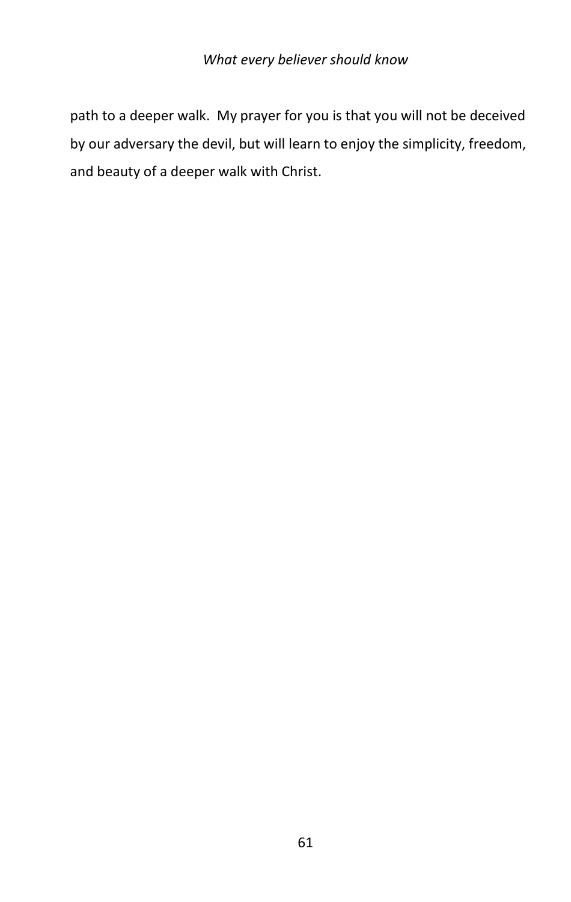path to a deeper walk.  My prayer for you is that you will not be deceived by our adversary the devil, but will learn to enjoy the simplicity, freedom, and beauty of a deeper walk with Christ.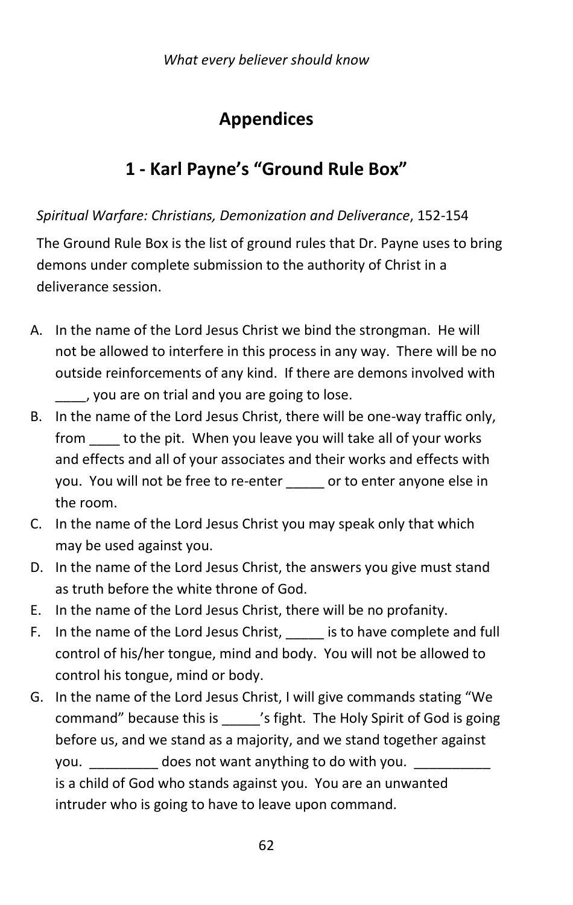# Appendices

## 1 - Karl Payne's "Ground Rule Box"

*Spiritual Warfare: Christians, Demonization and Deliverance*, 152-154

The Ground Rule Box is the list of ground rules that Dr. Payne uses to bring demons under complete submission to the authority of Christ in a deliverance session.

A. In the name of the Lord Jesus Christ we bind the strongman. He will not be allowed to interfere in this process in any way. There will be no outside reinforcements of any kind. If there are demons involved with ____, you are on trial and you are going to lose.

B. In the name of the Lord Jesus Christ, there will be one-way traffic only, from ____ to the pit. When you leave you will take all of your works and effects and all of your associates and their works and effects with you. You will not be free to re-enter _____ or to enter anyone else in the room.

C. In the name of the Lord Jesus Christ you may speak only that which may be used against you.

D. In the name of the Lord Jesus Christ, the answers you give must stand as truth before the white throne of God.

E. In the name of the Lord Jesus Christ, there will be no profanity.

F. In the name of the Lord Jesus Christ, _____ is to have complete and full control of his/her tongue, mind and body. You will not be allowed to control his tongue, mind or body.

G. In the name of the Lord Jesus Christ, I will give commands stating "We command" because this is _____'s fight. The Holy Spirit of God is going before us, and we stand as a majority, and we stand together against you. _________ does not want anything to do with you. __________ is a child of God who stands against you. You are an unwanted intruder who is going to have to leave upon command.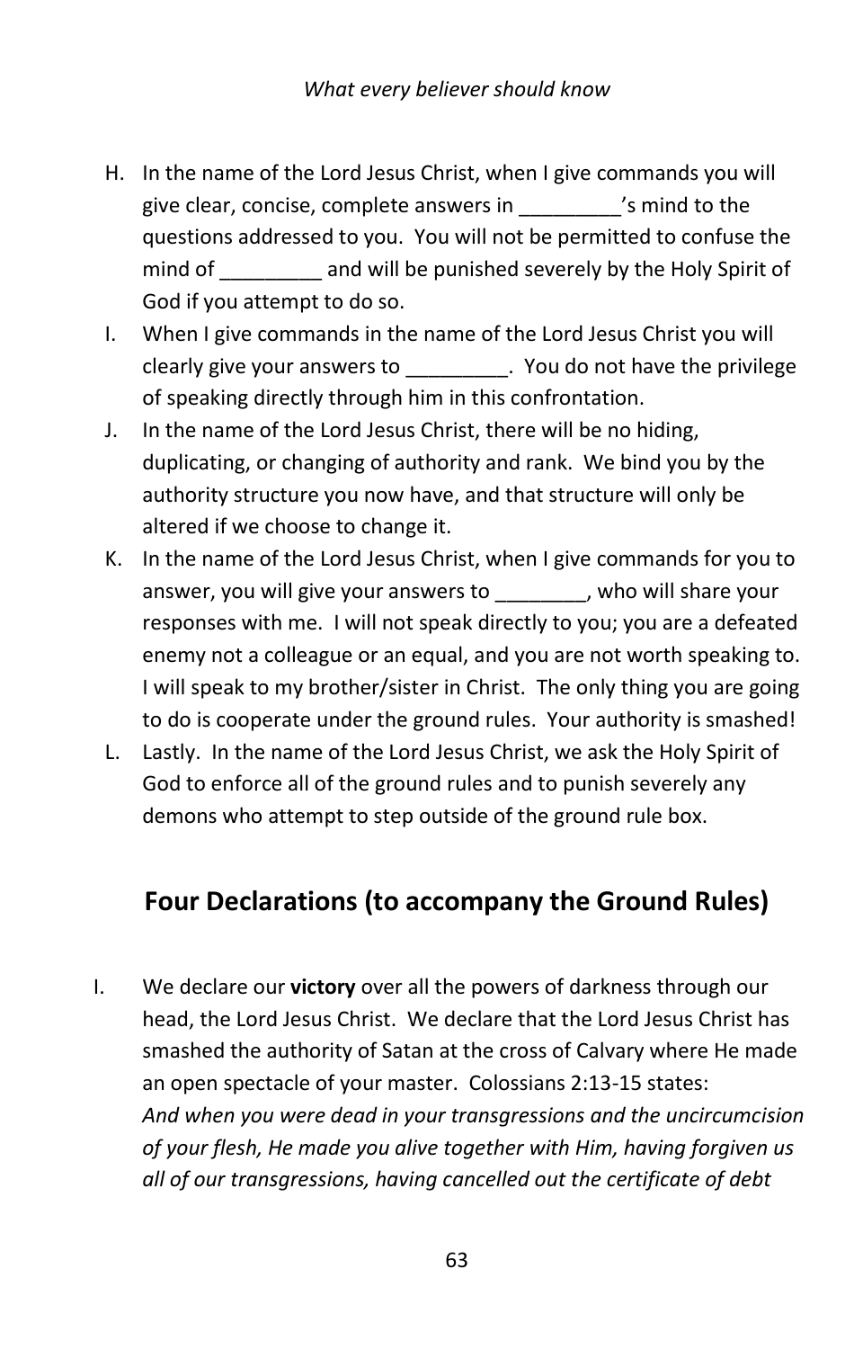H. In the name of the Lord Jesus Christ, when I give commands you will give clear, concise, complete answers in _________'s mind to the questions addressed to you. You will not be permitted to confuse the mind of _________ and will be punished severely by the Holy Spirit of God if you attempt to do so.

I. When I give commands in the name of the Lord Jesus Christ you will clearly give your answers to _________. You do not have the privilege of speaking directly through him in this confrontation.

J. In the name of the Lord Jesus Christ, there will be no hiding, duplicating, or changing of authority and rank. We bind you by the authority structure you now have, and that structure will only be altered if we choose to change it.

K. In the name of the Lord Jesus Christ, when I give commands for you to answer, you will give your answers to ________, who will share your responses with me. I will not speak directly to you; you are a defeated enemy not a colleague or an equal, and you are not worth speaking to. I will speak to my brother/sister in Christ. The only thing you are going to do is cooperate under the ground rules. Your authority is smashed!

L. Lastly. In the name of the Lord Jesus Christ, we ask the Holy Spirit of God to enforce all of the ground rules and to punish severely any demons who attempt to step outside of the ground rule box.

## Four Declarations (to accompany the Ground Rules)

I. We declare our **victory** over all the powers of darkness through our head, the Lord Jesus Christ. We declare that the Lord Jesus Christ has smashed the authority of Satan at the cross of Calvary where He made an open spectacle of your master. Colossians 2:13-15 states: *And when you were dead in your transgressions and the uncircumcision of your flesh, He made you alive together with Him, having forgiven us all of our transgressions, having cancelled out the certificate of debt*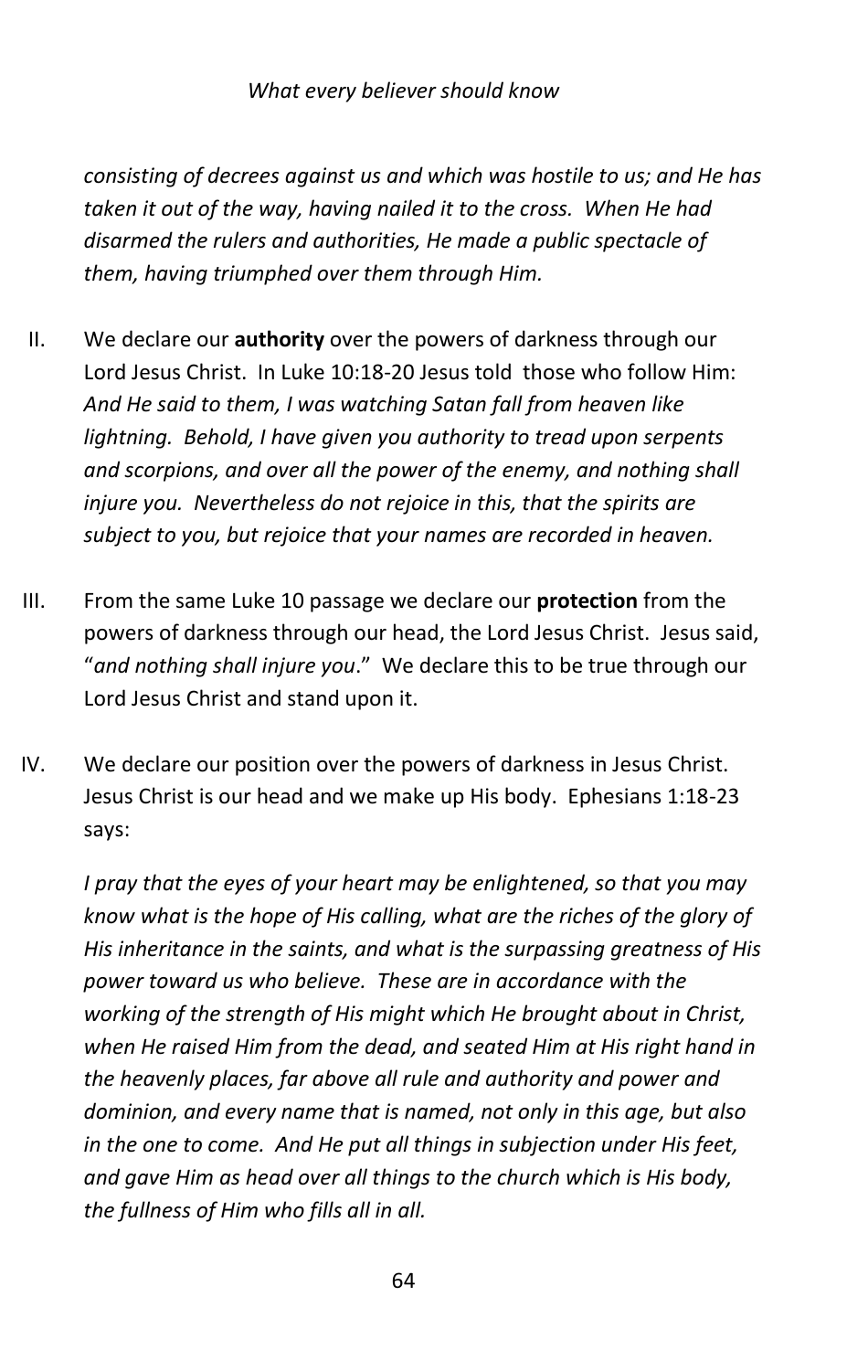*consisting of decrees against us and which was hostile to us; and He has taken it out of the way, having nailed it to the cross. When He had disarmed the rulers and authorities, He made a public spectacle of them, having triumphed over them through Him.*

II. We declare our **authority** over the powers of darkness through our Lord Jesus Christ. In Luke 10:18-20 Jesus told those who follow Him: *And He said to them, I was watching Satan fall from heaven like lightning. Behold, I have given you authority to tread upon serpents and scorpions, and over all the power of the enemy, and nothing shall injure you. Nevertheless do not rejoice in this, that the spirits are subject to you, but rejoice that your names are recorded in heaven.*

III. From the same Luke 10 passage we declare our **protection** from the powers of darkness through our head, the Lord Jesus Christ. Jesus said, "*and nothing shall injure you*." We declare this to be true through our Lord Jesus Christ and stand upon it.

IV. We declare our position over the powers of darkness in Jesus Christ. Jesus Christ is our head and we make up His body. Ephesians 1:18-23 says:

*I pray that the eyes of your heart may be enlightened, so that you may know what is the hope of His calling, what are the riches of the glory of His inheritance in the saints, and what is the surpassing greatness of His power toward us who believe. These are in accordance with the working of the strength of His might which He brought about in Christ, when He raised Him from the dead, and seated Him at His right hand in the heavenly places, far above all rule and authority and power and dominion, and every name that is named, not only in this age, but also in the one to come. And He put all things in subjection under His feet, and gave Him as head over all things to the church which is His body, the fullness of Him who fills all in all.*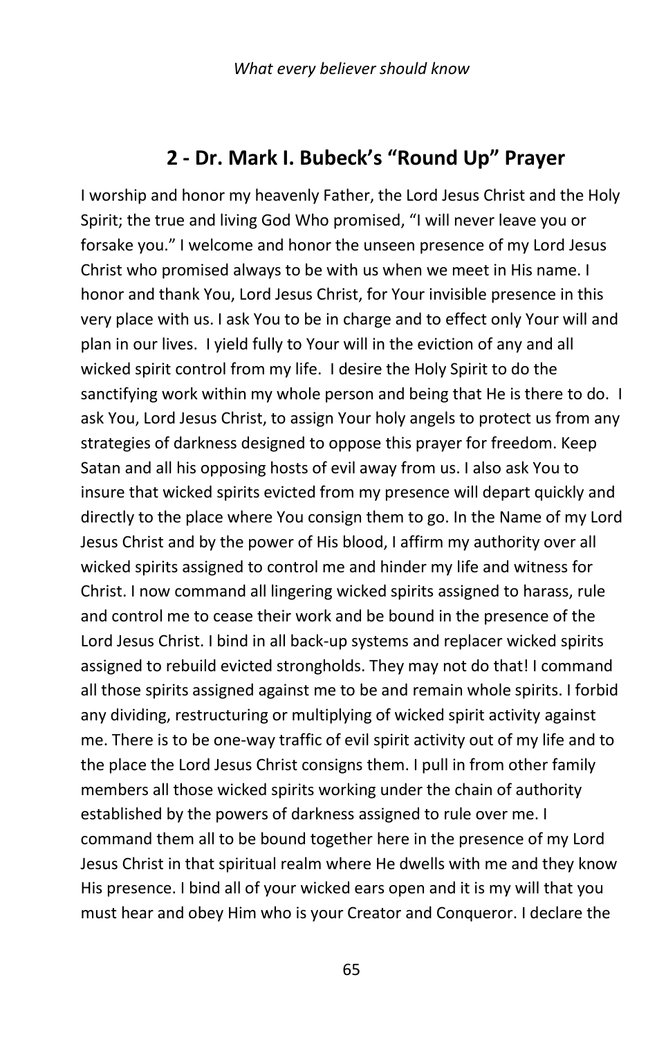## 2 - Dr. Mark I. Bubeck's "Round Up" Prayer

I worship and honor my heavenly Father, the Lord Jesus Christ and the Holy Spirit; the true and living God Who promised, "I will never leave you or forsake you." I welcome and honor the unseen presence of my Lord Jesus Christ who promised always to be with us when we meet in His name. I honor and thank You, Lord Jesus Christ, for Your invisible presence in this very place with us. I ask You to be in charge and to effect only Your will and plan in our lives. I yield fully to Your will in the eviction of any and all wicked spirit control from my life. I desire the Holy Spirit to do the sanctifying work within my whole person and being that He is there to do. I ask You, Lord Jesus Christ, to assign Your holy angels to protect us from any strategies of darkness designed to oppose this prayer for freedom. Keep Satan and all his opposing hosts of evil away from us. I also ask You to insure that wicked spirits evicted from my presence will depart quickly and directly to the place where You consign them to go. In the Name of my Lord Jesus Christ and by the power of His blood, I affirm my authority over all wicked spirits assigned to control me and hinder my life and witness for Christ. I now command all lingering wicked spirits assigned to harass, rule and control me to cease their work and be bound in the presence of the Lord Jesus Christ. I bind in all back-up systems and replacer wicked spirits assigned to rebuild evicted strongholds. They may not do that! I command all those spirits assigned against me to be and remain whole spirits. I forbid any dividing, restructuring or multiplying of wicked spirit activity against me. There is to be one-way traffic of evil spirit activity out of my life and to the place the Lord Jesus Christ consigns them. I pull in from other family members all those wicked spirits working under the chain of authority established by the powers of darkness assigned to rule over me. I command them all to be bound together here in the presence of my Lord Jesus Christ in that spiritual realm where He dwells with me and they know His presence. I bind all of your wicked ears open and it is my will that you must hear and obey Him who is your Creator and Conqueror. I declare the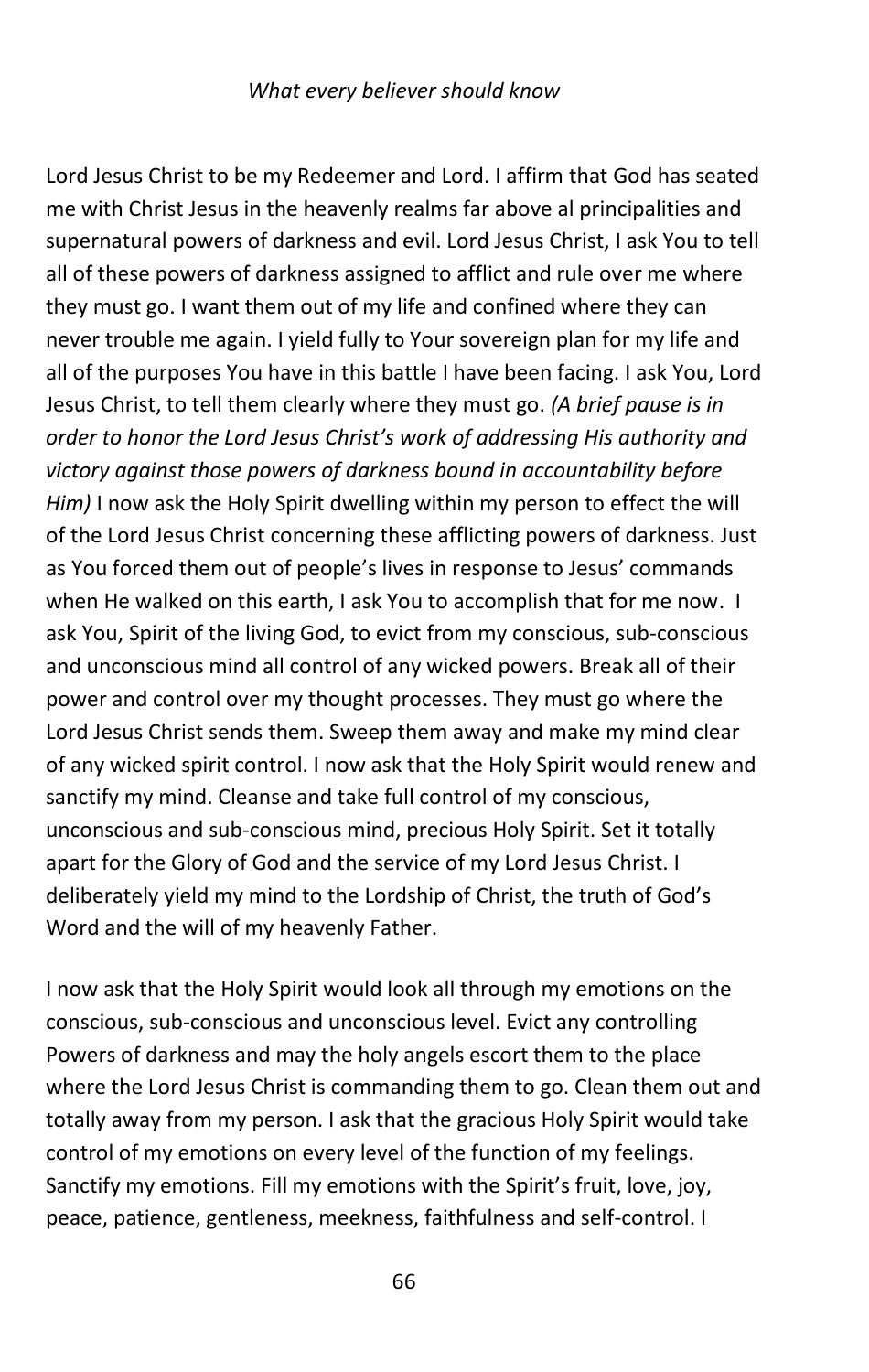Lord Jesus Christ to be my Redeemer and Lord. I affirm that God has seated me with Christ Jesus in the heavenly realms far above al principalities and supernatural powers of darkness and evil. Lord Jesus Christ, I ask You to tell all of these powers of darkness assigned to afflict and rule over me where they must go. I want them out of my life and confined where they can never trouble me again. I yield fully to Your sovereign plan for my life and all of the purposes You have in this battle I have been facing. I ask You, Lord Jesus Christ, to tell them clearly where they must go. *(A brief pause is in order to honor the Lord Jesus Christ's work of addressing His authority and victory against those powers of darkness bound in accountability before Him)* I now ask the Holy Spirit dwelling within my person to effect the will of the Lord Jesus Christ concerning these afflicting powers of darkness. Just as You forced them out of people's lives in response to Jesus' commands when He walked on this earth, I ask You to accomplish that for me now. I ask You, Spirit of the living God, to evict from my conscious, sub-conscious and unconscious mind all control of any wicked powers. Break all of their power and control over my thought processes. They must go where the Lord Jesus Christ sends them. Sweep them away and make my mind clear of any wicked spirit control. I now ask that the Holy Spirit would renew and sanctify my mind. Cleanse and take full control of my conscious, unconscious and sub-conscious mind, precious Holy Spirit. Set it totally apart for the Glory of God and the service of my Lord Jesus Christ. I deliberately yield my mind to the Lordship of Christ, the truth of God's Word and the will of my heavenly Father.

I now ask that the Holy Spirit would look all through my emotions on the conscious, sub-conscious and unconscious level. Evict any controlling Powers of darkness and may the holy angels escort them to the place where the Lord Jesus Christ is commanding them to go. Clean them out and totally away from my person. I ask that the gracious Holy Spirit would take control of my emotions on every level of the function of my feelings. Sanctify my emotions. Fill my emotions with the Spirit's fruit, love, joy, peace, patience, gentleness, meekness, faithfulness and self-control. I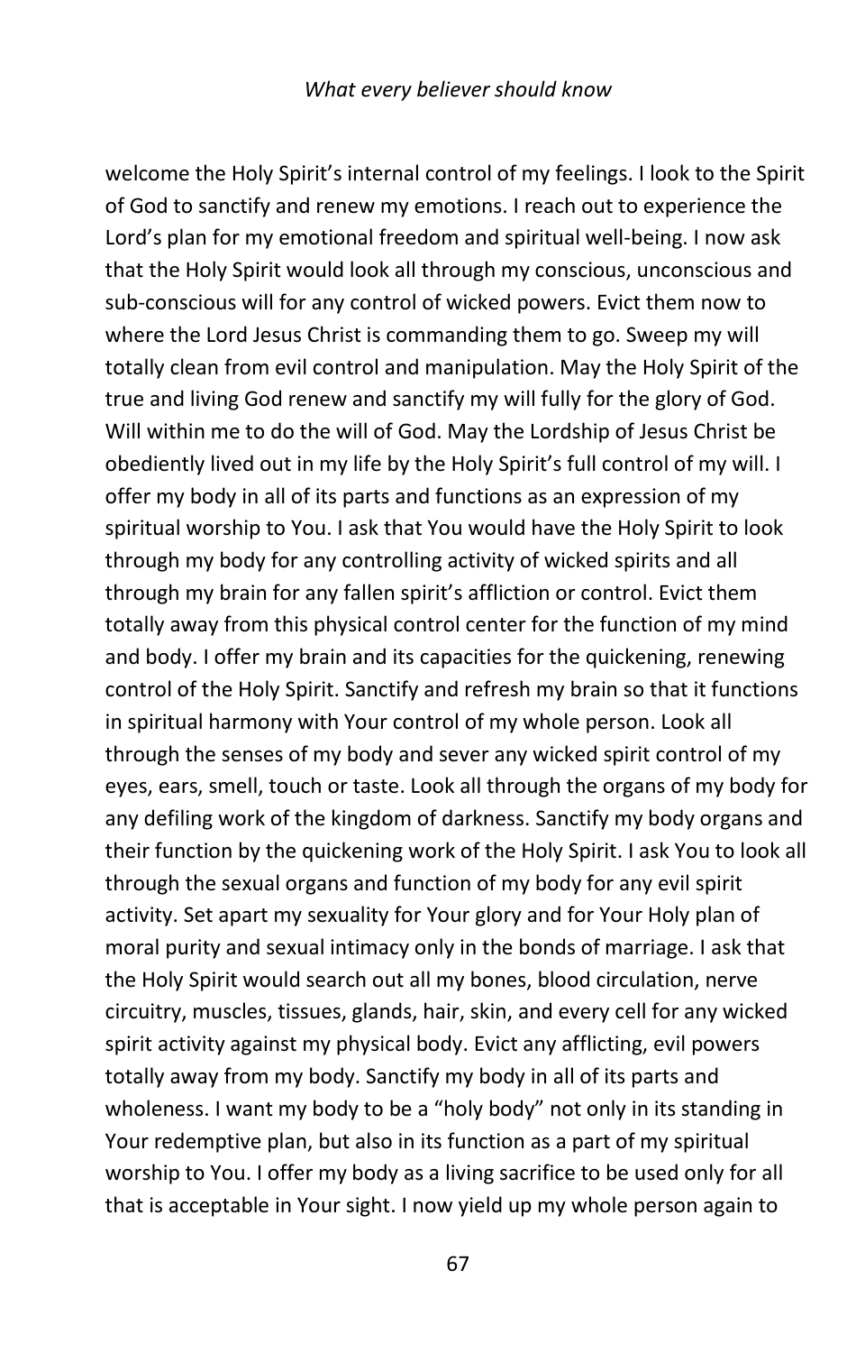welcome the Holy Spirit's internal control of my feelings. I look to the Spirit of God to sanctify and renew my emotions. I reach out to experience the Lord's plan for my emotional freedom and spiritual well-being. I now ask that the Holy Spirit would look all through my conscious, unconscious and sub-conscious will for any control of wicked powers. Evict them now to where the Lord Jesus Christ is commanding them to go. Sweep my will totally clean from evil control and manipulation. May the Holy Spirit of the true and living God renew and sanctify my will fully for the glory of God. Will within me to do the will of God. May the Lordship of Jesus Christ be obediently lived out in my life by the Holy Spirit's full control of my will. I offer my body in all of its parts and functions as an expression of my spiritual worship to You. I ask that You would have the Holy Spirit to look through my body for any controlling activity of wicked spirits and all through my brain for any fallen spirit's affliction or control. Evict them totally away from this physical control center for the function of my mind and body. I offer my brain and its capacities for the quickening, renewing control of the Holy Spirit. Sanctify and refresh my brain so that it functions in spiritual harmony with Your control of my whole person. Look all through the senses of my body and sever any wicked spirit control of my eyes, ears, smell, touch or taste. Look all through the organs of my body for any defiling work of the kingdom of darkness. Sanctify my body organs and their function by the quickening work of the Holy Spirit. I ask You to look all through the sexual organs and function of my body for any evil spirit activity. Set apart my sexuality for Your glory and for Your Holy plan of moral purity and sexual intimacy only in the bonds of marriage. I ask that the Holy Spirit would search out all my bones, blood circulation, nerve circuitry, muscles, tissues, glands, hair, skin, and every cell for any wicked spirit activity against my physical body. Evict any afflicting, evil powers totally away from my body. Sanctify my body in all of its parts and wholeness. I want my body to be a "holy body" not only in its standing in Your redemptive plan, but also in its function as a part of my spiritual worship to You. I offer my body as a living sacrifice to be used only for all that is acceptable in Your sight. I now yield up my whole person again to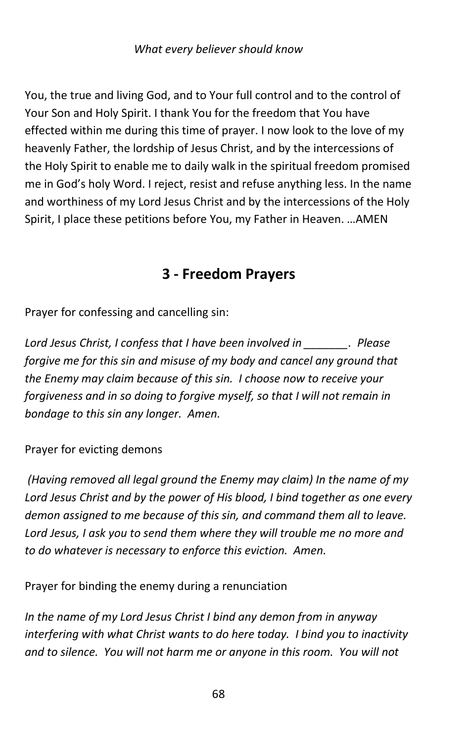You, the true and living God, and to Your full control and to the control of Your Son and Holy Spirit. I thank You for the freedom that You have effected within me during this time of prayer. I now look to the love of my heavenly Father, the lordship of Jesus Christ, and by the intercessions of the Holy Spirit to enable me to daily walk in the spiritual freedom promised me in God's holy Word. I reject, resist and refuse anything less. In the name and worthiness of my Lord Jesus Christ and by the intercessions of the Holy Spirit, I place these petitions before You, my Father in Heaven. …AMEN

## 3 - Freedom Prayers

Prayer for confessing and cancelling sin:

*Lord Jesus Christ, I confess that I have been involved in _______. Please forgive me for this sin and misuse of my body and cancel any ground that the Enemy may claim because of this sin. I choose now to receive your forgiveness and in so doing to forgive myself, so that I will not remain in bondage to this sin any longer. Amen.*

Prayer for evicting demons

*(Having removed all legal ground the Enemy may claim) In the name of my Lord Jesus Christ and by the power of His blood, I bind together as one every demon assigned to me because of this sin, and command them all to leave. Lord Jesus, I ask you to send them where they will trouble me no more and to do whatever is necessary to enforce this eviction. Amen.*

Prayer for binding the enemy during a renunciation

*In the name of my Lord Jesus Christ I bind any demon from in anyway interfering with what Christ wants to do here today. I bind you to inactivity and to silence. You will not harm me or anyone in this room. You will not*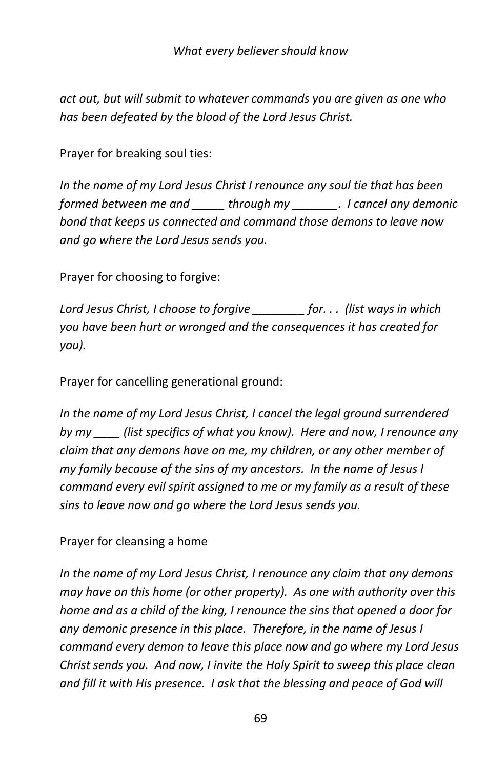*act out, but will submit to whatever commands you are given as one who has been defeated by the blood of the Lord Jesus Christ.*

Prayer for breaking soul ties:

*In the name of my Lord Jesus Christ I renounce any soul tie that has been formed between me and _____ through my _______.  I cancel any demonic bond that keeps us connected and command those demons to leave now and go where the Lord Jesus sends you.*

Prayer for choosing to forgive:

*Lord Jesus Christ, I choose to forgive ________ for. . .  (list ways in which you have been hurt or wronged and the consequences it has created for you).*

Prayer for cancelling generational ground:

*In the name of my Lord Jesus Christ, I cancel the legal ground surrendered by my ____ (list specifics of what you know).  Here and now, I renounce any claim that any demons have on me, my children, or any other member of my family because of the sins of my ancestors.  In the name of Jesus I command every evil spirit assigned to me or my family as a result of these sins to leave now and go where the Lord Jesus sends you.*

Prayer for cleansing a home

*In the name of my Lord Jesus Christ, I renounce any claim that any demons may have on this home (or other property).  As one with authority over this home and as a child of the king, I renounce the sins that opened a door for any demonic presence in this place.  Therefore, in the name of Jesus I command every demon to leave this place now and go where my Lord Jesus Christ sends you.  And now, I invite the Holy Spirit to sweep this place clean and fill it with His presence.  I ask that the blessing and peace of God will*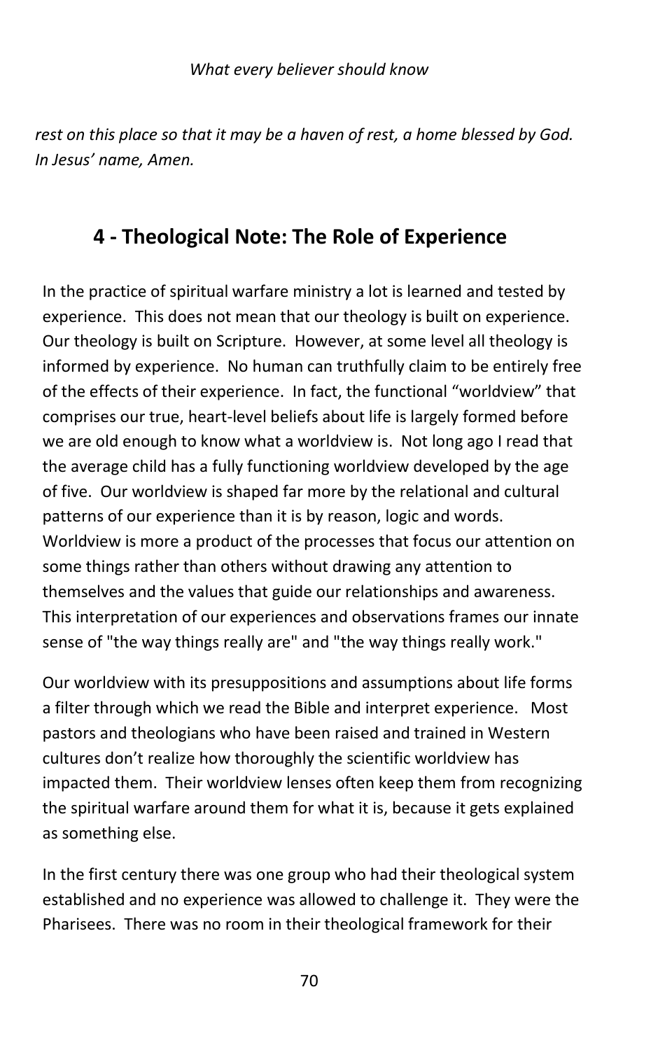*rest on this place so that it may be a haven of rest, a home blessed by God. In Jesus' name, Amen.*

## 4 - Theological Note: The Role of Experience

In the practice of spiritual warfare ministry a lot is learned and tested by experience. This does not mean that our theology is built on experience. Our theology is built on Scripture. However, at some level all theology is informed by experience. No human can truthfully claim to be entirely free of the effects of their experience. In fact, the functional "worldview" that comprises our true, heart-level beliefs about life is largely formed before we are old enough to know what a worldview is. Not long ago I read that the average child has a fully functioning worldview developed by the age of five. Our worldview is shaped far more by the relational and cultural patterns of our experience than it is by reason, logic and words. Worldview is more a product of the processes that focus our attention on some things rather than others without drawing any attention to themselves and the values that guide our relationships and awareness. This interpretation of our experiences and observations frames our innate sense of "the way things really are" and "the way things really work."

Our worldview with its presuppositions and assumptions about life forms a filter through which we read the Bible and interpret experience. Most pastors and theologians who have been raised and trained in Western cultures don't realize how thoroughly the scientific worldview has impacted them. Their worldview lenses often keep them from recognizing the spiritual warfare around them for what it is, because it gets explained as something else.

In the first century there was one group who had their theological system established and no experience was allowed to challenge it. They were the Pharisees. There was no room in their theological framework for their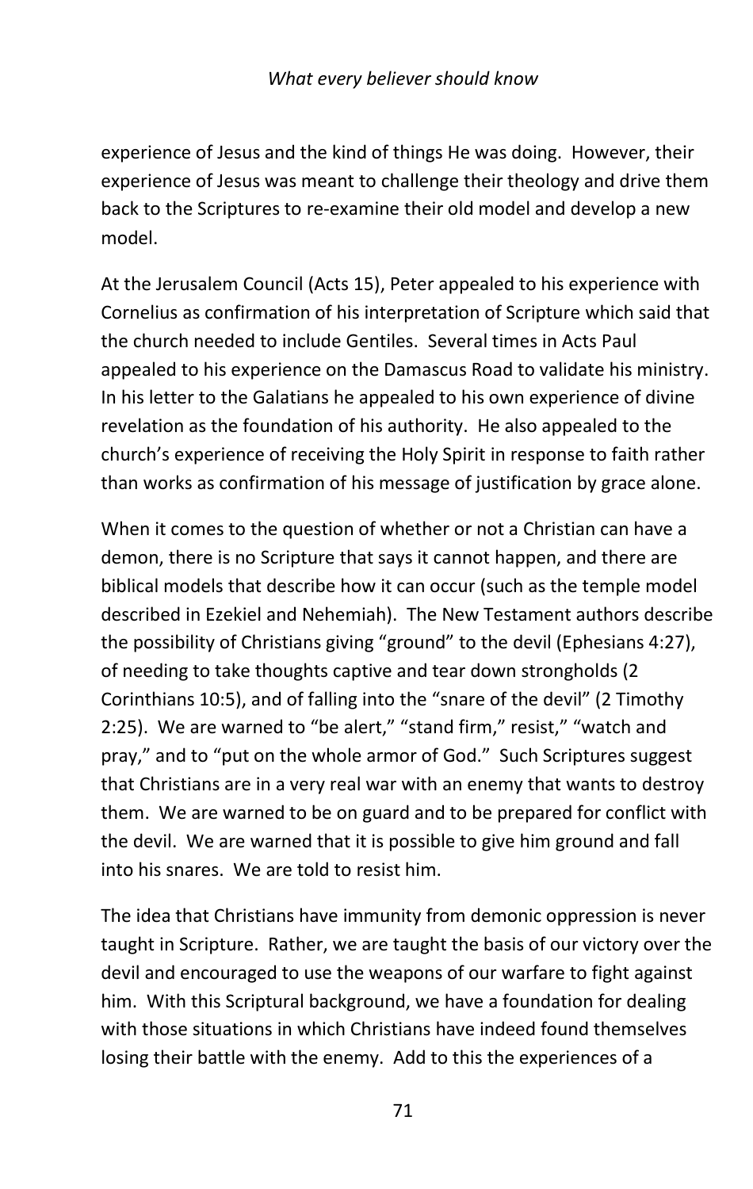experience of Jesus and the kind of things He was doing. However, their experience of Jesus was meant to challenge their theology and drive them back to the Scriptures to re-examine their old model and develop a new model.

At the Jerusalem Council (Acts 15), Peter appealed to his experience with Cornelius as confirmation of his interpretation of Scripture which said that the church needed to include Gentiles. Several times in Acts Paul appealed to his experience on the Damascus Road to validate his ministry. In his letter to the Galatians he appealed to his own experience of divine revelation as the foundation of his authority. He also appealed to the church's experience of receiving the Holy Spirit in response to faith rather than works as confirmation of his message of justification by grace alone.

When it comes to the question of whether or not a Christian can have a demon, there is no Scripture that says it cannot happen, and there are biblical models that describe how it can occur (such as the temple model described in Ezekiel and Nehemiah). The New Testament authors describe the possibility of Christians giving "ground" to the devil (Ephesians 4:27), of needing to take thoughts captive and tear down strongholds (2 Corinthians 10:5), and of falling into the "snare of the devil" (2 Timothy 2:25). We are warned to "be alert," "stand firm," resist," "watch and pray," and to "put on the whole armor of God." Such Scriptures suggest that Christians are in a very real war with an enemy that wants to destroy them. We are warned to be on guard and to be prepared for conflict with the devil. We are warned that it is possible to give him ground and fall into his snares. We are told to resist him.

The idea that Christians have immunity from demonic oppression is never taught in Scripture. Rather, we are taught the basis of our victory over the devil and encouraged to use the weapons of our warfare to fight against him. With this Scriptural background, we have a foundation for dealing with those situations in which Christians have indeed found themselves losing their battle with the enemy. Add to this the experiences of a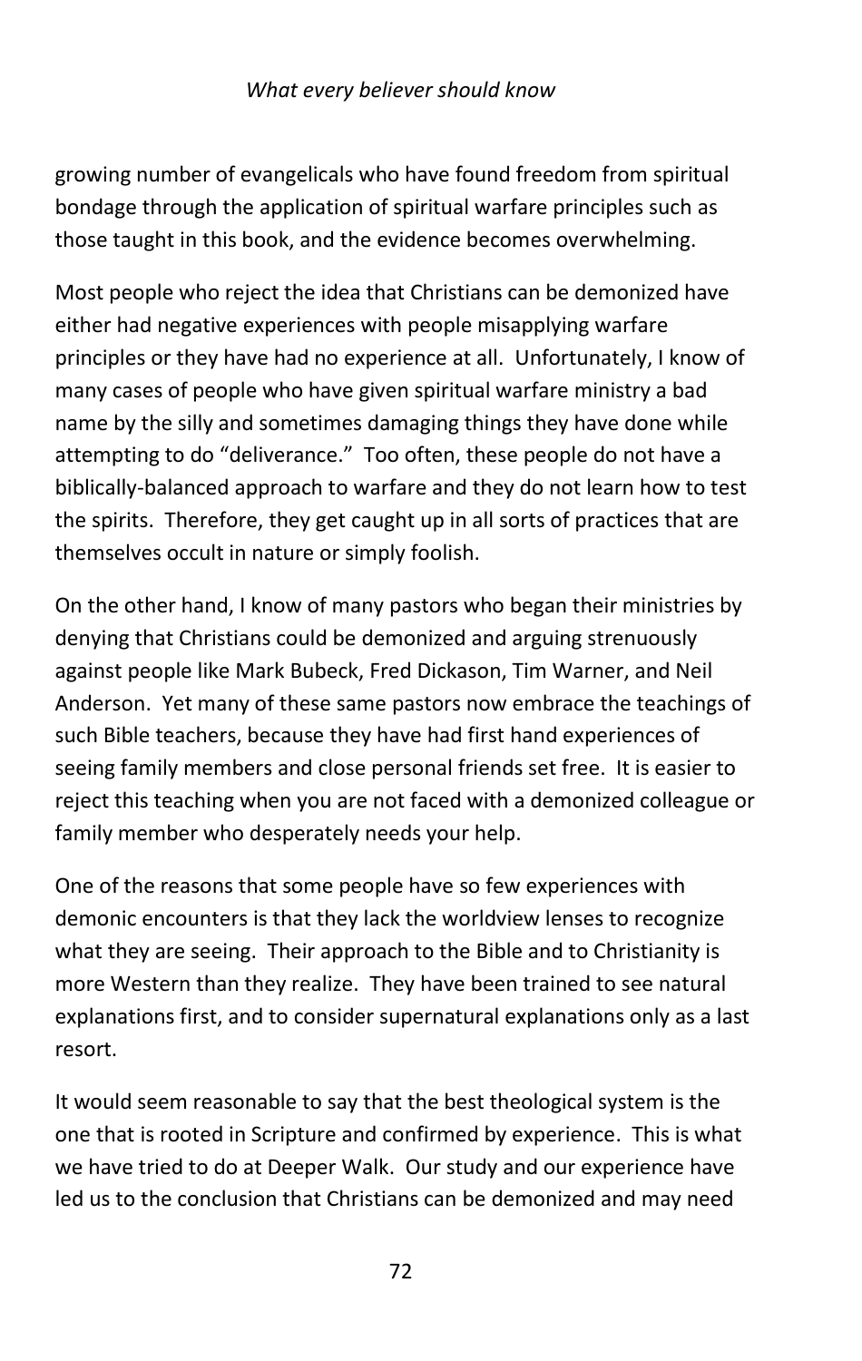growing number of evangelicals who have found freedom from spiritual bondage through the application of spiritual warfare principles such as those taught in this book, and the evidence becomes overwhelming.

Most people who reject the idea that Christians can be demonized have either had negative experiences with people misapplying warfare principles or they have had no experience at all. Unfortunately, I know of many cases of people who have given spiritual warfare ministry a bad name by the silly and sometimes damaging things they have done while attempting to do "deliverance." Too often, these people do not have a biblically-balanced approach to warfare and they do not learn how to test the spirits. Therefore, they get caught up in all sorts of practices that are themselves occult in nature or simply foolish.

On the other hand, I know of many pastors who began their ministries by denying that Christians could be demonized and arguing strenuously against people like Mark Bubeck, Fred Dickason, Tim Warner, and Neil Anderson. Yet many of these same pastors now embrace the teachings of such Bible teachers, because they have had first hand experiences of seeing family members and close personal friends set free. It is easier to reject this teaching when you are not faced with a demonized colleague or family member who desperately needs your help.

One of the reasons that some people have so few experiences with demonic encounters is that they lack the worldview lenses to recognize what they are seeing. Their approach to the Bible and to Christianity is more Western than they realize. They have been trained to see natural explanations first, and to consider supernatural explanations only as a last resort.

It would seem reasonable to say that the best theological system is the one that is rooted in Scripture and confirmed by experience. This is what we have tried to do at Deeper Walk. Our study and our experience have led us to the conclusion that Christians can be demonized and may need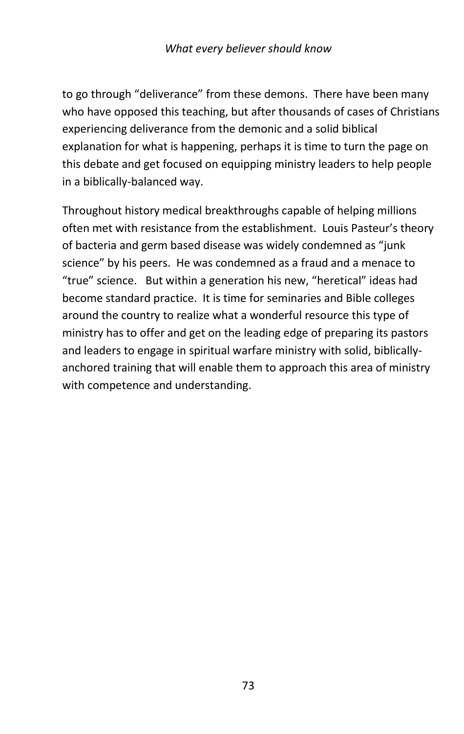to go through "deliverance" from these demons. There have been many who have opposed this teaching, but after thousands of cases of Christians experiencing deliverance from the demonic and a solid biblical explanation for what is happening, perhaps it is time to turn the page on this debate and get focused on equipping ministry leaders to help people in a biblically-balanced way.

Throughout history medical breakthroughs capable of helping millions often met with resistance from the establishment. Louis Pasteur's theory of bacteria and germ based disease was widely condemned as "junk science" by his peers. He was condemned as a fraud and a menace to "true" science. But within a generation his new, "heretical" ideas had become standard practice. It is time for seminaries and Bible colleges around the country to realize what a wonderful resource this type of ministry has to offer and get on the leading edge of preparing its pastors and leaders to engage in spiritual warfare ministry with solid, biblically-anchored training that will enable them to approach this area of ministry with competence and understanding.